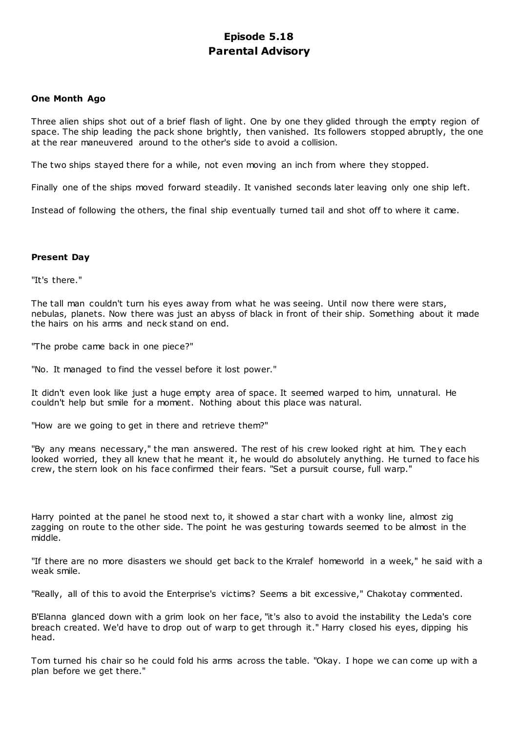# Episode 5.18
# Parental Advisory

**One Month Ago**

Three alien ships shot out of a brief flash of light. One by one they glided through the empty region of space. The ship leading the pack shone brightly, then vanished. Its followers stopped abruptly, the one at the rear maneuvered around to the other's side to avoid a collision.

The two ships stayed there for a while, not even moving an inch from where they stopped.

Finally one of the ships moved forward steadily. It vanished seconds later leaving only one ship left.

Instead of following the others, the final ship eventually turned tail and shot off to where it came.

**Present Day**

"It's there."

The tall man couldn't turn his eyes away from what he was seeing. Until now there were stars, nebulas, planets. Now there was just an abyss of black in front of their ship. Something about it made the hairs on his arms and neck stand on end.

"The probe came back in one piece?"

"No. It managed to find the vessel before it lost power."

It didn't even look like just a huge empty area of space. It seemed warped to him, unnatural. He couldn't help but smile for a moment. Nothing about this place was natural.

"How are we going to get in there and retrieve them?"

"By any means necessary," the man answered. The rest of his crew looked right at him. They each looked worried, they all knew that he meant it, he would do absolutely anything. He turned to face his crew, the stern look on his face confirmed their fears. "Set a pursuit course, full warp."

Harry pointed at the panel he stood next to, it showed a star chart with a wonky line, almost zig zagging on route to the other side. The point he was gesturing towards seemed to be almost in the middle.

"If there are no more disasters we should get back to the Krralef homeworld in a week," he said with a weak smile.

"Really, all of this to avoid the Enterprise's victims? Seems a bit excessive," Chakotay commented.

B'Elanna glanced down with a grim look on her face, "it's also to avoid the instability the Leda's core breach created. We'd have to drop out of warp to get through it." Harry closed his eyes, dipping his head.

Tom turned his chair so he could fold his arms across the table. "Okay. I hope we can come up with a plan before we get there."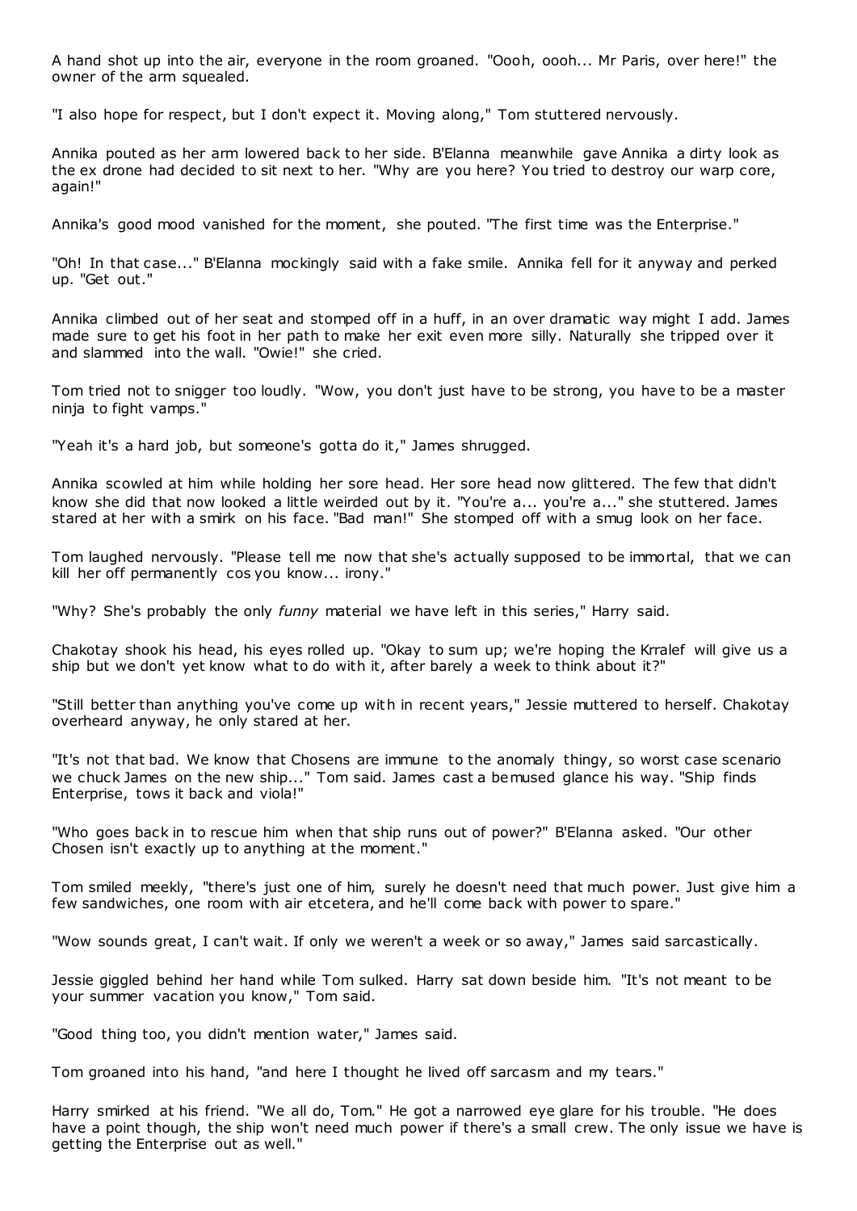A hand shot up into the air, everyone in the room groaned. "Oooh, oooh... Mr Paris, over here!" the owner of the arm squealed.

"I also hope for respect, but I don't expect it. Moving along," Tom stuttered nervously.

Annika pouted as her arm lowered back to her side. B'Elanna meanwhile gave Annika a dirty look as the ex drone had decided to sit next to her. "Why are you here? You tried to destroy our warp core, again!"

Annika's good mood vanished for the moment, she pouted. "The first time was the Enterprise."

"Oh! In that case..." B'Elanna mockingly said with a fake smile. Annika fell for it anyway and perked up. "Get out."

Annika climbed out of her seat and stomped off in a huff, in an over dramatic way might I add. James made sure to get his foot in her path to make her exit even more silly. Naturally she tripped over it and slammed into the wall. "Owie!" she cried.

Tom tried not to snigger too loudly. "Wow, you don't just have to be strong, you have to be a master ninja to fight vamps."

"Yeah it's a hard job, but someone's gotta do it," James shrugged.

Annika scowled at him while holding her sore head. Her sore head now glittered. The few that didn't know she did that now looked a little weirded out by it. "You're a... you're a..." she stuttered. James stared at her with a smirk on his face. "Bad man!" She stomped off with a smug look on her face.

Tom laughed nervously. "Please tell me now that she's actually supposed to be immortal, that we can kill her off permanently cos you know... irony."

"Why? She's probably the only *funny* material we have left in this series," Harry said.

Chakotay shook his head, his eyes rolled up. "Okay to sum up; we're hoping the Krralef will give us a ship but we don't yet know what to do with it, after barely a week to think about it?"

"Still better than anything you've come up with in recent years," Jessie muttered to herself. Chakotay overheard anyway, he only stared at her.

"It's not that bad. We know that Chosens are immune to the anomaly thingy, so worst case scenario we chuck James on the new ship..." Tom said. James cast a bemused glance his way. "Ship finds Enterprise, tows it back and viola!"

"Who goes back in to rescue him when that ship runs out of power?" B'Elanna asked. "Our other Chosen isn't exactly up to anything at the moment."

Tom smiled meekly, "there's just one of him, surely he doesn't need that much power. Just give him a few sandwiches, one room with air etcetera, and he'll come back with power to spare."

"Wow sounds great, I can't wait. If only we weren't a week or so away," James said sarcastically.

Jessie giggled behind her hand while Tom sulked. Harry sat down beside him. "It's not meant to be your summer vacation you know," Tom said.

"Good thing too, you didn't mention water," James said.

Tom groaned into his hand, "and here I thought he lived off sarcasm and my tears."

Harry smirked at his friend. "We all do, Tom." He got a narrowed eye glare for his trouble. "He does have a point though, the ship won't need much power if there's a small crew. The only issue we have is getting the Enterprise out as well."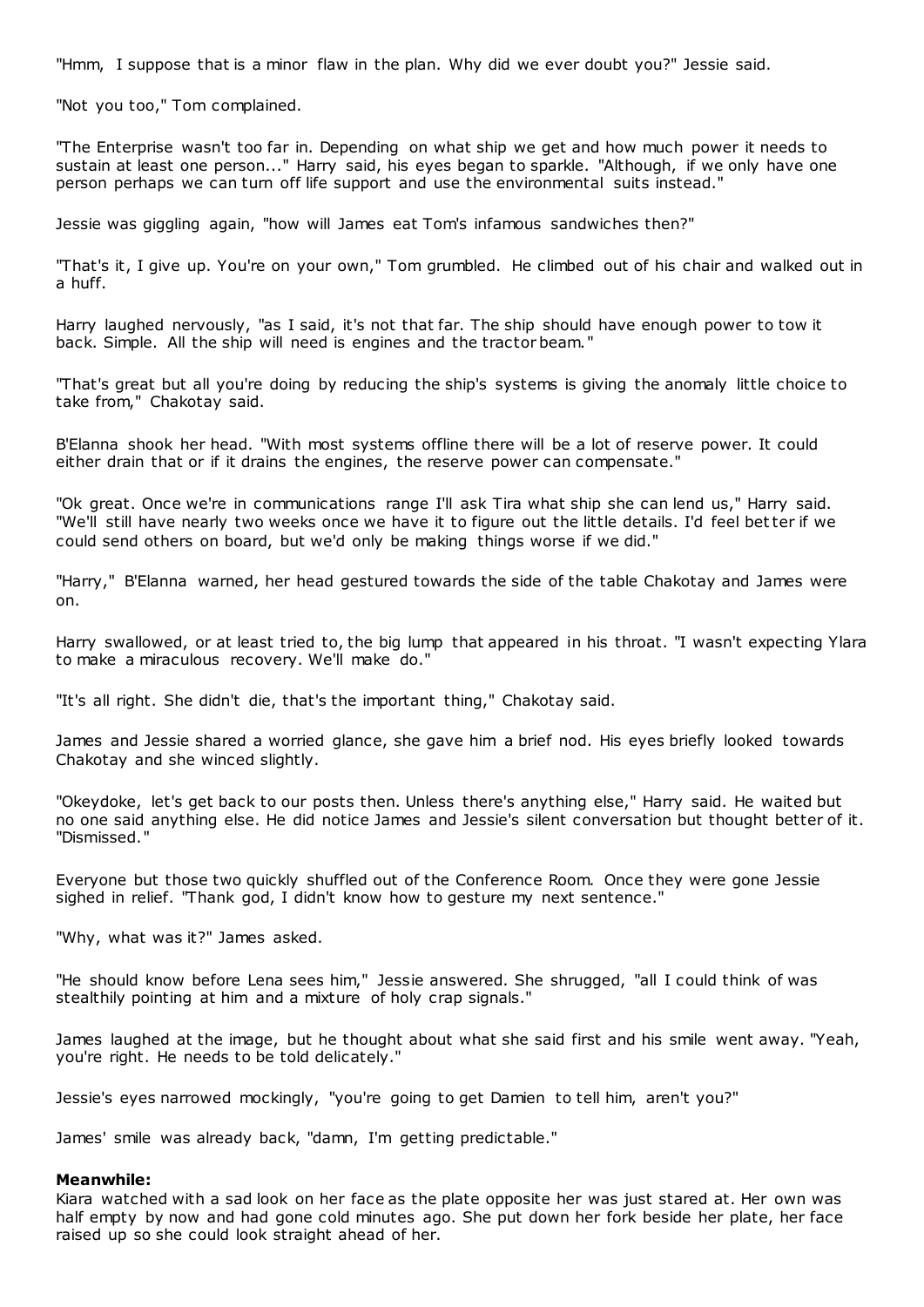"Hmm, I suppose that is a minor flaw in the plan. Why did we ever doubt you?" Jessie said.

"Not you too," Tom complained.

"The Enterprise wasn't too far in. Depending on what ship we get and how much power it needs to sustain at least one person..." Harry said, his eyes began to sparkle. "Although, if we only have one person perhaps we can turn off life support and use the environmental suits instead."

Jessie was giggling again, "how will James eat Tom's infamous sandwiches then?"

"That's it, I give up. You're on your own," Tom grumbled. He climbed out of his chair and walked out in a huff.

Harry laughed nervously, "as I said, it's not that far. The ship should have enough power to tow it back. Simple. All the ship will need is engines and the tractor beam."

"That's great but all you're doing by reducing the ship's systems is giving the anomaly little choice to take from," Chakotay said.

B'Elanna shook her head. "With most systems offline there will be a lot of reserve power. It could either drain that or if it drains the engines, the reserve power can compensate."

"Ok great. Once we're in communications range I'll ask Tira what ship she can lend us," Harry said. "We'll still have nearly two weeks once we have it to figure out the little details. I'd feel better if we could send others on board, but we'd only be making things worse if we did."

"Harry," B'Elanna warned, her head gestured towards the side of the table Chakotay and James were on.

Harry swallowed, or at least tried to, the big lump that appeared in his throat. "I wasn't expecting Ylara to make a miraculous recovery. We'll make do."

"It's all right. She didn't die, that's the important thing," Chakotay said.

James and Jessie shared a worried glance, she gave him a brief nod. His eyes briefly looked towards Chakotay and she winced slightly.

"Okeydoke, let's get back to our posts then. Unless there's anything else," Harry said. He waited but no one said anything else. He did notice James and Jessie's silent conversation but thought better of it. "Dismissed."

Everyone but those two quickly shuffled out of the Conference Room. Once they were gone Jessie sighed in relief. "Thank god, I didn't know how to gesture my next sentence."

"Why, what was it?" James asked.

"He should know before Lena sees him," Jessie answered. She shrugged, "all I could think of was stealthily pointing at him and a mixture of holy crap signals."

James laughed at the image, but he thought about what she said first and his smile went away. "Yeah, you're right. He needs to be told delicately."

Jessie's eyes narrowed mockingly, "you're going to get Damien to tell him, aren't you?"

James' smile was already back, "damn, I'm getting predictable."

**Meanwhile:**
Kiara watched with a sad look on her face as the plate opposite her was just stared at. Her own was half empty by now and had gone cold minutes ago. She put down her fork beside her plate, her face raised up so she could look straight ahead of her.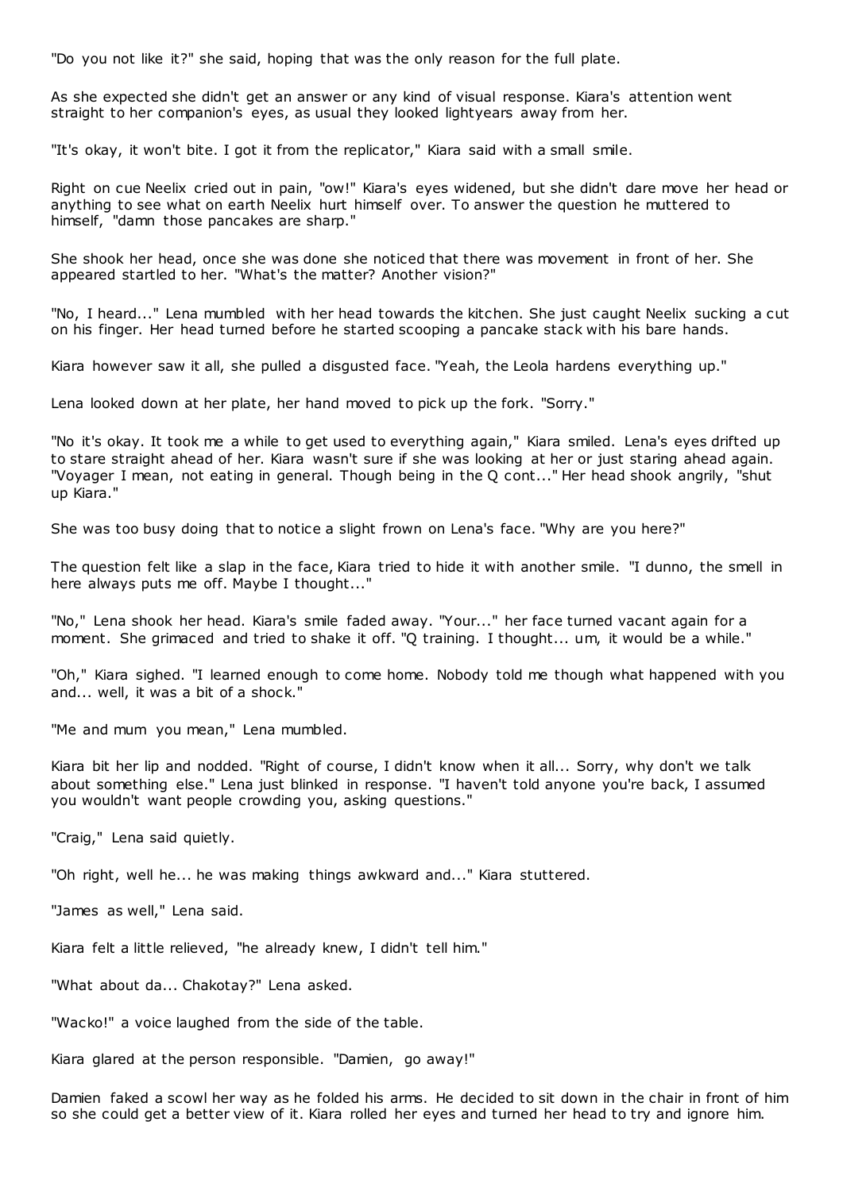"Do you not like it?" she said, hoping that was the only reason for the full plate.

As she expected she didn't get an answer or any kind of visual response. Kiara's attention went straight to her companion's eyes, as usual they looked lightyears away from her.

"It's okay, it won't bite. I got it from the replicator," Kiara said with a small smile.

Right on cue Neelix cried out in pain, "ow!" Kiara's eyes widened, but she didn't dare move her head or anything to see what on earth Neelix hurt himself over. To answer the question he muttered to himself, "damn those pancakes are sharp."

She shook her head, once she was done she noticed that there was movement in front of her. She appeared startled to her. "What's the matter? Another vision?"

"No, I heard..." Lena mumbled with her head towards the kitchen. She just caught Neelix sucking a cut on his finger. Her head turned before he started scooping a pancake stack with his bare hands.

Kiara however saw it all, she pulled a disgusted face. "Yeah, the Leola hardens everything up."

Lena looked down at her plate, her hand moved to pick up the fork. "Sorry."

"No it's okay. It took me a while to get used to everything again," Kiara smiled. Lena's eyes drifted up to stare straight ahead of her. Kiara wasn't sure if she was looking at her or just staring ahead again. "Voyager I mean, not eating in general. Though being in the Q cont..." Her head shook angrily, "shut up Kiara."

She was too busy doing that to notice a slight frown on Lena's face. "Why are you here?"

The question felt like a slap in the face, Kiara tried to hide it with another smile. "I dunno, the smell in here always puts me off. Maybe I thought..."

"No," Lena shook her head. Kiara's smile faded away. "Your..." her face turned vacant again for a moment. She grimaced and tried to shake it off. "Q training. I thought... um, it would be a while."

"Oh," Kiara sighed. "I learned enough to come home. Nobody told me though what happened with you and... well, it was a bit of a shock."

"Me and mum you mean," Lena mumbled.

Kiara bit her lip and nodded. "Right of course, I didn't know when it all... Sorry, why don't we talk about something else." Lena just blinked in response. "I haven't told anyone you're back, I assumed you wouldn't want people crowding you, asking questions."

"Craig," Lena said quietly.

"Oh right, well he... he was making things awkward and..." Kiara stuttered.

"James as well," Lena said.

Kiara felt a little relieved, "he already knew, I didn't tell him."

"What about da... Chakotay?" Lena asked.

"Wacko!" a voice laughed from the side of the table.

Kiara glared at the person responsible. "Damien, go away!"

Damien faked a scowl her way as he folded his arms. He decided to sit down in the chair in front of him so she could get a better view of it. Kiara rolled her eyes and turned her head to try and ignore him.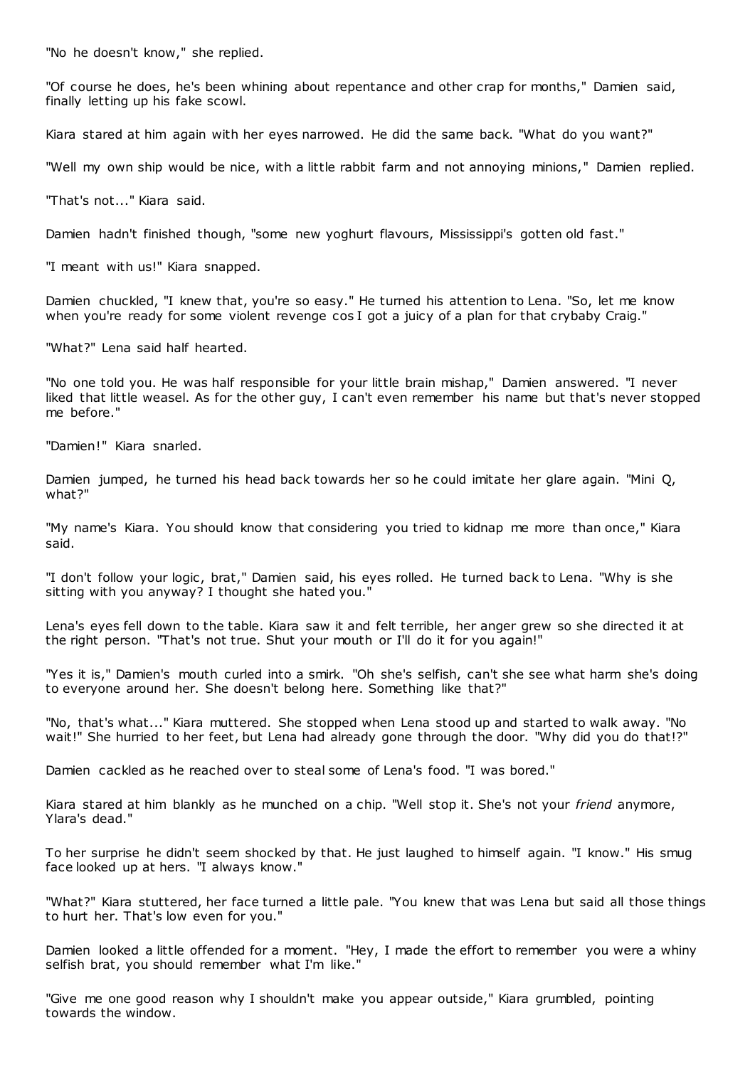"No he doesn't know," she replied.

"Of course he does, he's been whining about repentance and other crap for months," Damien said, finally letting up his fake scowl.

Kiara stared at him again with her eyes narrowed. He did the same back. "What do you want?"

"Well my own ship would be nice, with a little rabbit farm and not annoying minions," Damien replied.

"That's not..." Kiara said.

Damien hadn't finished though, "some new yoghurt flavours, Mississippi's gotten old fast."

"I meant with us!" Kiara snapped.

Damien chuckled, "I knew that, you're so easy." He turned his attention to Lena. "So, let me know when you're ready for some violent revenge cos I got a juicy of a plan for that crybaby Craig."

"What?" Lena said half hearted.

"No one told you. He was half responsible for your little brain mishap," Damien answered. "I never liked that little weasel. As for the other guy, I can't even remember his name but that's never stopped me before."

"Damien!" Kiara snarled.

Damien jumped, he turned his head back towards her so he could imitate her glare again. "Mini Q, what?"

"My name's Kiara. You should know that considering you tried to kidnap me more than once," Kiara said.

"I don't follow your logic, brat," Damien said, his eyes rolled. He turned back to Lena. "Why is she sitting with you anyway? I thought she hated you."

Lena's eyes fell down to the table. Kiara saw it and felt terrible, her anger grew so she directed it at the right person. "That's not true. Shut your mouth or I'll do it for you again!"

"Yes it is," Damien's mouth curled into a smirk. "Oh she's selfish, can't she see what harm she's doing to everyone around her. She doesn't belong here. Something like that?"

"No, that's what..." Kiara muttered. She stopped when Lena stood up and started to walk away. "No wait!" She hurried to her feet, but Lena had already gone through the door. "Why did you do that!?"

Damien cackled as he reached over to steal some of Lena's food. "I was bored."

Kiara stared at him blankly as he munched on a chip. "Well stop it. She's not your *friend* anymore, Ylara's dead."

To her surprise he didn't seem shocked by that. He just laughed to himself again. "I know." His smug face looked up at hers. "I always know."

"What?" Kiara stuttered, her face turned a little pale. "You knew that was Lena but said all those things to hurt her. That's low even for you."

Damien looked a little offended for a moment. "Hey, I made the effort to remember you were a whiny selfish brat, you should remember what I'm like."

"Give me one good reason why I shouldn't make you appear outside," Kiara grumbled, pointing towards the window.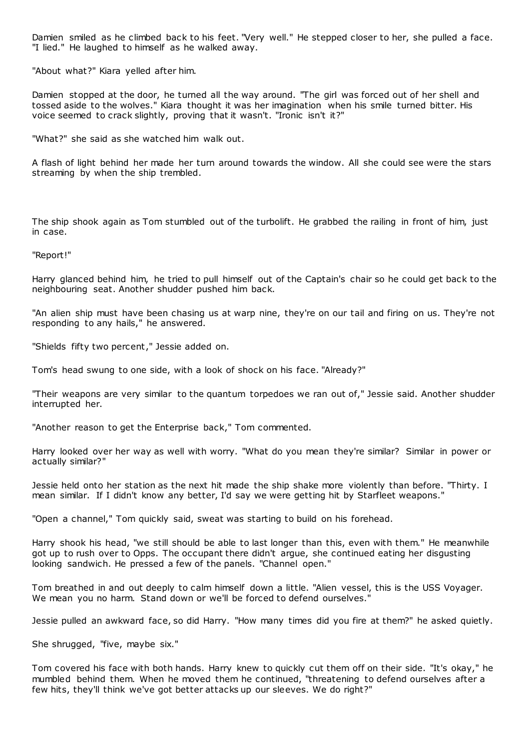Damien smiled as he climbed back to his feet. "Very well." He stepped closer to her, she pulled a face. "I lied." He laughed to himself as he walked away.

"About what?" Kiara yelled after him.

Damien stopped at the door, he turned all the way around. "The girl was forced out of her shell and tossed aside to the wolves." Kiara thought it was her imagination when his smile turned bitter. His voice seemed to crack slightly, proving that it wasn't. "Ironic isn't it?"

"What?" she said as she watched him walk out.

A flash of light behind her made her turn around towards the window. All she could see were the stars streaming by when the ship trembled.

The ship shook again as Tom stumbled out of the turbolift. He grabbed the railing in front of him, just in case.

"Report!"

Harry glanced behind him, he tried to pull himself out of the Captain's chair so he could get back to the neighbouring seat. Another shudder pushed him back.

"An alien ship must have been chasing us at warp nine, they're on our tail and firing on us. They're not responding to any hails," he answered.

"Shields fifty two percent," Jessie added on.

Tom's head swung to one side, with a look of shock on his face. "Already?"

"Their weapons are very similar to the quantum torpedoes we ran out of," Jessie said. Another shudder interrupted her.

"Another reason to get the Enterprise back," Tom commented.

Harry looked over her way as well with worry. "What do you mean they're similar? Similar in power or actually similar?"

Jessie held onto her station as the next hit made the ship shake more violently than before. "Thirty. I mean similar. If I didn't know any better, I'd say we were getting hit by Starfleet weapons."

"Open a channel," Tom quickly said, sweat was starting to build on his forehead.

Harry shook his head, "we still should be able to last longer than this, even with them." He meanwhile got up to rush over to Opps. The occupant there didn't argue, she continued eating her disgusting looking sandwich. He pressed a few of the panels. "Channel open."

Tom breathed in and out deeply to calm himself down a little. "Alien vessel, this is the USS Voyager. We mean you no harm. Stand down or we'll be forced to defend ourselves."

Jessie pulled an awkward face, so did Harry. "How many times did you fire at them?" he asked quietly.

She shrugged, "five, maybe six."

Tom covered his face with both hands. Harry knew to quickly cut them off on their side. "It's okay," he mumbled behind them. When he moved them he continued, "threatening to defend ourselves after a few hits, they'll think we've got better attacks up our sleeves. We do right?"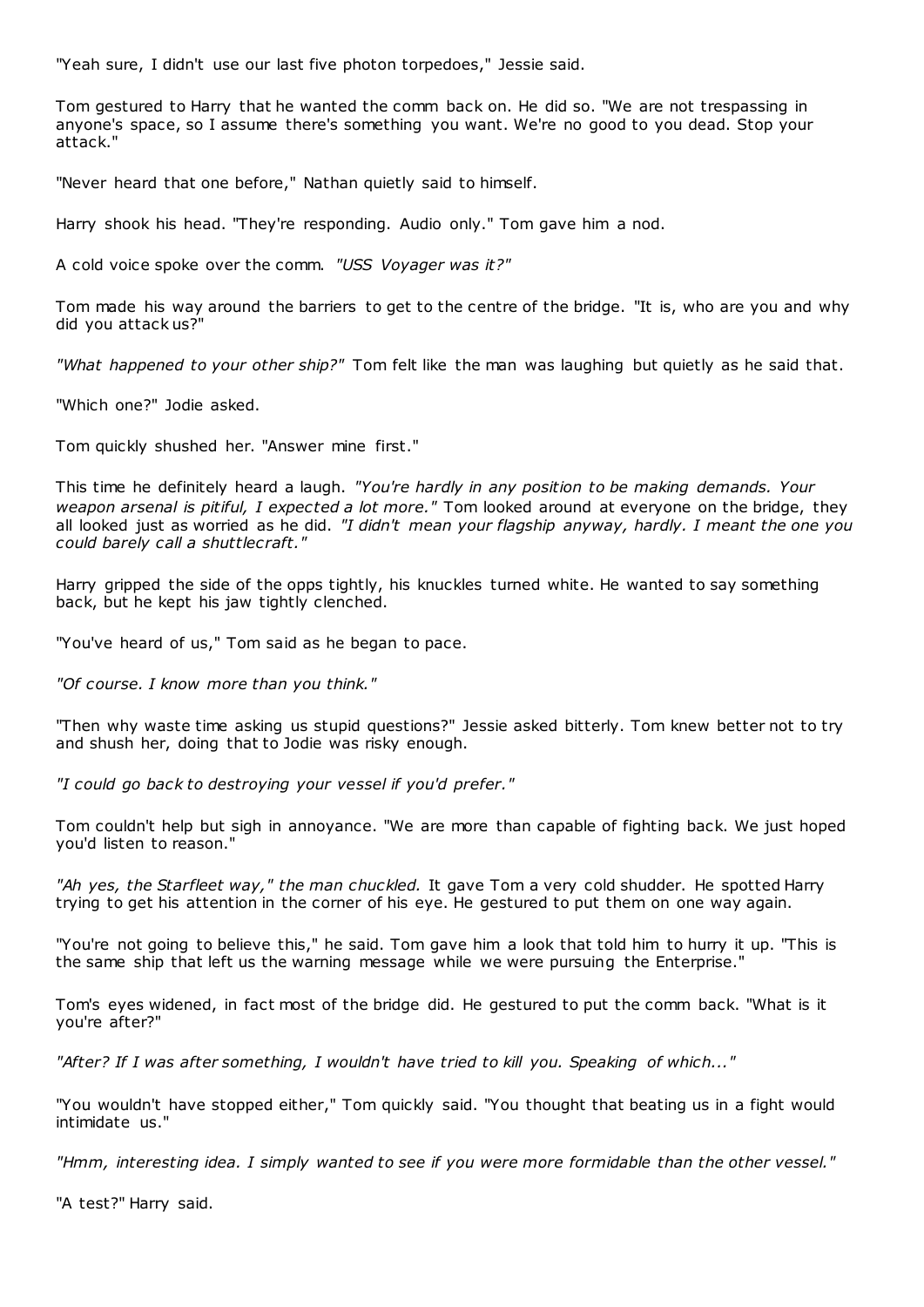"Yeah sure, I didn't use our last five photon torpedoes," Jessie said.

Tom gestured to Harry that he wanted the comm back on. He did so. "We are not trespassing in anyone's space, so I assume there's something you want. We're no good to you dead. Stop your attack."

"Never heard that one before," Nathan quietly said to himself.

Harry shook his head. "They're responding. Audio only." Tom gave him a nod.

A cold voice spoke over the comm. *"USS Voyager was it?"*

Tom made his way around the barriers to get to the centre of the bridge. "It is, who are you and why did you attack us?"

*"What happened to your other ship?"* Tom felt like the man was laughing but quietly as he said that.

"Which one?" Jodie asked.

Tom quickly shushed her. "Answer mine first."

This time he definitely heard a laugh. *"You're hardly in any position to be making demands. Your weapon arsenal is pitiful, I expected a lot more."* Tom looked around at everyone on the bridge, they all looked just as worried as he did. *"I didn't mean your flagship anyway, hardly. I meant the one you could barely call a shuttlecraft."*

Harry gripped the side of the opps tightly, his knuckles turned white. He wanted to say something back, but he kept his jaw tightly clenched.

"You've heard of us," Tom said as he began to pace.

*"Of course. I know more than you think."*

"Then why waste time asking us stupid questions?" Jessie asked bitterly. Tom knew better not to try and shush her, doing that to Jodie was risky enough.

*"I could go back to destroying your vessel if you'd prefer."*

Tom couldn't help but sigh in annoyance. "We are more than capable of fighting back. We just hoped you'd listen to reason."

*"Ah yes, the Starfleet way," the man chuckled.* It gave Tom a very cold shudder. He spotted Harry trying to get his attention in the corner of his eye. He gestured to put them on one way again.

"You're not going to believe this," he said. Tom gave him a look that told him to hurry it up. "This is the same ship that left us the warning message while we were pursuing the Enterprise."

Tom's eyes widened, in fact most of the bridge did. He gestured to put the comm back. "What is it you're after?"

*"After? If I was after something, I wouldn't have tried to kill you. Speaking of which..."*

"You wouldn't have stopped either," Tom quickly said. "You thought that beating us in a fight would intimidate us."

*"Hmm, interesting idea. I simply wanted to see if you were more formidable than the other vessel."*

"A test?" Harry said.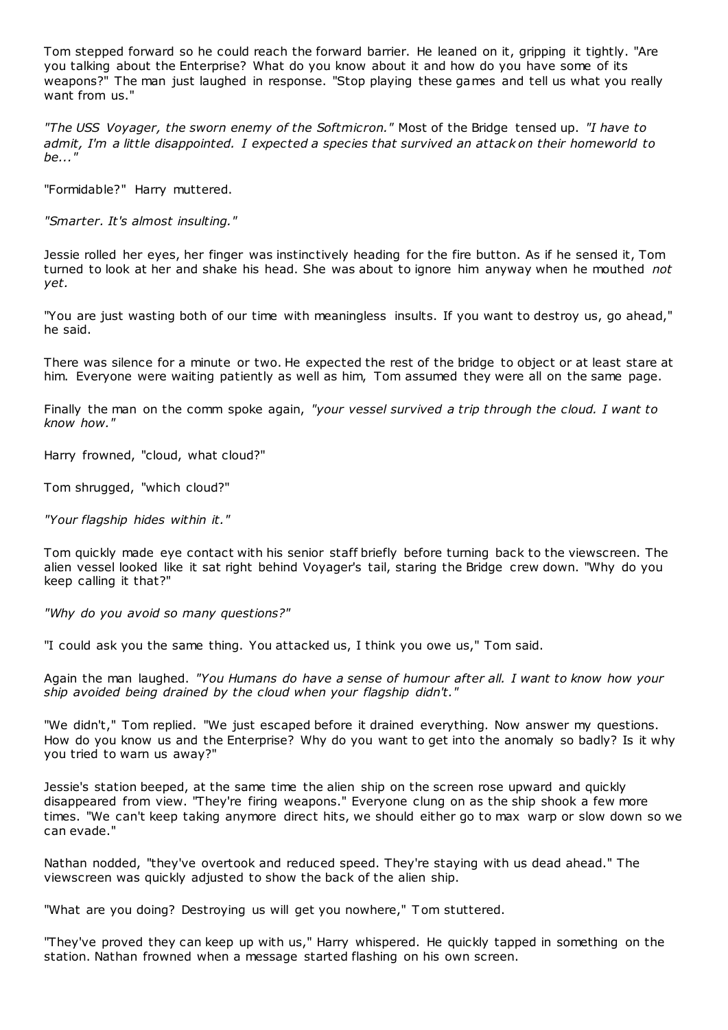Tom stepped forward so he could reach the forward barrier. He leaned on it, gripping it tightly. "Are you talking about the Enterprise? What do you know about it and how do you have some of its weapons?" The man just laughed in response. "Stop playing these games and tell us what you really want from us."

*"The USS Voyager, the sworn enemy of the Softmicron."* Most of the Bridge tensed up. *"I have to admit, I'm a little disappointed. I expected a species that survived an attack on their homeworld to be..."*

"Formidable?" Harry muttered.

*"Smarter. It's almost insulting."*

Jessie rolled her eyes, her finger was instinctively heading for the fire button. As if he sensed it, Tom turned to look at her and shake his head. She was about to ignore him anyway when he mouthed *not yet.*

"You are just wasting both of our time with meaningless insults. If you want to destroy us, go ahead," he said.

There was silence for a minute or two. He expected the rest of the bridge to object or at least stare at him. Everyone were waiting patiently as well as him, Tom assumed they were all on the same page.

Finally the man on the comm spoke again, *"your vessel survived a trip through the cloud. I want to know how."*

Harry frowned, "cloud, what cloud?"

Tom shrugged, "which cloud?"

*"Your flagship hides within it."*

Tom quickly made eye contact with his senior staff briefly before turning back to the viewscreen. The alien vessel looked like it sat right behind Voyager's tail, staring the Bridge crew down. "Why do you keep calling it that?"

*"Why do you avoid so many questions?"*

"I could ask you the same thing. You attacked us, I think you owe us," Tom said.

Again the man laughed. *"You Humans do have a sense of humour after all. I want to know how your ship avoided being drained by the cloud when your flagship didn't."*

"We didn't," Tom replied. "We just escaped before it drained everything. Now answer my questions. How do you know us and the Enterprise? Why do you want to get into the anomaly so badly? Is it why you tried to warn us away?"

Jessie's station beeped, at the same time the alien ship on the screen rose upward and quickly disappeared from view. "They're firing weapons." Everyone clung on as the ship shook a few more times. "We can't keep taking anymore direct hits, we should either go to max warp or slow down so we can evade."

Nathan nodded, "they've overtook and reduced speed. They're staying with us dead ahead." The viewscreen was quickly adjusted to show the back of the alien ship.

"What are you doing? Destroying us will get you nowhere," Tom stuttered.

"They've proved they can keep up with us," Harry whispered. He quickly tapped in something on the station. Nathan frowned when a message started flashing on his own screen.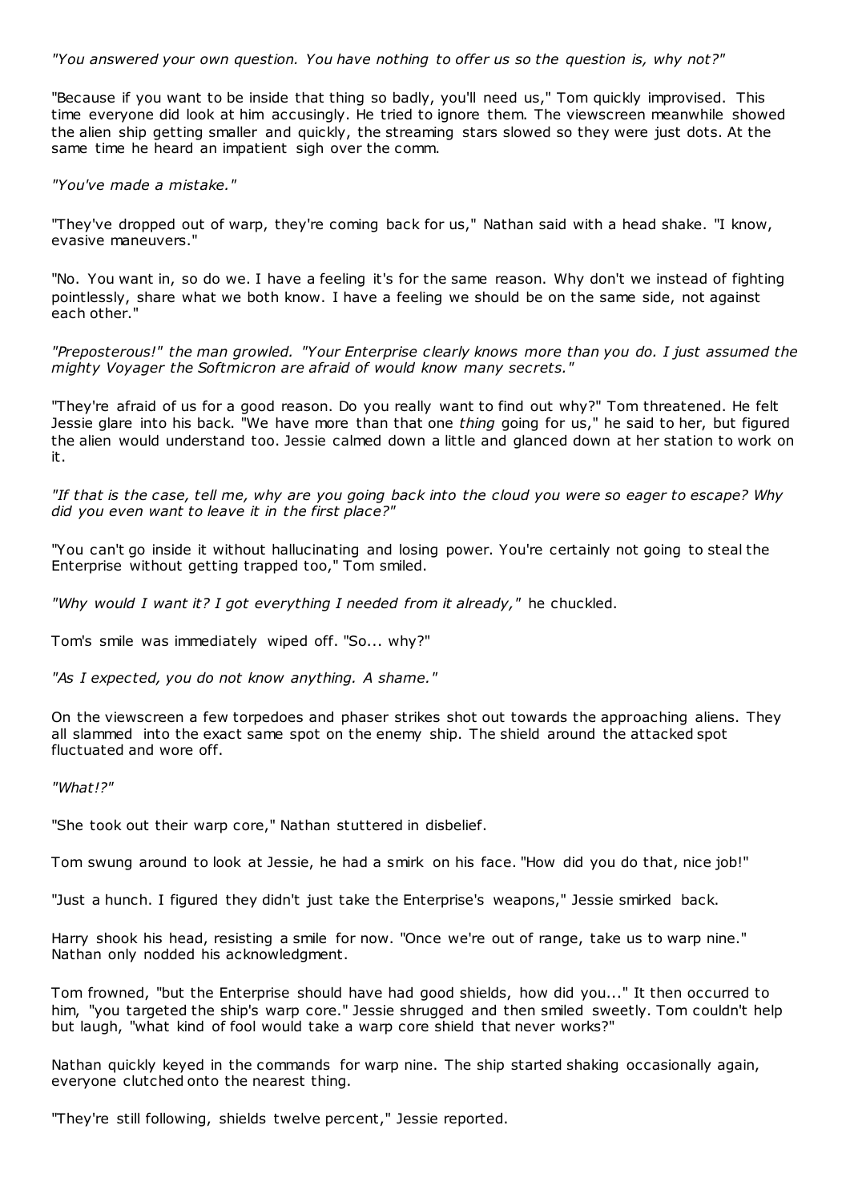*"You answered your own question. You have nothing to offer us so the question is, why not?"*

"Because if you want to be inside that thing so badly, you'll need us," Tom quickly improvised. This time everyone did look at him accusingly. He tried to ignore them. The viewscreen meanwhile showed the alien ship getting smaller and quickly, the streaming stars slowed so they were just dots. At the same time he heard an impatient sigh over the comm.

*"You've made a mistake."*

"They've dropped out of warp, they're coming back for us," Nathan said with a head shake. "I know, evasive maneuvers."

"No. You want in, so do we. I have a feeling it's for the same reason. Why don't we instead of fighting pointlessly, share what we both know. I have a feeling we should be on the same side, not against each other."

*"Preposterous!" the man growled. "Your Enterprise clearly knows more than you do. I just assumed the mighty Voyager the Softmicron are afraid of would know many secrets."*

"They're afraid of us for a good reason. Do you really want to find out why?" Tom threatened. He felt Jessie glare into his back. "We have more than that one *thing* going for us," he said to her, but figured the alien would understand too. Jessie calmed down a little and glanced down at her station to work on it.

*"If that is the case, tell me, why are you going back into the cloud you were so eager to escape? Why did you even want to leave it in the first place?"*

"You can't go inside it without hallucinating and losing power. You're certainly not going to steal the Enterprise without getting trapped too," Tom smiled.

*"Why would I want it? I got everything I needed from it already,"* he chuckled.

Tom's smile was immediately wiped off. "So... why?"

*"As I expected, you do not know anything. A shame."*

On the viewscreen a few torpedoes and phaser strikes shot out towards the approaching aliens. They all slammed into the exact same spot on the enemy ship. The shield around the attacked spot fluctuated and wore off.

*"What!?"*

"She took out their warp core," Nathan stuttered in disbelief.

Tom swung around to look at Jessie, he had a smirk on his face. "How did you do that, nice job!"

"Just a hunch. I figured they didn't just take the Enterprise's weapons," Jessie smirked back.

Harry shook his head, resisting a smile for now. "Once we're out of range, take us to warp nine." Nathan only nodded his acknowledgment.

Tom frowned, "but the Enterprise should have had good shields, how did you..." It then occurred to him, "you targeted the ship's warp core." Jessie shrugged and then smiled sweetly. Tom couldn't help but laugh, "what kind of fool would take a warp core shield that never works?"

Nathan quickly keyed in the commands for warp nine. The ship started shaking occasionally again, everyone clutched onto the nearest thing.

"They're still following, shields twelve percent," Jessie reported.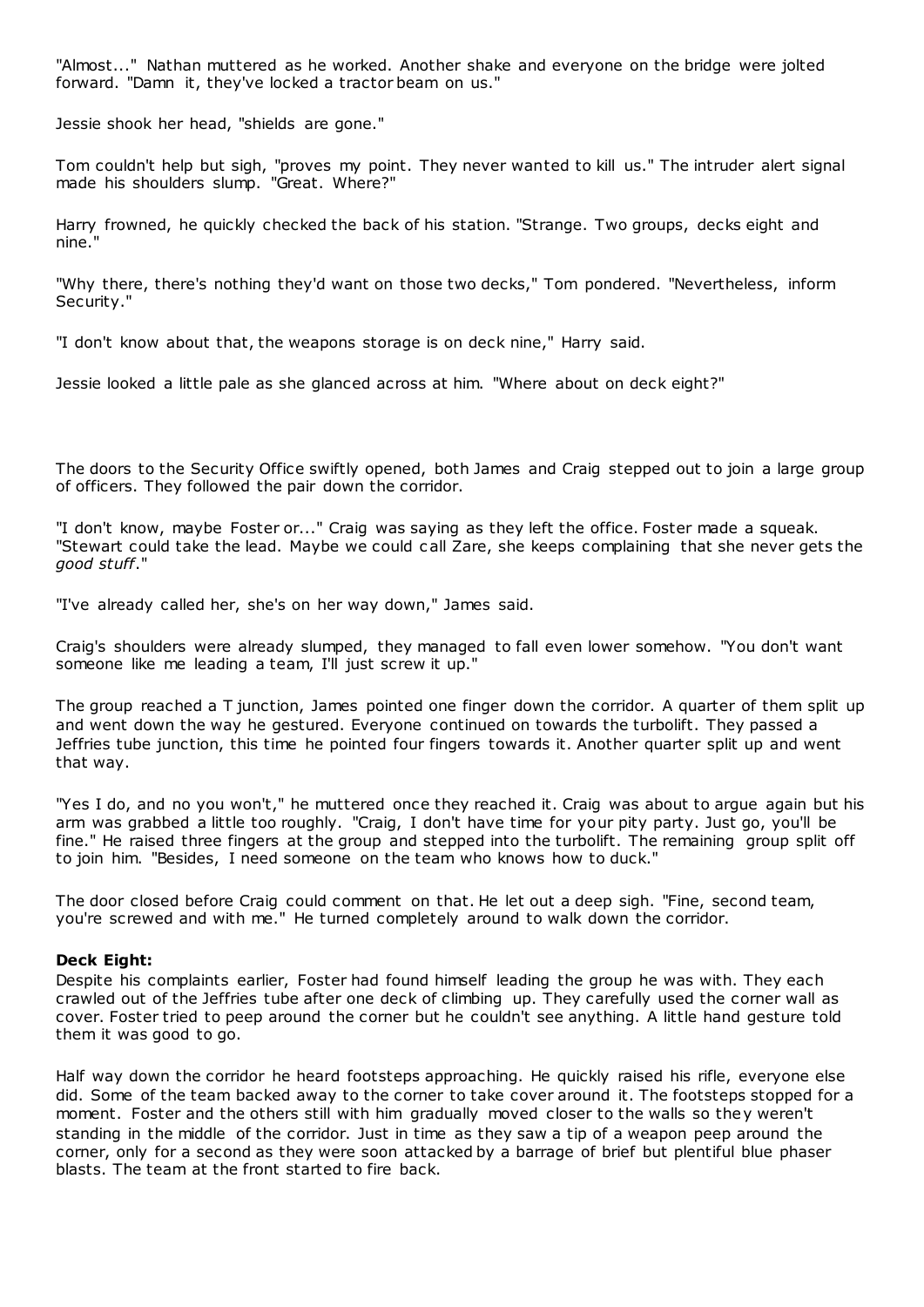"Almost..." Nathan muttered as he worked. Another shake and everyone on the bridge were jolted forward. "Damn it, they've locked a tractor beam on us."

Jessie shook her head, "shields are gone."

Tom couldn't help but sigh, "proves my point. They never wanted to kill us." The intruder alert signal made his shoulders slump. "Great. Where?"

Harry frowned, he quickly checked the back of his station. "Strange. Two groups, decks eight and nine."

"Why there, there's nothing they'd want on those two decks," Tom pondered. "Nevertheless, inform Security."

"I don't know about that, the weapons storage is on deck nine," Harry said.

Jessie looked a little pale as she glanced across at him. "Where about on deck eight?"

The doors to the Security Office swiftly opened, both James and Craig stepped out to join a large group of officers. They followed the pair down the corridor.

"I don't know, maybe Foster or..." Craig was saying as they left the office. Foster made a squeak. "Stewart could take the lead. Maybe we could call Zare, she keeps complaining that she never gets the *good stuff*."

"I've already called her, she's on her way down," James said.

Craig's shoulders were already slumped, they managed to fall even lower somehow. "You don't want someone like me leading a team, I'll just screw it up."

The group reached a T junction, James pointed one finger down the corridor. A quarter of them split up and went down the way he gestured. Everyone continued on towards the turbolift. They passed a Jeffries tube junction, this time he pointed four fingers towards it. Another quarter split up and went that way.

"Yes I do, and no you won't," he muttered once they reached it. Craig was about to argue again but his arm was grabbed a little too roughly. "Craig, I don't have time for your pity party. Just go, you'll be fine." He raised three fingers at the group and stepped into the turbolift. The remaining group split off to join him. "Besides, I need someone on the team who knows how to duck."

The door closed before Craig could comment on that. He let out a deep sigh. "Fine, second team, you're screwed and with me." He turned completely around to walk down the corridor.

**Deck Eight:**

Despite his complaints earlier, Foster had found himself leading the group he was with. They each crawled out of the Jeffries tube after one deck of climbing up. They carefully used the corner wall as cover. Foster tried to peep around the corner but he couldn't see anything. A little hand gesture told them it was good to go.

Half way down the corridor he heard footsteps approaching. He quickly raised his rifle, everyone else did. Some of the team backed away to the corner to take cover around it. The footsteps stopped for a moment. Foster and the others still with him gradually moved closer to the walls so they weren't standing in the middle of the corridor. Just in time as they saw a tip of a weapon peep around the corner, only for a second as they were soon attacked by a barrage of brief but plentiful blue phaser blasts. The team at the front started to fire back.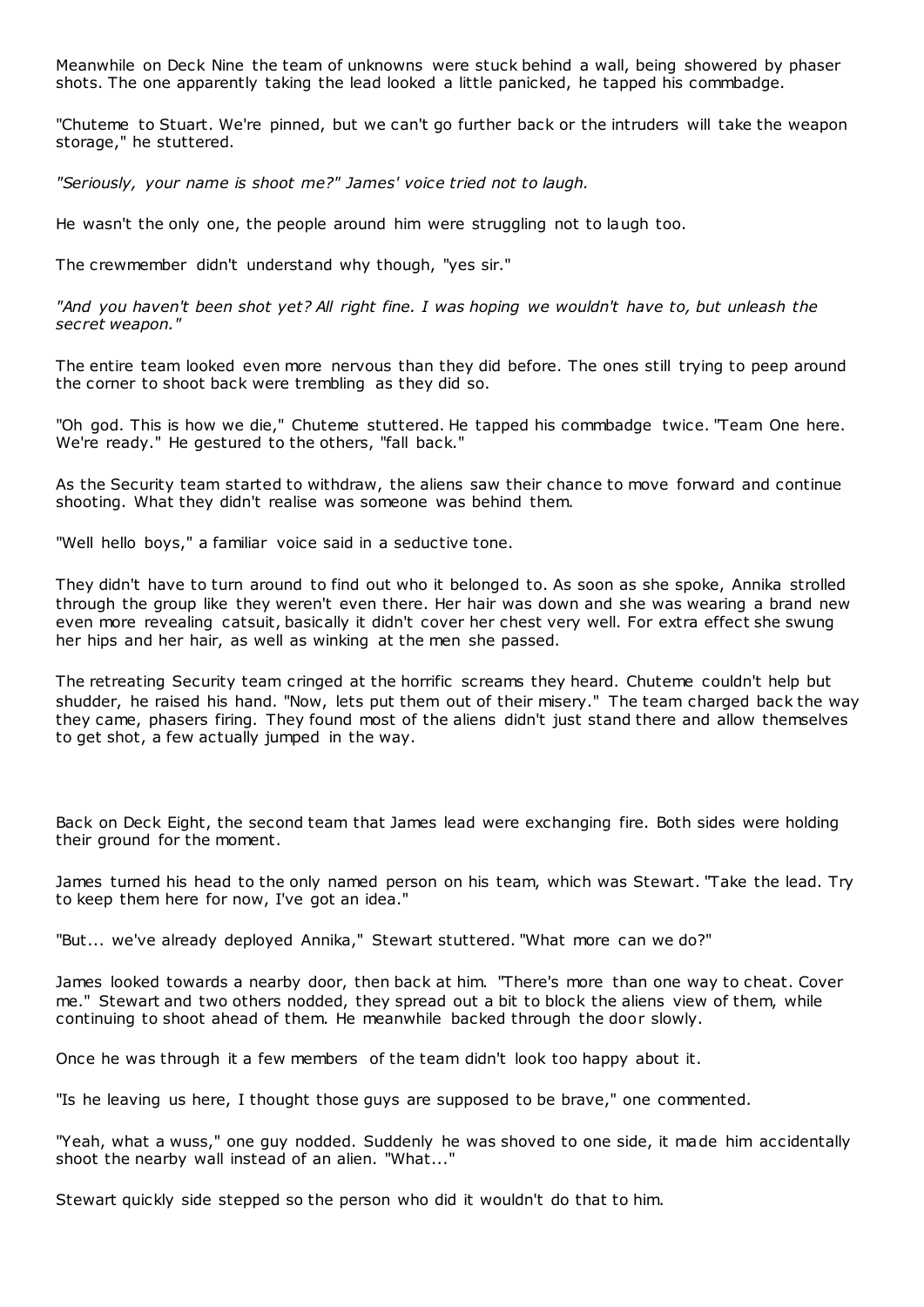Meanwhile on Deck Nine the team of unknowns were stuck behind a wall, being showered by phaser shots. The one apparently taking the lead looked a little panicked, he tapped his commbadge.

"Chuteme to Stuart. We're pinned, but we can't go further back or the intruders will take the weapon storage," he stuttered.

*"Seriously, your name is shoot me?" James' voice tried not to laugh.*

He wasn't the only one, the people around him were struggling not to laugh too.

The crewmember didn't understand why though, "yes sir."

*"And you haven't been shot yet? All right fine. I was hoping we wouldn't have to, but unleash the secret weapon."*

The entire team looked even more nervous than they did before. The ones still trying to peep around the corner to shoot back were trembling as they did so.

"Oh god. This is how we die," Chuteme stuttered. He tapped his commbadge twice. "Team One here. We're ready." He gestured to the others, "fall back."

As the Security team started to withdraw, the aliens saw their chance to move forward and continue shooting. What they didn't realise was someone was behind them.

"Well hello boys," a familiar voice said in a seductive tone.

They didn't have to turn around to find out who it belonged to. As soon as she spoke, Annika strolled through the group like they weren't even there. Her hair was down and she was wearing a brand new even more revealing catsuit, basically it didn't cover her chest very well. For extra effect she swung her hips and her hair, as well as winking at the men she passed.

The retreating Security team cringed at the horrific screams they heard. Chuteme couldn't help but shudder, he raised his hand. "Now, lets put them out of their misery." The team charged back the way they came, phasers firing. They found most of the aliens didn't just stand there and allow themselves to get shot, a few actually jumped in the way.

Back on Deck Eight, the second team that James lead were exchanging fire. Both sides were holding their ground for the moment.

James turned his head to the only named person on his team, which was Stewart. "Take the lead. Try to keep them here for now, I've got an idea."

"But... we've already deployed Annika," Stewart stuttered. "What more can we do?"

James looked towards a nearby door, then back at him. "There's more than one way to cheat. Cover me." Stewart and two others nodded, they spread out a bit to block the aliens view of them, while continuing to shoot ahead of them. He meanwhile backed through the door slowly.

Once he was through it a few members of the team didn't look too happy about it.

"Is he leaving us here, I thought those guys are supposed to be brave," one commented.

"Yeah, what a wuss," one guy nodded. Suddenly he was shoved to one side, it made him accidentally shoot the nearby wall instead of an alien. "What..."

Stewart quickly side stepped so the person who did it wouldn't do that to him.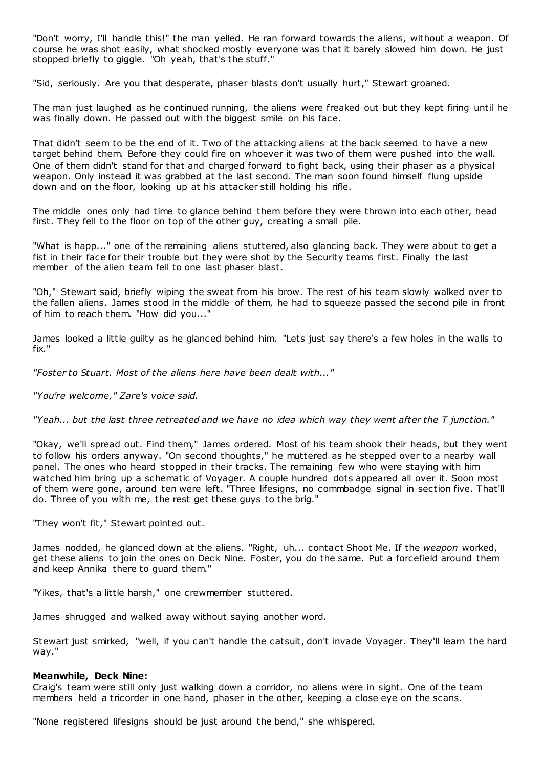"Don't worry, I'll handle this!" the man yelled. He ran forward towards the aliens, without a weapon. Of course he was shot easily, what shocked mostly everyone was that it barely slowed him down. He just stopped briefly to giggle. "Oh yeah, that's the stuff."

"Sid, seriously. Are you that desperate, phaser blasts don't usually hurt," Stewart groaned.

The man just laughed as he continued running, the aliens were freaked out but they kept firing until he was finally down. He passed out with the biggest smile on his face.

That didn't seem to be the end of it. Two of the attacking aliens at the back seemed to have a new target behind them. Before they could fire on whoever it was two of them were pushed into the wall. One of them didn't stand for that and charged forward to fight back, using their phaser as a physical weapon. Only instead it was grabbed at the last second. The man soon found himself flung upside down and on the floor, looking up at his attacker still holding his rifle.

The middle ones only had time to glance behind them before they were thrown into each other, head first. They fell to the floor on top of the other guy, creating a small pile.

"What is happ..." one of the remaining aliens stuttered, also glancing back. They were about to get a fist in their face for their trouble but they were shot by the Security teams first. Finally the last member of the alien team fell to one last phaser blast.

"Oh," Stewart said, briefly wiping the sweat from his brow. The rest of his team slowly walked over to the fallen aliens. James stood in the middle of them, he had to squeeze passed the second pile in front of him to reach them. "How did you..."

James looked a little guilty as he glanced behind him. "Lets just say there's a few holes in the walls to fix."

*"Foster to Stuart. Most of the aliens here have been dealt with..."*

*"You're welcome," Zare's voice said.*

*"Yeah... but the last three retreated and we have no idea which way they went after the T junction."*

"Okay, we'll spread out. Find them," James ordered. Most of his team shook their heads, but they went to follow his orders anyway. "On second thoughts," he muttered as he stepped over to a nearby wall panel. The ones who heard stopped in their tracks. The remaining few who were staying with him watched him bring up a schematic of Voyager. A couple hundred dots appeared all over it. Soon most of them were gone, around ten were left. "Three lifesigns, no commbadge signal in section five. That'll do. Three of you with me, the rest get these guys to the brig."

"They won't fit," Stewart pointed out.

James nodded, he glanced down at the aliens. "Right, uh... contact Shoot Me. If the *weapon* worked, get these aliens to join the ones on Deck Nine. Foster, you do the same. Put a forcefield around them and keep Annika there to guard them."

"Yikes, that's a little harsh," one crewmember stuttered.

James shrugged and walked away without saying another word.

Stewart just smirked, "well, if you can't handle the catsuit, don't invade Voyager. They'll learn the hard way."

**Meanwhile, Deck Nine:**
Craig's team were still only just walking down a corridor, no aliens were in sight. One of the team members held a tricorder in one hand, phaser in the other, keeping a close eye on the scans.

"None registered lifesigns should be just around the bend," she whispered.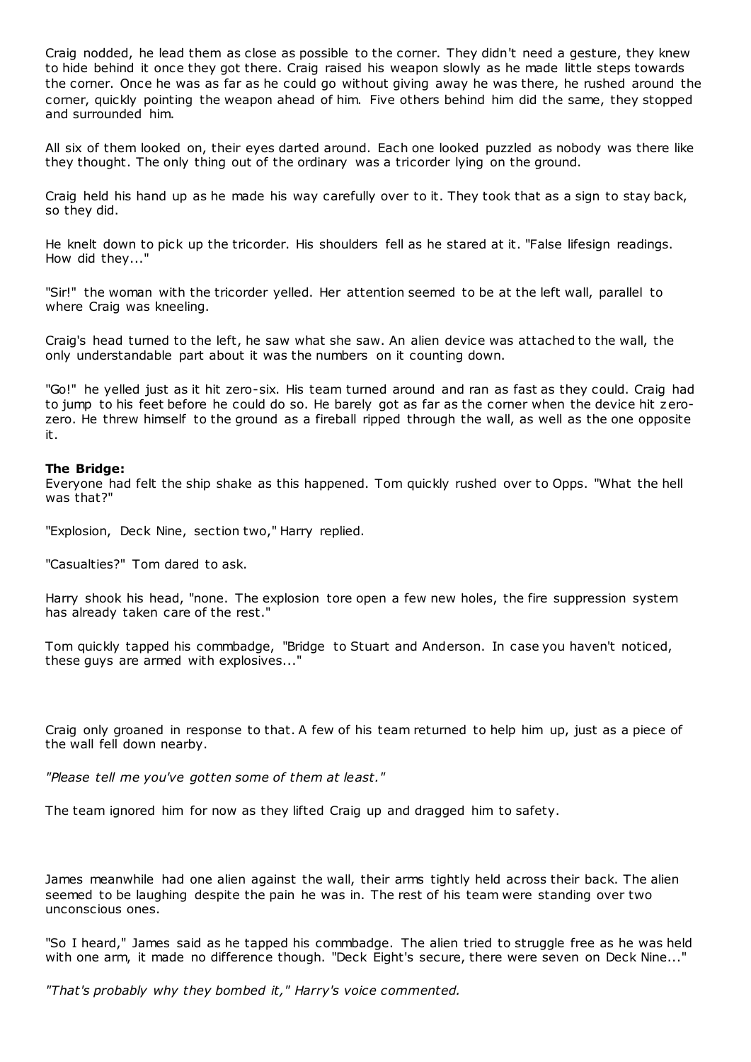Craig nodded, he lead them as close as possible to the corner. They didn't need a gesture, they knew to hide behind it once they got there. Craig raised his weapon slowly as he made little steps towards the corner. Once he was as far as he could go without giving away he was there, he rushed around the corner, quickly pointing the weapon ahead of him. Five others behind him did the same, they stopped and surrounded him.

All six of them looked on, their eyes darted around. Each one looked puzzled as nobody was there like they thought. The only thing out of the ordinary was a tricorder lying on the ground.

Craig held his hand up as he made his way carefully over to it. They took that as a sign to stay back, so they did.

He knelt down to pick up the tricorder. His shoulders fell as he stared at it. "False lifesign readings. How did they..."

"Sir!" the woman with the tricorder yelled. Her attention seemed to be at the left wall, parallel to where Craig was kneeling.

Craig's head turned to the left, he saw what she saw. An alien device was attached to the wall, the only understandable part about it was the numbers on it counting down.

"Go!" he yelled just as it hit zero-six. His team turned around and ran as fast as they could. Craig had to jump to his feet before he could do so. He barely got as far as the corner when the device hit zero-zero. He threw himself to the ground as a fireball ripped through the wall, as well as the one opposite it.

**The Bridge:**
Everyone had felt the ship shake as this happened. Tom quickly rushed over to Opps. "What the hell was that?"

"Explosion, Deck Nine, section two," Harry replied.

"Casualties?" Tom dared to ask.

Harry shook his head, "none. The explosion tore open a few new holes, the fire suppression system has already taken care of the rest."

Tom quickly tapped his commbadge, "Bridge to Stuart and Anderson. In case you haven't noticed, these guys are armed with explosives..."

Craig only groaned in response to that. A few of his team returned to help him up, just as a piece of the wall fell down nearby.

*"Please tell me you've gotten some of them at least."*

The team ignored him for now as they lifted Craig up and dragged him to safety.

James meanwhile had one alien against the wall, their arms tightly held across their back. The alien seemed to be laughing despite the pain he was in. The rest of his team were standing over two unconscious ones.

"So I heard," James said as he tapped his commbadge. The alien tried to struggle free as he was held with one arm, it made no difference though. "Deck Eight's secure, there were seven on Deck Nine..."

*"That's probably why they bombed it," Harry's voice commented.*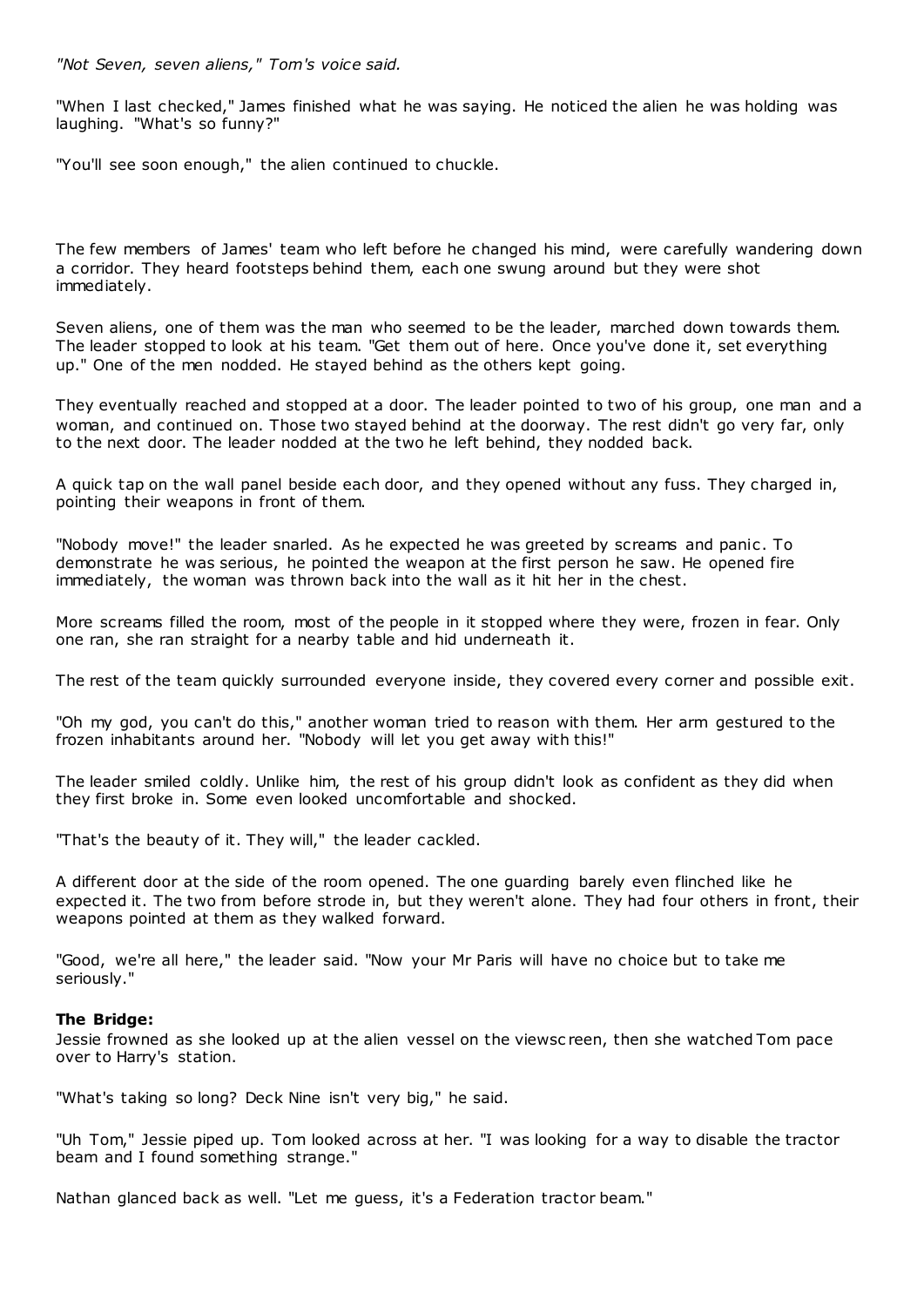*"Not Seven, seven aliens," Tom's voice said.*

"When I last checked," James finished what he was saying. He noticed the alien he was holding was laughing. "What's so funny?"

"You'll see soon enough," the alien continued to chuckle.

The few members of James' team who left before he changed his mind, were carefully wandering down a corridor. They heard footsteps behind them, each one swung around but they were shot immediately.

Seven aliens, one of them was the man who seemed to be the leader, marched down towards them. The leader stopped to look at his team. "Get them out of here. Once you've done it, set everything up." One of the men nodded. He stayed behind as the others kept going.

They eventually reached and stopped at a door. The leader pointed to two of his group, one man and a woman, and continued on. Those two stayed behind at the doorway. The rest didn't go very far, only to the next door. The leader nodded at the two he left behind, they nodded back.

A quick tap on the wall panel beside each door, and they opened without any fuss. They charged in, pointing their weapons in front of them.

"Nobody move!" the leader snarled. As he expected he was greeted by screams and panic. To demonstrate he was serious, he pointed the weapon at the first person he saw. He opened fire immediately, the woman was thrown back into the wall as it hit her in the chest.

More screams filled the room, most of the people in it stopped where they were, frozen in fear. Only one ran, she ran straight for a nearby table and hid underneath it.

The rest of the team quickly surrounded everyone inside, they covered every corner and possible exit.

"Oh my god, you can't do this," another woman tried to reason with them. Her arm gestured to the frozen inhabitants around her. "Nobody will let you get away with this!"

The leader smiled coldly. Unlike him, the rest of his group didn't look as confident as they did when they first broke in. Some even looked uncomfortable and shocked.

"That's the beauty of it. They will," the leader cackled.

A different door at the side of the room opened. The one guarding barely even flinched like he expected it. The two from before strode in, but they weren't alone. They had four others in front, their weapons pointed at them as they walked forward.

"Good, we're all here," the leader said. "Now your Mr Paris will have no choice but to take me seriously."

**The Bridge:**
Jessie frowned as she looked up at the alien vessel on the viewscreen, then she watched Tom pace over to Harry's station.

"What's taking so long? Deck Nine isn't very big," he said.

"Uh Tom," Jessie piped up. Tom looked across at her. "I was looking for a way to disable the tractor beam and I found something strange."

Nathan glanced back as well. "Let me guess, it's a Federation tractor beam."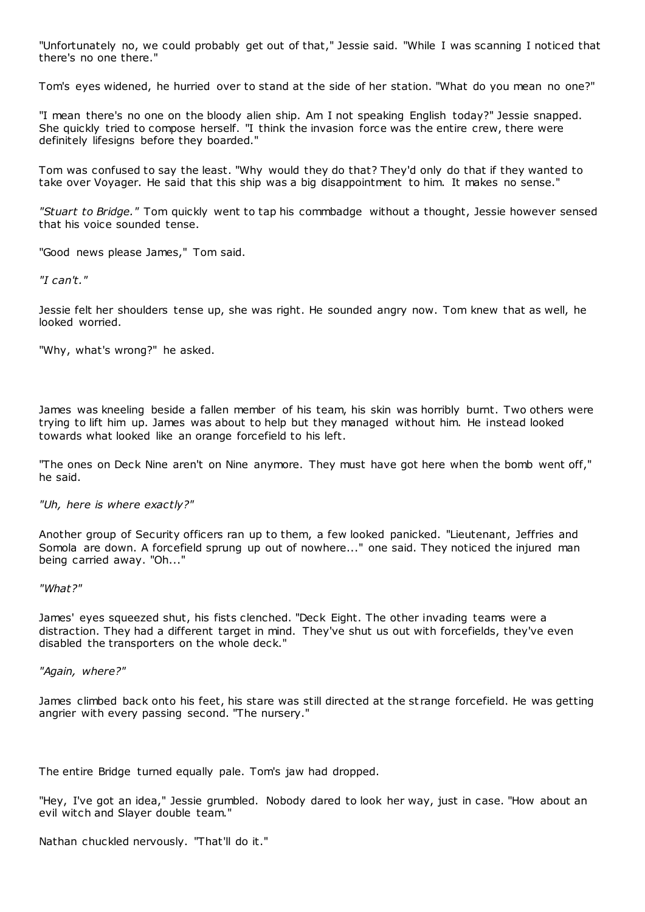"Unfortunately no, we could probably get out of that," Jessie said. "While I was scanning I noticed that there's no one there."

Tom's eyes widened, he hurried over to stand at the side of her station. "What do you mean no one?"

"I mean there's no one on the bloody alien ship. Am I not speaking English today?" Jessie snapped. She quickly tried to compose herself. "I think the invasion force was the entire crew, there were definitely lifesigns before they boarded."

Tom was confused to say the least. "Why would they do that? They'd only do that if they wanted to take over Voyager. He said that this ship was a big disappointment to him. It makes no sense."

*"Stuart to Bridge."* Tom quickly went to tap his commbadge without a thought, Jessie however sensed that his voice sounded tense.

"Good news please James," Tom said.

*"I can't."*

Jessie felt her shoulders tense up, she was right. He sounded angry now. Tom knew that as well, he looked worried.

"Why, what's wrong?" he asked.

James was kneeling beside a fallen member of his team, his skin was horribly burnt. Two others were trying to lift him up. James was about to help but they managed without him. He instead looked towards what looked like an orange forcefield to his left.

"The ones on Deck Nine aren't on Nine anymore. They must have got here when the bomb went off," he said.

*"Uh, here is where exactly?"*

Another group of Security officers ran up to them, a few looked panicked. "Lieutenant, Jeffries and Somola are down. A forcefield sprung up out of nowhere..." one said. They noticed the injured man being carried away. "Oh..."

*"What?"*

James' eyes squeezed shut, his fists clenched. "Deck Eight. The other invading teams were a distraction. They had a different target in mind. They've shut us out with forcefields, they've even disabled the transporters on the whole deck."

*"Again, where?"*

James climbed back onto his feet, his stare was still directed at the strange forcefield. He was getting angrier with every passing second. "The nursery."

The entire Bridge turned equally pale. Tom's jaw had dropped.

"Hey, I've got an idea," Jessie grumbled. Nobody dared to look her way, just in case. "How about an evil witch and Slayer double team."

Nathan chuckled nervously. "That'll do it."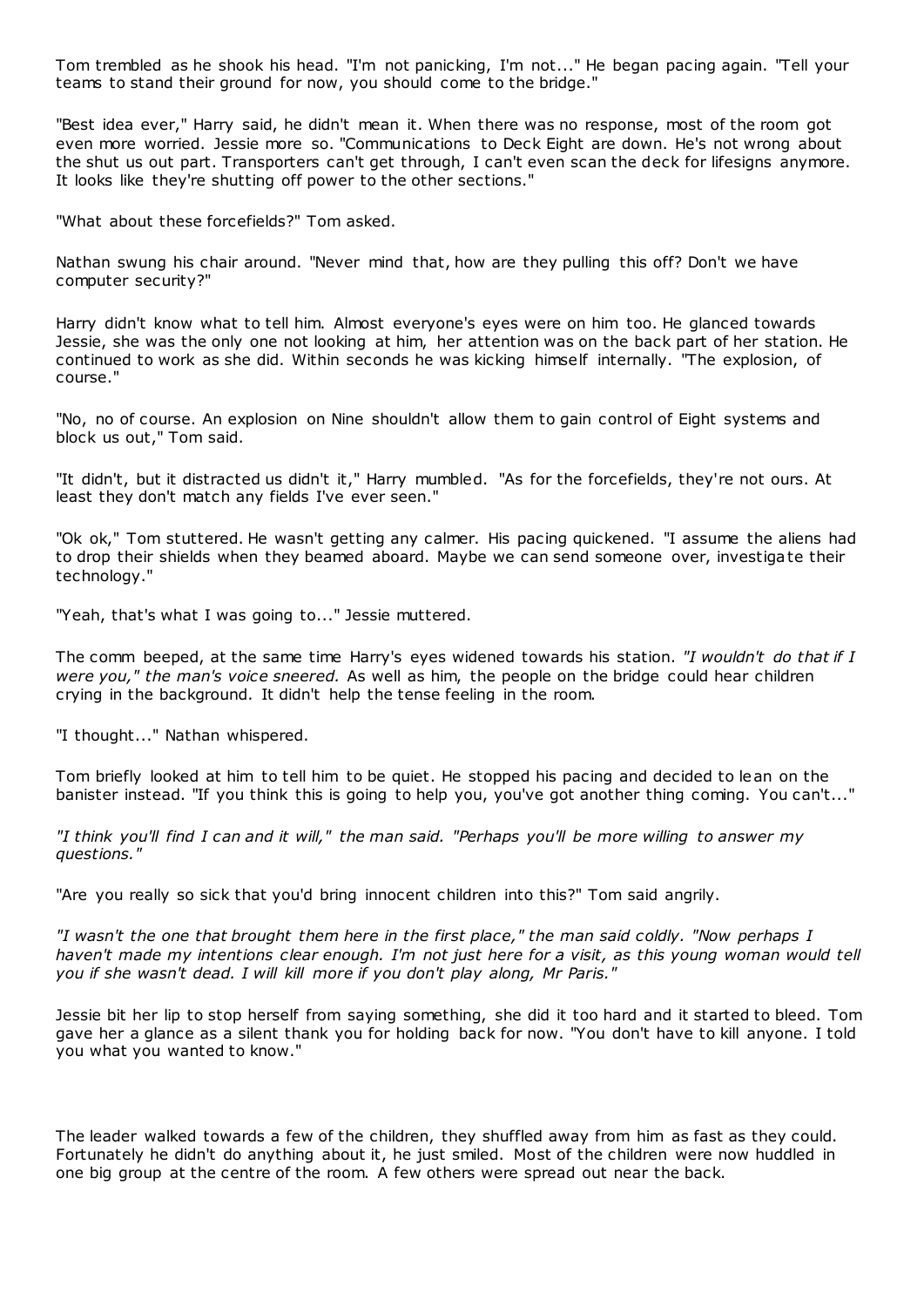Tom trembled as he shook his head. "I'm not panicking, I'm not..." He began pacing again. "Tell your teams to stand their ground for now, you should come to the bridge."

"Best idea ever," Harry said, he didn't mean it. When there was no response, most of the room got even more worried. Jessie more so. "Communications to Deck Eight are down. He's not wrong about the shut us out part. Transporters can't get through, I can't even scan the deck for lifesigns anymore. It looks like they're shutting off power to the other sections."

"What about these forcefields?" Tom asked.

Nathan swung his chair around. "Never mind that, how are they pulling this off? Don't we have computer security?"

Harry didn't know what to tell him. Almost everyone's eyes were on him too. He glanced towards Jessie, she was the only one not looking at him, her attention was on the back part of her station. He continued to work as she did. Within seconds he was kicking himself internally. "The explosion, of course."

"No, no of course. An explosion on Nine shouldn't allow them to gain control of Eight systems and block us out," Tom said.

"It didn't, but it distracted us didn't it," Harry mumbled. "As for the forcefields, they're not ours. At least they don't match any fields I've ever seen."

"Ok ok," Tom stuttered. He wasn't getting any calmer. His pacing quickened. "I assume the aliens had to drop their shields when they beamed aboard. Maybe we can send someone over, investigate their technology."

"Yeah, that's what I was going to..." Jessie muttered.

The comm beeped, at the same time Harry's eyes widened towards his station. *"I wouldn't do that if I were you," the man's voice sneered.* As well as him, the people on the bridge could hear children crying in the background. It didn't help the tense feeling in the room.

"I thought..." Nathan whispered.

Tom briefly looked at him to tell him to be quiet. He stopped his pacing and decided to lean on the banister instead. "If you think this is going to help you, you've got another thing coming. You can't..."

*"I think you'll find I can and it will," the man said. "Perhaps you'll be more willing to answer my questions."*

"Are you really so sick that you'd bring innocent children into this?" Tom said angrily.

*"I wasn't the one that brought them here in the first place," the man said coldly. "Now perhaps I haven't made my intentions clear enough. I'm not just here for a visit, as this young woman would tell you if she wasn't dead. I will kill more if you don't play along, Mr Paris."*

Jessie bit her lip to stop herself from saying something, she did it too hard and it started to bleed. Tom gave her a glance as a silent thank you for holding back for now. "You don't have to kill anyone. I told you what you wanted to know."

The leader walked towards a few of the children, they shuffled away from him as fast as they could. Fortunately he didn't do anything about it, he just smiled. Most of the children were now huddled in one big group at the centre of the room. A few others were spread out near the back.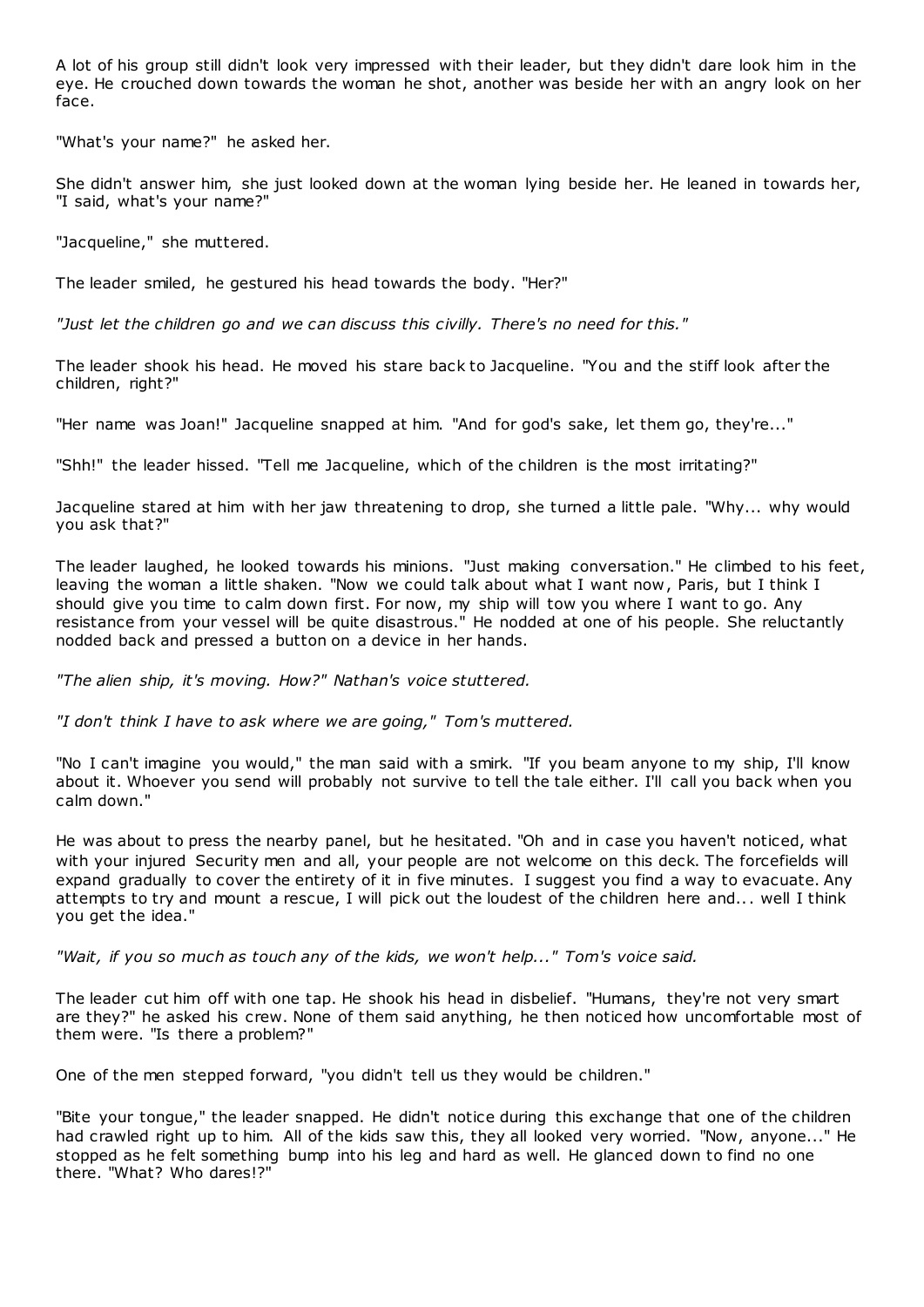A lot of his group still didn't look very impressed with their leader, but they didn't dare look him in the eye. He crouched down towards the woman he shot, another was beside her with an angry look on her face.

"What's your name?" he asked her.

She didn't answer him, she just looked down at the woman lying beside her. He leaned in towards her, "I said, what's your name?"

"Jacqueline," she muttered.

The leader smiled, he gestured his head towards the body. "Her?"

*"Just let the children go and we can discuss this civilly. There's no need for this."*

The leader shook his head. He moved his stare back to Jacqueline. "You and the stiff look after the children, right?"

"Her name was Joan!" Jacqueline snapped at him. "And for god's sake, let them go, they're..."

"Shh!" the leader hissed. "Tell me Jacqueline, which of the children is the most irritating?"

Jacqueline stared at him with her jaw threatening to drop, she turned a little pale. "Why... why would you ask that?"

The leader laughed, he looked towards his minions. "Just making conversation." He climbed to his feet, leaving the woman a little shaken. "Now we could talk about what I want now, Paris, but I think I should give you time to calm down first. For now, my ship will tow you where I want to go. Any resistance from your vessel will be quite disastrous." He nodded at one of his people. She reluctantly nodded back and pressed a button on a device in her hands.

*"The alien ship, it's moving. How?" Nathan's voice stuttered.*

*"I don't think I have to ask where we are going," Tom's muttered.*

"No I can't imagine you would," the man said with a smirk. "If you beam anyone to my ship, I'll know about it. Whoever you send will probably not survive to tell the tale either. I'll call you back when you calm down."

He was about to press the nearby panel, but he hesitated. "Oh and in case you haven't noticed, what with your injured Security men and all, your people are not welcome on this deck. The forcefields will expand gradually to cover the entirety of it in five minutes. I suggest you find a way to evacuate. Any attempts to try and mount a rescue, I will pick out the loudest of the children here and... well I think you get the idea."

*"Wait, if you so much as touch any of the kids, we won't help..." Tom's voice said.*

The leader cut him off with one tap. He shook his head in disbelief. "Humans, they're not very smart are they?" he asked his crew. None of them said anything, he then noticed how uncomfortable most of them were. "Is there a problem?"

One of the men stepped forward, "you didn't tell us they would be children."

"Bite your tongue," the leader snapped. He didn't notice during this exchange that one of the children had crawled right up to him. All of the kids saw this, they all looked very worried. "Now, anyone..." He stopped as he felt something bump into his leg and hard as well. He glanced down to find no one there. "What? Who dares!?"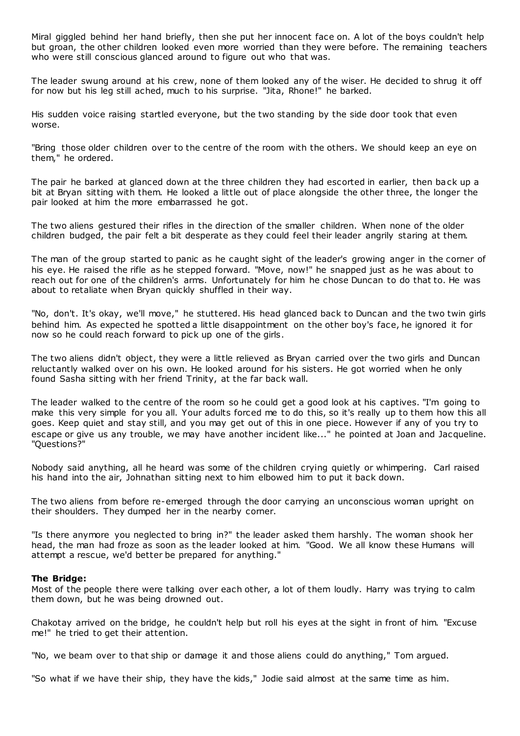Miral giggled behind her hand briefly, then she put her innocent face on. A lot of the boys couldn't help but groan, the other children looked even more worried than they were before. The remaining teachers who were still conscious glanced around to figure out who that was.

The leader swung around at his crew, none of them looked any of the wiser. He decided to shrug it off for now but his leg still ached, much to his surprise. "Jita, Rhone!" he barked.

His sudden voice raising startled everyone, but the two standing by the side door took that even worse.

"Bring those older children over to the centre of the room with the others. We should keep an eye on them," he ordered.

The pair he barked at glanced down at the three children they had escorted in earlier, then back up a bit at Bryan sitting with them. He looked a little out of place alongside the other three, the longer the pair looked at him the more embarrassed he got.

The two aliens gestured their rifles in the direction of the smaller children. When none of the older children budged, the pair felt a bit desperate as they could feel their leader angrily staring at them.

The man of the group started to panic as he caught sight of the leader's growing anger in the corner of his eye. He raised the rifle as he stepped forward. "Move, now!" he snapped just as he was about to reach out for one of the children's arms. Unfortunately for him he chose Duncan to do that to. He was about to retaliate when Bryan quickly shuffled in their way.

"No, don't. It's okay, we'll move," he stuttered. His head glanced back to Duncan and the two twin girls behind him. As expected he spotted a little disappointment on the other boy's face, he ignored it for now so he could reach forward to pick up one of the girls.

The two aliens didn't object, they were a little relieved as Bryan carried over the two girls and Duncan reluctantly walked over on his own. He looked around for his sisters. He got worried when he only found Sasha sitting with her friend Trinity, at the far back wall.

The leader walked to the centre of the room so he could get a good look at his captives. "I'm going to make this very simple for you all. Your adults forced me to do this, so it's really up to them how this all goes. Keep quiet and stay still, and you may get out of this in one piece. However if any of you try to escape or give us any trouble, we may have another incident like..." he pointed at Joan and Jacqueline. "Questions?"

Nobody said anything, all he heard was some of the children crying quietly or whimpering. Carl raised his hand into the air, Johnathan sitting next to him elbowed him to put it back down.

The two aliens from before re-emerged through the door carrying an unconscious woman upright on their shoulders. They dumped her in the nearby corner.

"Is there anymore you neglected to bring in?" the leader asked them harshly. The woman shook her head, the man had froze as soon as the leader looked at him. "Good. We all know these Humans will attempt a rescue, we'd better be prepared for anything."

**The Bridge:**
Most of the people there were talking over each other, a lot of them loudly. Harry was trying to calm them down, but he was being drowned out.

Chakotay arrived on the bridge, he couldn't help but roll his eyes at the sight in front of him. "Excuse me!" he tried to get their attention.

"No, we beam over to that ship or damage it and those aliens could do anything," Tom argued.

"So what if we have their ship, they have the kids," Jodie said almost at the same time as him.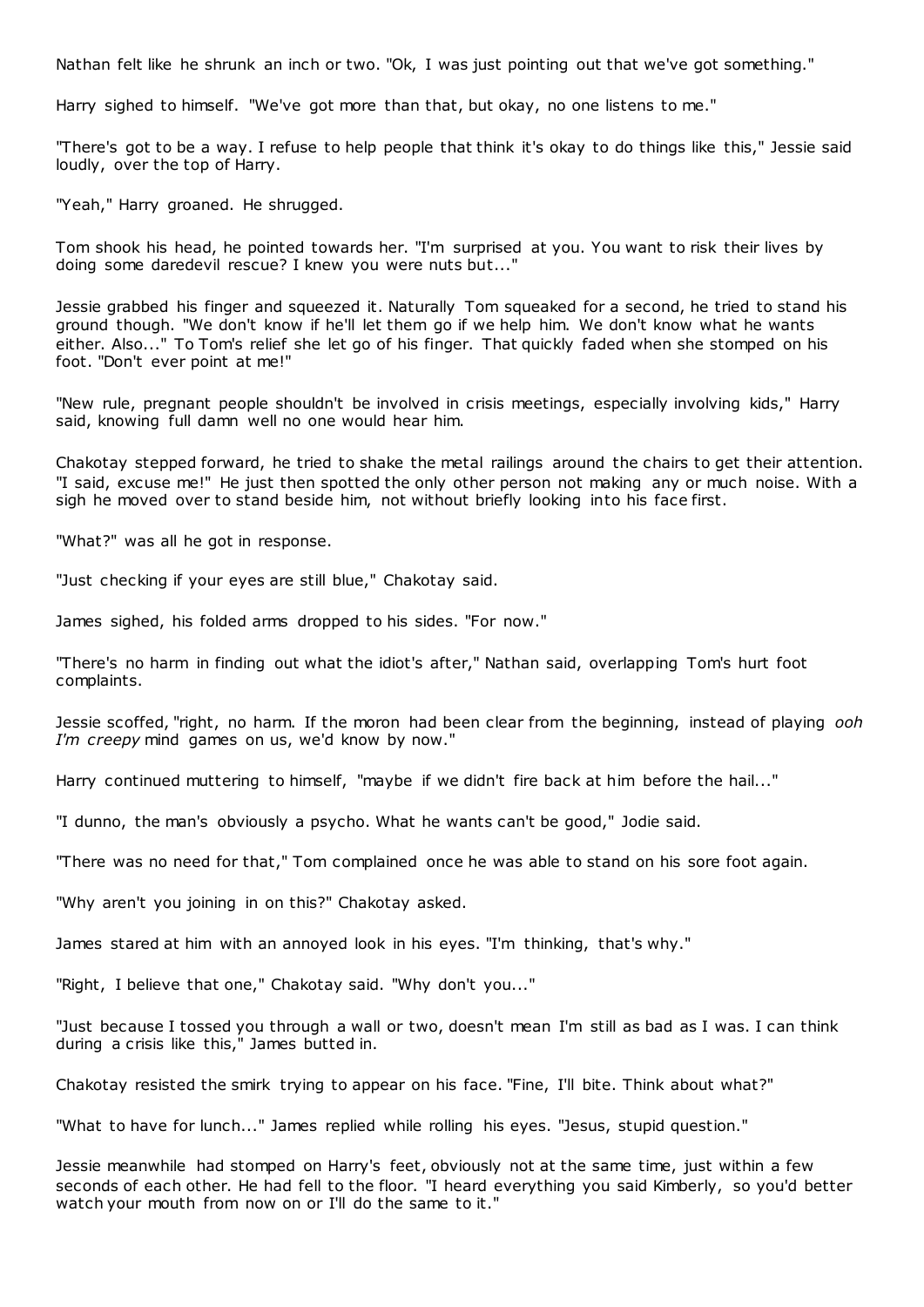Nathan felt like he shrunk an inch or two. "Ok, I was just pointing out that we've got something."

Harry sighed to himself. "We've got more than that, but okay, no one listens to me."

"There's got to be a way. I refuse to help people that think it's okay to do things like this," Jessie said loudly, over the top of Harry.

"Yeah," Harry groaned. He shrugged.

Tom shook his head, he pointed towards her. "I'm surprised at you. You want to risk their lives by doing some daredevil rescue? I knew you were nuts but..."

Jessie grabbed his finger and squeezed it. Naturally Tom squeaked for a second, he tried to stand his ground though. "We don't know if he'll let them go if we help him. We don't know what he wants either. Also..." To Tom's relief she let go of his finger. That quickly faded when she stomped on his foot. "Don't ever point at me!"

"New rule, pregnant people shouldn't be involved in crisis meetings, especially involving kids," Harry said, knowing full damn well no one would hear him.

Chakotay stepped forward, he tried to shake the metal railings around the chairs to get their attention. "I said, excuse me!" He just then spotted the only other person not making any or much noise. With a sigh he moved over to stand beside him, not without briefly looking into his face first.

"What?" was all he got in response.

"Just checking if your eyes are still blue," Chakotay said.

James sighed, his folded arms dropped to his sides. "For now."

"There's no harm in finding out what the idiot's after," Nathan said, overlapping Tom's hurt foot complaints.

Jessie scoffed, "right, no harm. If the moron had been clear from the beginning, instead of playing *ooh I'm creepy* mind games on us, we'd know by now."

Harry continued muttering to himself, "maybe if we didn't fire back at him before the hail..."

"I dunno, the man's obviously a psycho. What he wants can't be good," Jodie said.

"There was no need for that," Tom complained once he was able to stand on his sore foot again.

"Why aren't you joining in on this?" Chakotay asked.

James stared at him with an annoyed look in his eyes. "I'm thinking, that's why."

"Right, I believe that one," Chakotay said. "Why don't you..."

"Just because I tossed you through a wall or two, doesn't mean I'm still as bad as I was. I can think during a crisis like this," James butted in.

Chakotay resisted the smirk trying to appear on his face. "Fine, I'll bite. Think about what?"

"What to have for lunch..." James replied while rolling his eyes. "Jesus, stupid question."

Jessie meanwhile had stomped on Harry's feet, obviously not at the same time, just within a few seconds of each other. He had fell to the floor. "I heard everything you said Kimberly, so you'd better watch your mouth from now on or I'll do the same to it."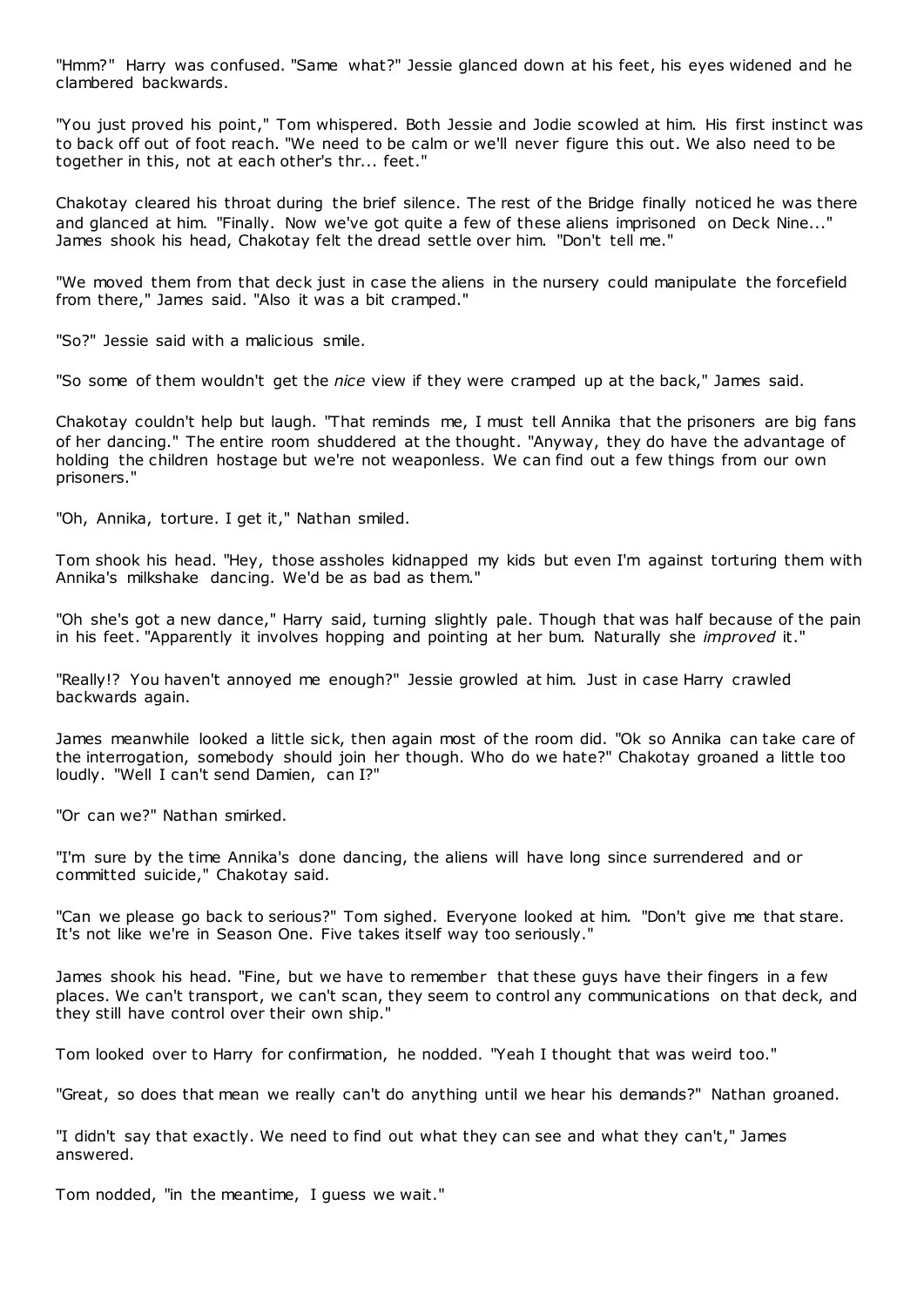"Hmm?" Harry was confused. "Same what?" Jessie glanced down at his feet, his eyes widened and he clambered backwards.

"You just proved his point," Tom whispered. Both Jessie and Jodie scowled at him. His first instinct was to back off out of foot reach. "We need to be calm or we'll never figure this out. We also need to be together in this, not at each other's thr... feet."

Chakotay cleared his throat during the brief silence. The rest of the Bridge finally noticed he was there and glanced at him. "Finally. Now we've got quite a few of these aliens imprisoned on Deck Nine..." James shook his head, Chakotay felt the dread settle over him. "Don't tell me."

"We moved them from that deck just in case the aliens in the nursery could manipulate the forcefield from there," James said. "Also it was a bit cramped."

"So?" Jessie said with a malicious smile.

"So some of them wouldn't get the *nice* view if they were cramped up at the back," James said.

Chakotay couldn't help but laugh. "That reminds me, I must tell Annika that the prisoners are big fans of her dancing." The entire room shuddered at the thought. "Anyway, they do have the advantage of holding the children hostage but we're not weaponless. We can find out a few things from our own prisoners."

"Oh, Annika, torture. I get it," Nathan smiled.

Tom shook his head. "Hey, those assholes kidnapped my kids but even I'm against torturing them with Annika's milkshake dancing. We'd be as bad as them."

"Oh she's got a new dance," Harry said, turning slightly pale. Though that was half because of the pain in his feet. "Apparently it involves hopping and pointing at her bum. Naturally she *improved* it."

"Really!? You haven't annoyed me enough?" Jessie growled at him. Just in case Harry crawled backwards again.

James meanwhile looked a little sick, then again most of the room did. "Ok so Annika can take care of the interrogation, somebody should join her though. Who do we hate?" Chakotay groaned a little too loudly. "Well I can't send Damien, can I?"

"Or can we?" Nathan smirked.

"I'm sure by the time Annika's done dancing, the aliens will have long since surrendered and or committed suicide," Chakotay said.

"Can we please go back to serious?" Tom sighed. Everyone looked at him. "Don't give me that stare. It's not like we're in Season One. Five takes itself way too seriously."

James shook his head. "Fine, but we have to remember that these guys have their fingers in a few places. We can't transport, we can't scan, they seem to control any communications on that deck, and they still have control over their own ship."

Tom looked over to Harry for confirmation, he nodded. "Yeah I thought that was weird too."

"Great, so does that mean we really can't do anything until we hear his demands?" Nathan groaned.

"I didn't say that exactly. We need to find out what they can see and what they can't," James answered.

Tom nodded, "in the meantime, I guess we wait."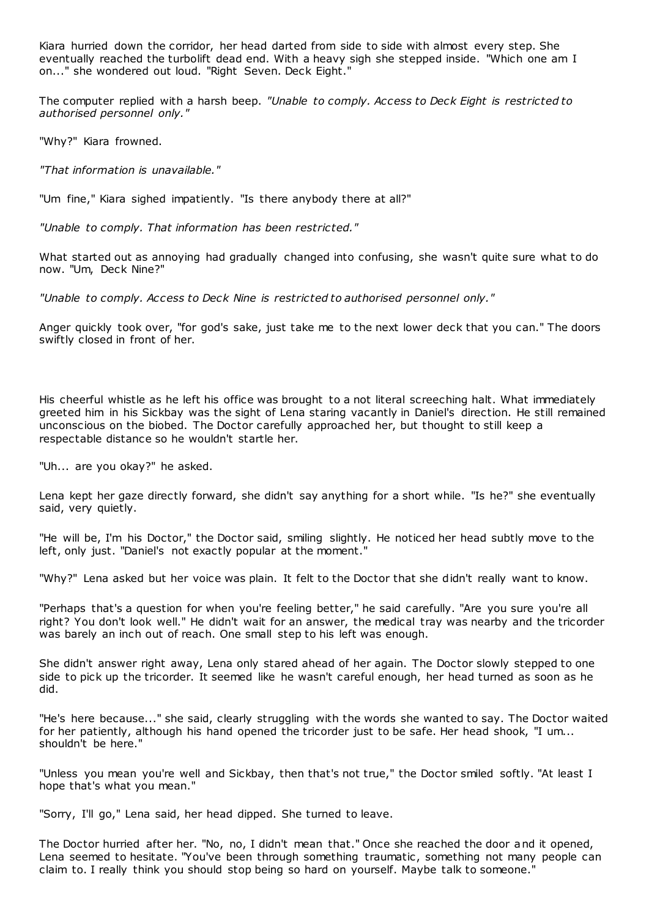Kiara hurried down the corridor, her head darted from side to side with almost every step. She eventually reached the turbolift dead end. With a heavy sigh she stepped inside. "Which one am I on..." she wondered out loud. "Right Seven. Deck Eight."

The computer replied with a harsh beep. *"Unable to comply. Access to Deck Eight is restricted to authorised personnel only."*

"Why?" Kiara frowned.

*"That information is unavailable."*

"Um fine," Kiara sighed impatiently. "Is there anybody there at all?"

*"Unable to comply. That information has been restricted."*

What started out as annoying had gradually changed into confusing, she wasn't quite sure what to do now. "Um, Deck Nine?"

*"Unable to comply. Access to Deck Nine is restricted to authorised personnel only."*

Anger quickly took over, "for god's sake, just take me to the next lower deck that you can." The doors swiftly closed in front of her.

His cheerful whistle as he left his office was brought to a not literal screeching halt. What immediately greeted him in his Sickbay was the sight of Lena staring vacantly in Daniel's direction. He still remained unconscious on the biobed. The Doctor carefully approached her, but thought to still keep a respectable distance so he wouldn't startle her.

"Uh... are you okay?" he asked.

Lena kept her gaze directly forward, she didn't say anything for a short while. "Is he?" she eventually said, very quietly.

"He will be, I'm his Doctor," the Doctor said, smiling slightly. He noticed her head subtly move to the left, only just. "Daniel's not exactly popular at the moment."

"Why?" Lena asked but her voice was plain. It felt to the Doctor that she didn't really want to know.

"Perhaps that's a question for when you're feeling better," he said carefully. "Are you sure you're all right? You don't look well." He didn't wait for an answer, the medical tray was nearby and the tricorder was barely an inch out of reach. One small step to his left was enough.

She didn't answer right away, Lena only stared ahead of her again. The Doctor slowly stepped to one side to pick up the tricorder. It seemed like he wasn't careful enough, her head turned as soon as he did.

"He's here because..." she said, clearly struggling with the words she wanted to say. The Doctor waited for her patiently, although his hand opened the tricorder just to be safe. Her head shook, "I um... shouldn't be here."

"Unless you mean you're well and Sickbay, then that's not true," the Doctor smiled softly. "At least I hope that's what you mean."

"Sorry, I'll go," Lena said, her head dipped. She turned to leave.

The Doctor hurried after her. "No, no, I didn't mean that." Once she reached the door and it opened, Lena seemed to hesitate. "You've been through something traumatic, something not many people can claim to. I really think you should stop being so hard on yourself. Maybe talk to someone."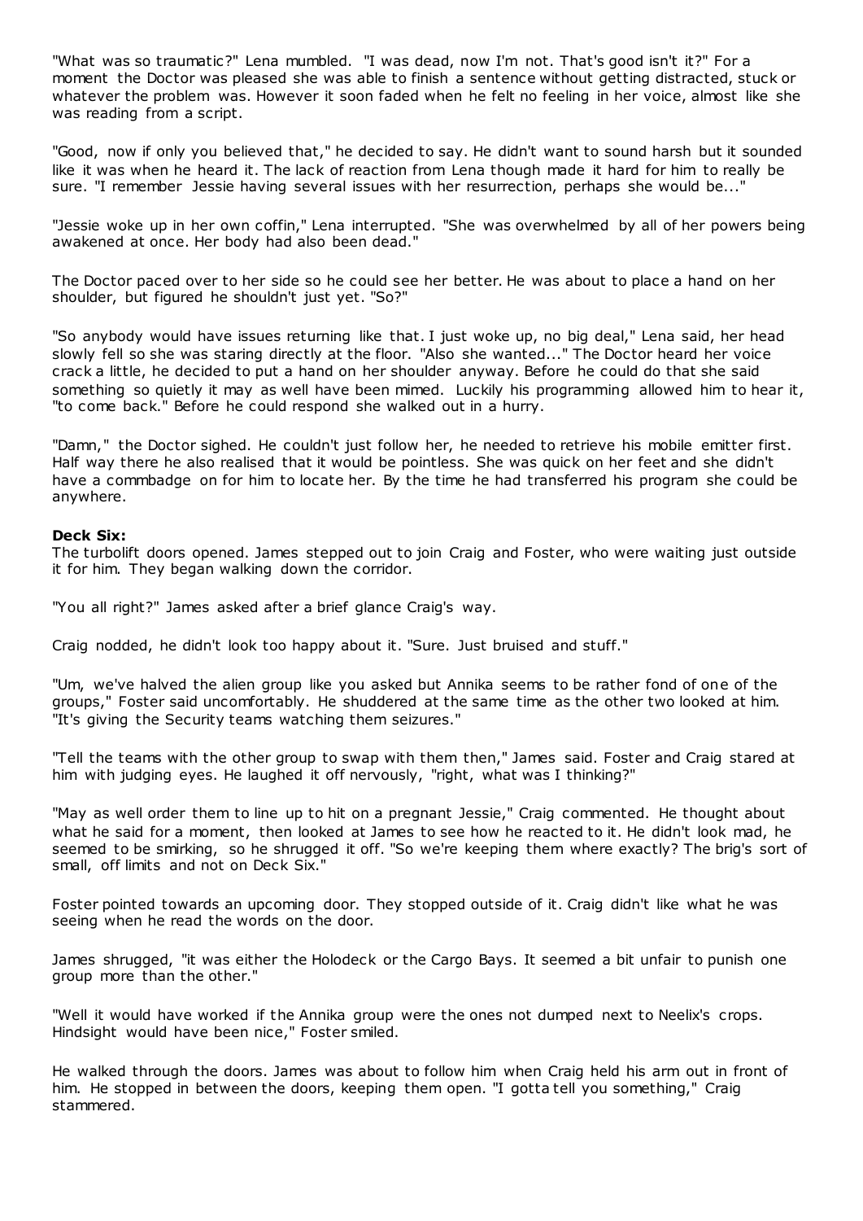"What was so traumatic?" Lena mumbled. "I was dead, now I'm not. That's good isn't it?" For a moment the Doctor was pleased she was able to finish a sentence without getting distracted, stuck or whatever the problem was. However it soon faded when he felt no feeling in her voice, almost like she was reading from a script.

"Good, now if only you believed that," he decided to say. He didn't want to sound harsh but it sounded like it was when he heard it. The lack of reaction from Lena though made it hard for him to really be sure. "I remember Jessie having several issues with her resurrection, perhaps she would be..."

"Jessie woke up in her own coffin," Lena interrupted. "She was overwhelmed by all of her powers being awakened at once. Her body had also been dead."

The Doctor paced over to her side so he could see her better. He was about to place a hand on her shoulder, but figured he shouldn't just yet. "So?"

"So anybody would have issues returning like that. I just woke up, no big deal," Lena said, her head slowly fell so she was staring directly at the floor. "Also she wanted..." The Doctor heard her voice crack a little, he decided to put a hand on her shoulder anyway. Before he could do that she said something so quietly it may as well have been mimed. Luckily his programming allowed him to hear it, "to come back." Before he could respond she walked out in a hurry.

"Damn," the Doctor sighed. He couldn't just follow her, he needed to retrieve his mobile emitter first. Half way there he also realised that it would be pointless. She was quick on her feet and she didn't have a commbadge on for him to locate her. By the time he had transferred his program she could be anywhere.

**Deck Six:**
The turbolift doors opened. James stepped out to join Craig and Foster, who were waiting just outside it for him. They began walking down the corridor.

"You all right?" James asked after a brief glance Craig's way.

Craig nodded, he didn't look too happy about it. "Sure. Just bruised and stuff."

"Um, we've halved the alien group like you asked but Annika seems to be rather fond of one of the groups," Foster said uncomfortably. He shuddered at the same time as the other two looked at him. "It's giving the Security teams watching them seizures."

"Tell the teams with the other group to swap with them then," James said. Foster and Craig stared at him with judging eyes. He laughed it off nervously, "right, what was I thinking?"

"May as well order them to line up to hit on a pregnant Jessie," Craig commented. He thought about what he said for a moment, then looked at James to see how he reacted to it. He didn't look mad, he seemed to be smirking, so he shrugged it off. "So we're keeping them where exactly? The brig's sort of small, off limits and not on Deck Six."

Foster pointed towards an upcoming door. They stopped outside of it. Craig didn't like what he was seeing when he read the words on the door.

James shrugged, "it was either the Holodeck or the Cargo Bays. It seemed a bit unfair to punish one group more than the other."

"Well it would have worked if the Annika group were the ones not dumped next to Neelix's crops. Hindsight would have been nice," Foster smiled.

He walked through the doors. James was about to follow him when Craig held his arm out in front of him. He stopped in between the doors, keeping them open. "I gotta tell you something," Craig stammered.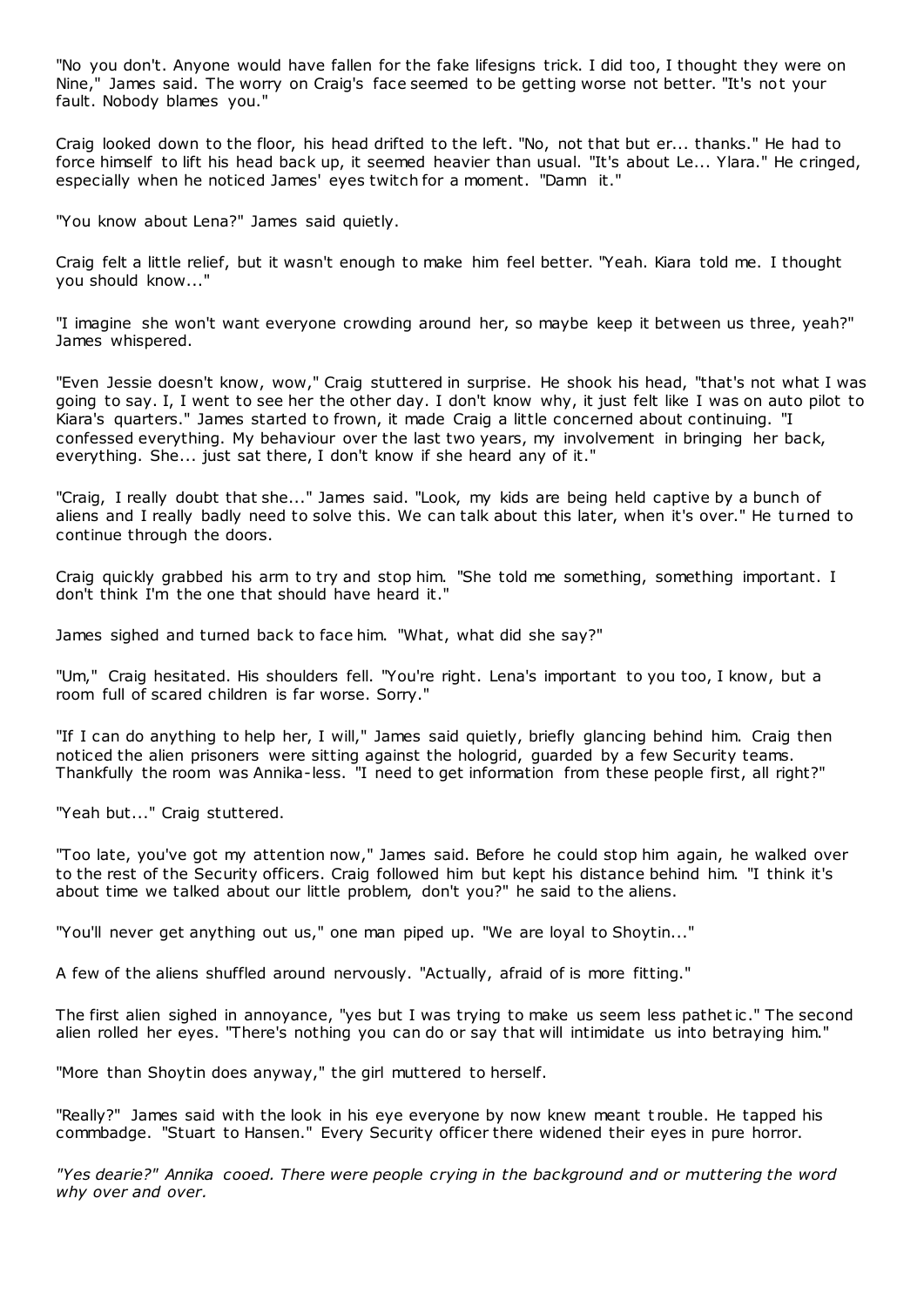"No you don't. Anyone would have fallen for the fake lifesigns trick. I did too, I thought they were on Nine," James said. The worry on Craig's face seemed to be getting worse not better. "It's not your fault. Nobody blames you."

Craig looked down to the floor, his head drifted to the left. "No, not that but er... thanks." He had to force himself to lift his head back up, it seemed heavier than usual. "It's about Le... Ylara." He cringed, especially when he noticed James' eyes twitch for a moment. "Damn it."

"You know about Lena?" James said quietly.

Craig felt a little relief, but it wasn't enough to make him feel better. "Yeah. Kiara told me. I thought you should know..."

"I imagine she won't want everyone crowding around her, so maybe keep it between us three, yeah?" James whispered.

"Even Jessie doesn't know, wow," Craig stuttered in surprise. He shook his head, "that's not what I was going to say. I, I went to see her the other day. I don't know why, it just felt like I was on auto pilot to Kiara's quarters." James started to frown, it made Craig a little concerned about continuing. "I confessed everything. My behaviour over the last two years, my involvement in bringing her back, everything. She... just sat there, I don't know if she heard any of it."

"Craig, I really doubt that she..." James said. "Look, my kids are being held captive by a bunch of aliens and I really badly need to solve this. We can talk about this later, when it's over." He turned to continue through the doors.

Craig quickly grabbed his arm to try and stop him. "She told me something, something important. I don't think I'm the one that should have heard it."

James sighed and turned back to face him. "What, what did she say?"

"Um," Craig hesitated. His shoulders fell. "You're right. Lena's important to you too, I know, but a room full of scared children is far worse. Sorry."

"If I can do anything to help her, I will," James said quietly, briefly glancing behind him. Craig then noticed the alien prisoners were sitting against the hologrid, guarded by a few Security teams. Thankfully the room was Annika-less. "I need to get information from these people first, all right?"

"Yeah but..." Craig stuttered.

"Too late, you've got my attention now," James said. Before he could stop him again, he walked over to the rest of the Security officers. Craig followed him but kept his distance behind him. "I think it's about time we talked about our little problem, don't you?" he said to the aliens.

"You'll never get anything out us," one man piped up. "We are loyal to Shoytin..."

A few of the aliens shuffled around nervously. "Actually, afraid of is more fitting."

The first alien sighed in annoyance, "yes but I was trying to make us seem less pathetic." The second alien rolled her eyes. "There's nothing you can do or say that will intimidate us into betraying him."

"More than Shoytin does anyway," the girl muttered to herself.

"Really?" James said with the look in his eye everyone by now knew meant trouble. He tapped his commbadge. "Stuart to Hansen." Every Security officer there widened their eyes in pure horror.

*"Yes dearie?" Annika cooed. There were people crying in the background and or muttering the word why over and over.*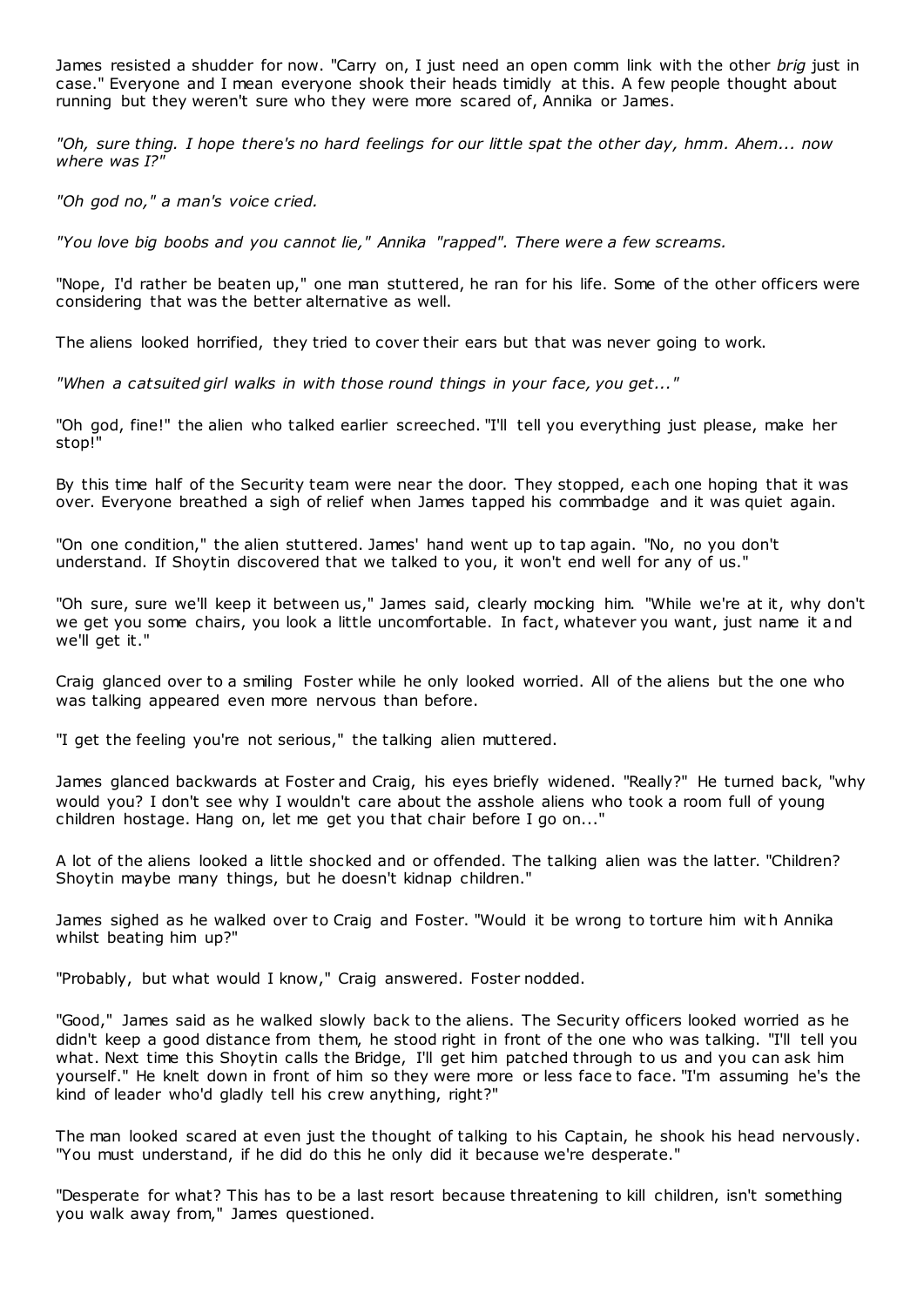James resisted a shudder for now. "Carry on, I just need an open comm link with the other *brig* just in case." Everyone and I mean everyone shook their heads timidly at this. A few people thought about running but they weren't sure who they were more scared of, Annika or James.

*"Oh, sure thing. I hope there's no hard feelings for our little spat the other day, hmm. Ahem... now where was I?"*

*"Oh god no," a man's voice cried.*

*"You love big boobs and you cannot lie," Annika "rapped". There were a few screams.*

"Nope, I'd rather be beaten up," one man stuttered, he ran for his life. Some of the other officers were considering that was the better alternative as well.

The aliens looked horrified, they tried to cover their ears but that was never going to work.

*"When a catsuited girl walks in with those round things in your face, you get..."*

"Oh god, fine!" the alien who talked earlier screeched. "I'll tell you everything just please, make her stop!"

By this time half of the Security team were near the door. They stopped, each one hoping that it was over. Everyone breathed a sigh of relief when James tapped his commbadge and it was quiet again.

"On one condition," the alien stuttered. James' hand went up to tap again. "No, no you don't understand. If Shoytin discovered that we talked to you, it won't end well for any of us."

"Oh sure, sure we'll keep it between us," James said, clearly mocking him. "While we're at it, why don't we get you some chairs, you look a little uncomfortable. In fact, whatever you want, just name it and we'll get it."

Craig glanced over to a smiling Foster while he only looked worried. All of the aliens but the one who was talking appeared even more nervous than before.

"I get the feeling you're not serious," the talking alien muttered.

James glanced backwards at Foster and Craig, his eyes briefly widened. "Really?" He turned back, "why would you? I don't see why I wouldn't care about the asshole aliens who took a room full of young children hostage. Hang on, let me get you that chair before I go on..."

A lot of the aliens looked a little shocked and or offended. The talking alien was the latter. "Children? Shoytin maybe many things, but he doesn't kidnap children."

James sighed as he walked over to Craig and Foster. "Would it be wrong to torture him with Annika whilst beating him up?"

"Probably, but what would I know," Craig answered. Foster nodded.

"Good," James said as he walked slowly back to the aliens. The Security officers looked worried as he didn't keep a good distance from them, he stood right in front of the one who was talking. "I'll tell you what. Next time this Shoytin calls the Bridge, I'll get him patched through to us and you can ask him yourself." He knelt down in front of him so they were more or less face to face. "I'm assuming he's the kind of leader who'd gladly tell his crew anything, right?"

The man looked scared at even just the thought of talking to his Captain, he shook his head nervously. "You must understand, if he did do this he only did it because we're desperate."

"Desperate for what? This has to be a last resort because threatening to kill children, isn't something you walk away from," James questioned.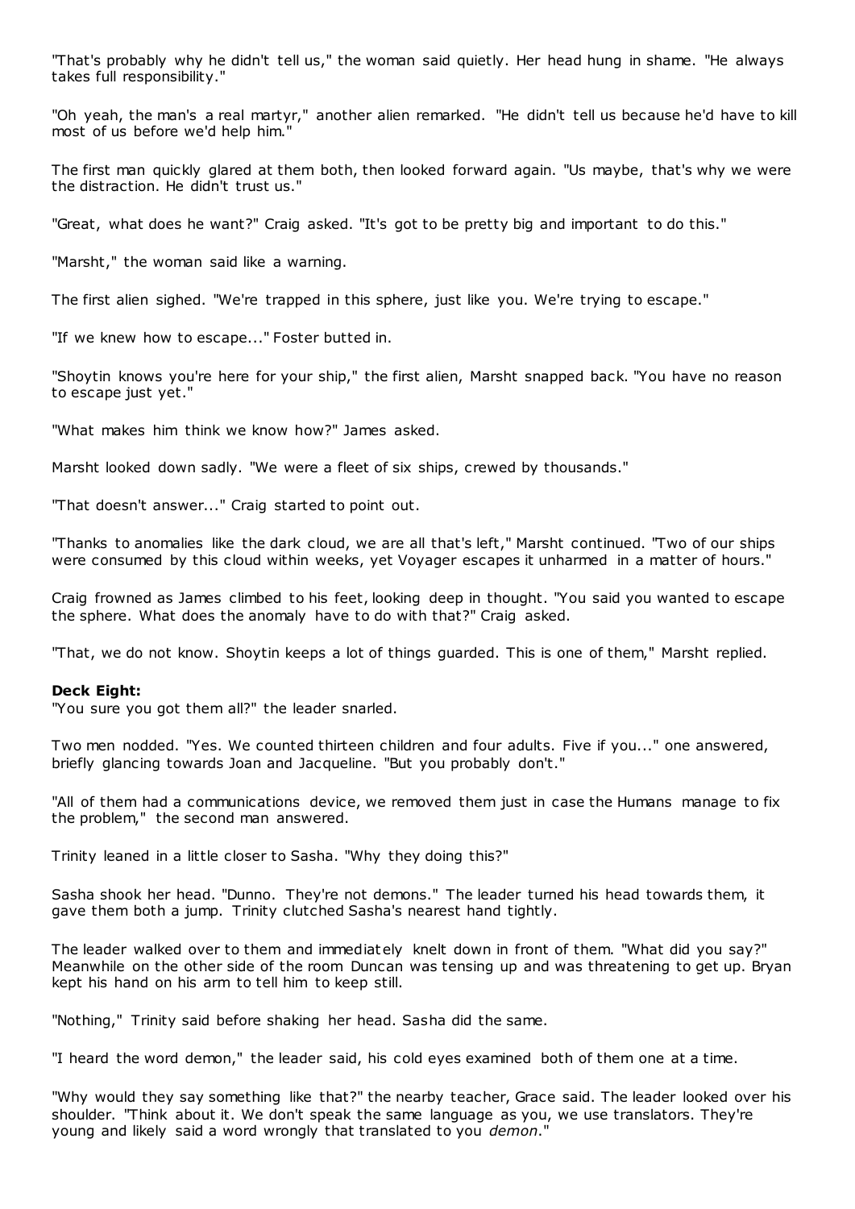"That's probably why he didn't tell us," the woman said quietly. Her head hung in shame. "He always takes full responsibility."

"Oh yeah, the man's a real martyr," another alien remarked. "He didn't tell us because he'd have to kill most of us before we'd help him."

The first man quickly glared at them both, then looked forward again. "Us maybe, that's why we were the distraction. He didn't trust us."

"Great, what does he want?" Craig asked. "It's got to be pretty big and important to do this."

"Marsht," the woman said like a warning.

The first alien sighed. "We're trapped in this sphere, just like you. We're trying to escape."

"If we knew how to escape..." Foster butted in.

"Shoytin knows you're here for your ship," the first alien, Marsht snapped back. "You have no reason to escape just yet."

"What makes him think we know how?" James asked.

Marsht looked down sadly. "We were a fleet of six ships, crewed by thousands."

"That doesn't answer..." Craig started to point out.

"Thanks to anomalies like the dark cloud, we are all that's left," Marsht continued. "Two of our ships were consumed by this cloud within weeks, yet Voyager escapes it unharmed in a matter of hours."

Craig frowned as James climbed to his feet, looking deep in thought. "You said you wanted to escape the sphere. What does the anomaly have to do with that?" Craig asked.

"That, we do not know. Shoytin keeps a lot of things guarded. This is one of them," Marsht replied.

**Deck Eight:**
"You sure you got them all?" the leader snarled.

Two men nodded. "Yes. We counted thirteen children and four adults. Five if you..." one answered, briefly glancing towards Joan and Jacqueline. "But you probably don't."

"All of them had a communications device, we removed them just in case the Humans manage to fix the problem," the second man answered.

Trinity leaned in a little closer to Sasha. "Why they doing this?"

Sasha shook her head. "Dunno. They're not demons." The leader turned his head towards them, it gave them both a jump. Trinity clutched Sasha's nearest hand tightly.

The leader walked over to them and immediately knelt down in front of them. "What did you say?" Meanwhile on the other side of the room Duncan was tensing up and was threatening to get up. Bryan kept his hand on his arm to tell him to keep still.

"Nothing," Trinity said before shaking her head. Sasha did the same.

"I heard the word demon," the leader said, his cold eyes examined both of them one at a time.

"Why would they say something like that?" the nearby teacher, Grace said. The leader looked over his shoulder. "Think about it. We don't speak the same language as you, we use translators. They're young and likely said a word wrongly that translated to you *demon*."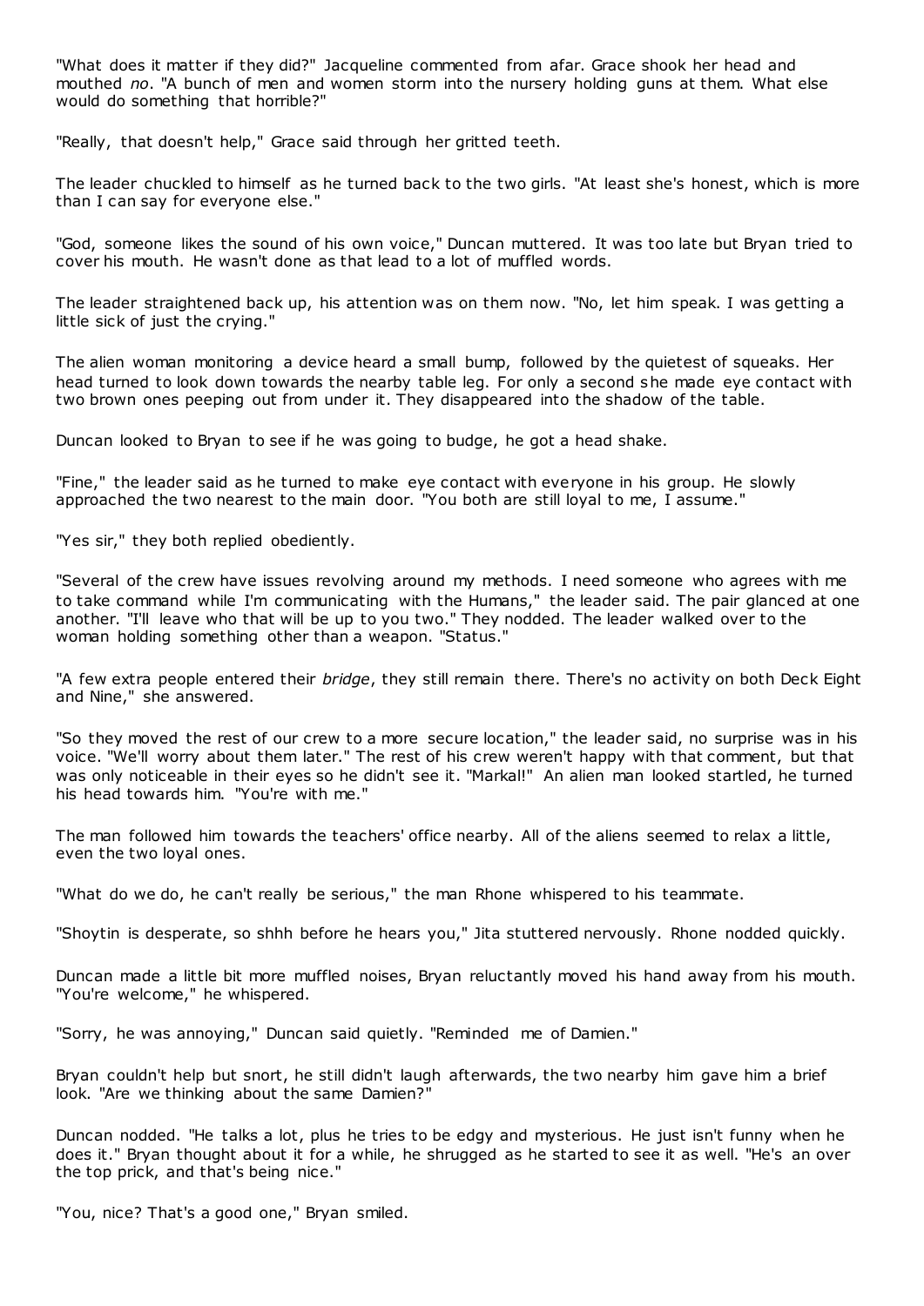"What does it matter if they did?" Jacqueline commented from afar. Grace shook her head and mouthed *no*. "A bunch of men and women storm into the nursery holding guns at them. What else would do something that horrible?"

"Really, that doesn't help," Grace said through her gritted teeth.

The leader chuckled to himself as he turned back to the two girls. "At least she's honest, which is more than I can say for everyone else."

"God, someone likes the sound of his own voice," Duncan muttered. It was too late but Bryan tried to cover his mouth. He wasn't done as that lead to a lot of muffled words.

The leader straightened back up, his attention was on them now. "No, let him speak. I was getting a little sick of just the crying."

The alien woman monitoring a device heard a small bump, followed by the quietest of squeaks. Her head turned to look down towards the nearby table leg. For only a second she made eye contact with two brown ones peeping out from under it. They disappeared into the shadow of the table.

Duncan looked to Bryan to see if he was going to budge, he got a head shake.

"Fine," the leader said as he turned to make eye contact with everyone in his group. He slowly approached the two nearest to the main door. "You both are still loyal to me, I assume."

"Yes sir," they both replied obediently.

"Several of the crew have issues revolving around my methods. I need someone who agrees with me to take command while I'm communicating with the Humans," the leader said. The pair glanced at one another. "I'll leave who that will be up to you two." They nodded. The leader walked over to the woman holding something other than a weapon. "Status."

"A few extra people entered their *bridge*, they still remain there. There's no activity on both Deck Eight and Nine," she answered.

"So they moved the rest of our crew to a more secure location," the leader said, no surprise was in his voice. "We'll worry about them later." The rest of his crew weren't happy with that comment, but that was only noticeable in their eyes so he didn't see it. "Markal!" An alien man looked startled, he turned his head towards him. "You're with me."

The man followed him towards the teachers' office nearby. All of the aliens seemed to relax a little, even the two loyal ones.

"What do we do, he can't really be serious," the man Rhone whispered to his teammate.

"Shoytin is desperate, so shhh before he hears you," Jita stuttered nervously. Rhone nodded quickly.

Duncan made a little bit more muffled noises, Bryan reluctantly moved his hand away from his mouth. "You're welcome," he whispered.

"Sorry, he was annoying," Duncan said quietly. "Reminded me of Damien."

Bryan couldn't help but snort, he still didn't laugh afterwards, the two nearby him gave him a brief look. "Are we thinking about the same Damien?"

Duncan nodded. "He talks a lot, plus he tries to be edgy and mysterious. He just isn't funny when he does it." Bryan thought about it for a while, he shrugged as he started to see it as well. "He's an over the top prick, and that's being nice."

"You, nice? That's a good one," Bryan smiled.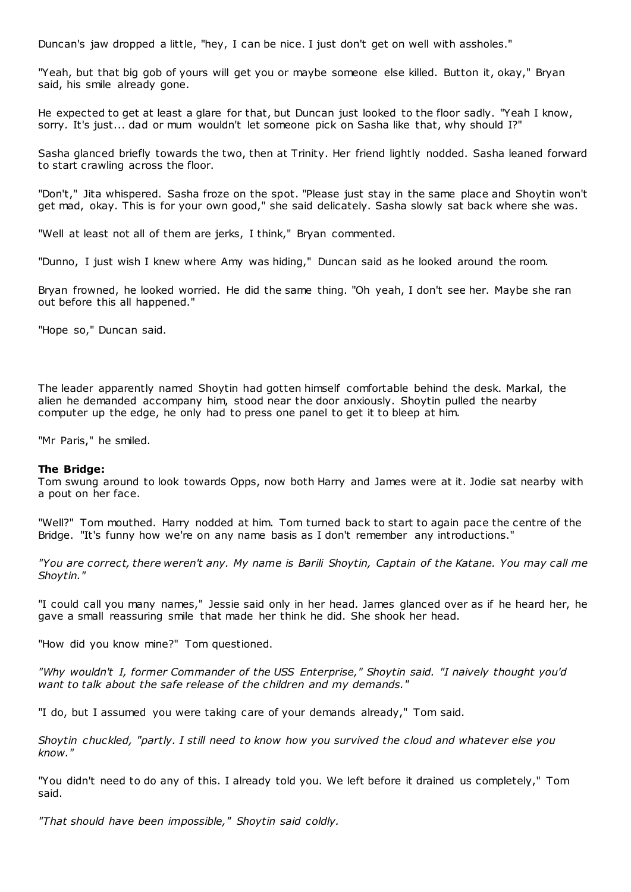Duncan's jaw dropped a little, "hey, I can be nice. I just don't get on well with assholes."

"Yeah, but that big gob of yours will get you or maybe someone else killed. Button it, okay," Bryan said, his smile already gone.

He expected to get at least a glare for that, but Duncan just looked to the floor sadly. "Yeah I know, sorry. It's just... dad or mum wouldn't let someone pick on Sasha like that, why should I?"

Sasha glanced briefly towards the two, then at Trinity. Her friend lightly nodded. Sasha leaned forward to start crawling across the floor.

"Don't," Jita whispered. Sasha froze on the spot. "Please just stay in the same place and Shoytin won't get mad, okay. This is for your own good," she said delicately. Sasha slowly sat back where she was.

"Well at least not all of them are jerks, I think," Bryan commented.

"Dunno, I just wish I knew where Amy was hiding," Duncan said as he looked around the room.

Bryan frowned, he looked worried. He did the same thing. "Oh yeah, I don't see her. Maybe she ran out before this all happened."

"Hope so," Duncan said.

The leader apparently named Shoytin had gotten himself comfortable behind the desk. Markal, the alien he demanded accompany him, stood near the door anxiously. Shoytin pulled the nearby computer up the edge, he only had to press one panel to get it to bleep at him.

"Mr Paris," he smiled.

**The Bridge:**
Tom swung around to look towards Opps, now both Harry and James were at it. Jodie sat nearby with a pout on her face.

"Well?" Tom mouthed. Harry nodded at him. Tom turned back to start to again pace the centre of the Bridge. "It's funny how we're on any name basis as I don't remember any introductions."

*"You are correct, there weren't any. My name is Barili Shoytin, Captain of the Katane. You may call me Shoytin."*

"I could call you many names," Jessie said only in her head. James glanced over as if he heard her, he gave a small reassuring smile that made her think he did. She shook her head.

"How did you know mine?" Tom questioned.

*"Why wouldn't I, former Commander of the USS Enterprise," Shoytin said. "I naively thought you'd want to talk about the safe release of the children and my demands."*

"I do, but I assumed you were taking care of your demands already," Tom said.

*Shoytin chuckled, "partly. I still need to know how you survived the cloud and whatever else you know."*

"You didn't need to do any of this. I already told you. We left before it drained us completely," Tom said.

*"That should have been impossible," Shoytin said coldly.*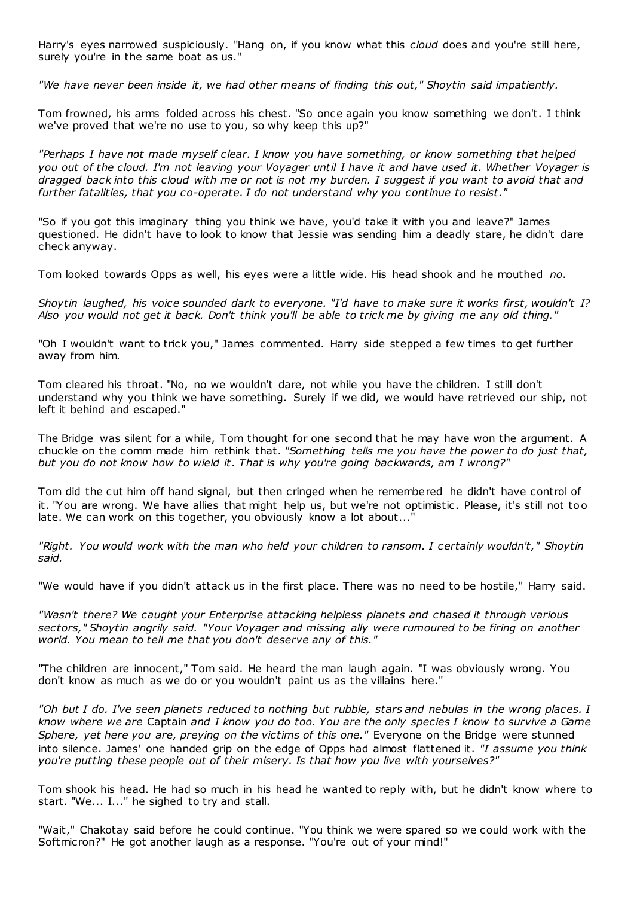Harry's eyes narrowed suspiciously. "Hang on, if you know what this *cloud* does and you're still here, surely you're in the same boat as us."

*"We have never been inside it, we had other means of finding this out," Shoytin said impatiently.*

Tom frowned, his arms folded across his chest. "So once again you know something we don't. I think we've proved that we're no use to you, so why keep this up?"

*"Perhaps I have not made myself clear. I know you have something, or know something that helped you out of the cloud. I'm not leaving your Voyager until I have it and have used it. Whether Voyager is dragged back into this cloud with me or not is not my burden. I suggest if you want to avoid that and further fatalities, that you co-operate. I do not understand why you continue to resist."*

"So if you got this imaginary thing you think we have, you'd take it with you and leave?" James questioned. He didn't have to look to know that Jessie was sending him a deadly stare, he didn't dare check anyway.

Tom looked towards Opps as well, his eyes were a little wide. His head shook and he mouthed *no*.

*Shoytin laughed, his voice sounded dark to everyone. "I'd have to make sure it works first, wouldn't I? Also you would not get it back. Don't think you'll be able to trick me by giving me any old thing."*

"Oh I wouldn't want to trick you," James commented. Harry side stepped a few times to get further away from him.

Tom cleared his throat. "No, no we wouldn't dare, not while you have the children. I still don't understand why you think we have something. Surely if we did, we would have retrieved our ship, not left it behind and escaped."

The Bridge was silent for a while, Tom thought for one second that he may have won the argument. A chuckle on the comm made him rethink that. *"Something tells me you have the power to do just that, but you do not know how to wield it. That is why you're going backwards, am I wrong?"*

Tom did the cut him off hand signal, but then cringed when he remembered he didn't have control of it. "You are wrong. We have allies that might help us, but we're not optimistic. Please, it's still not too late. We can work on this together, you obviously know a lot about..."

*"Right. You would work with the man who held your children to ransom. I certainly wouldn't," Shoytin said.*

"We would have if you didn't attack us in the first place. There was no need to be hostile," Harry said.

*"Wasn't there? We caught your Enterprise attacking helpless planets and chased it through various sectors," Shoytin angrily said. "Your Voyager and missing ally were rumoured to be firing on another world. You mean to tell me that you don't deserve any of this."*

"The children are innocent," Tom said. He heard the man laugh again. "I was obviously wrong. You don't know as much as we do or you wouldn't paint us as the villains here."

*"Oh but I do. I've seen planets reduced to nothing but rubble, stars and nebulas in the wrong places. I know where we are* Captain *and I know you do too. You are the only species I know to survive a Game Sphere, yet here you are, preying on the victims of this one."* Everyone on the Bridge were stunned into silence. James' one handed grip on the edge of Opps had almost flattened it. *"I assume you think you're putting these people out of their misery. Is that how you live with yourselves?"*

Tom shook his head. He had so much in his head he wanted to reply with, but he didn't know where to start. "We... I..." he sighed to try and stall.

"Wait," Chakotay said before he could continue. "You think we were spared so we could work with the Softmicron?" He got another laugh as a response. "You're out of your mind!"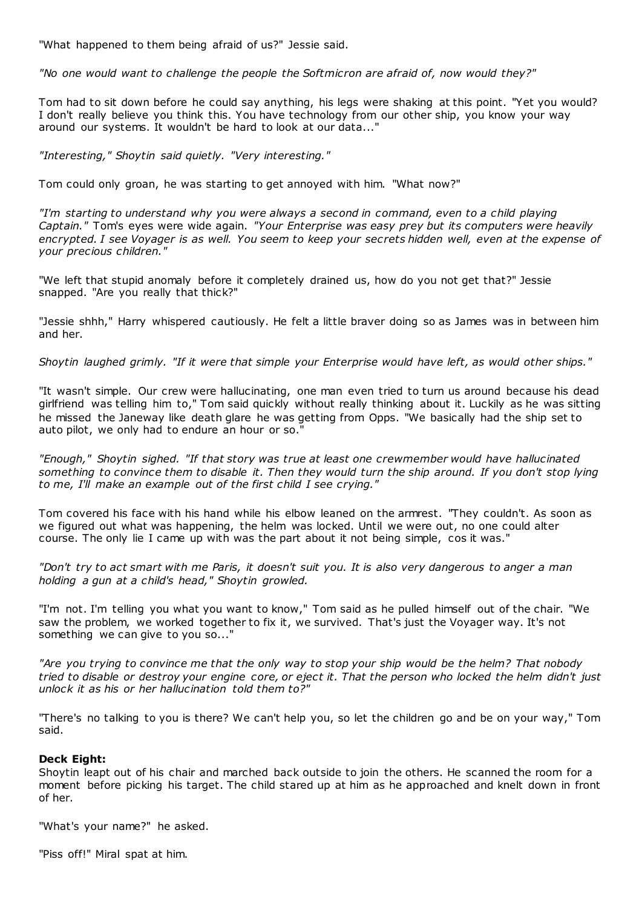"What happened to them being afraid of us?" Jessie said.

*"No one would want to challenge the people the Softmicron are afraid of, now would they?"*

Tom had to sit down before he could say anything, his legs were shaking at this point. "Yet you would? I don't really believe you think this. You have technology from our other ship, you know your way around our systems. It wouldn't be hard to look at our data..."

*"Interesting," Shoytin said quietly. "Very interesting."*

Tom could only groan, he was starting to get annoyed with him. "What now?"

*"I'm starting to understand why you were always a second in command, even to a child playing Captain."* Tom's eyes were wide again. *"Your Enterprise was easy prey but its computers were heavily encrypted. I see Voyager is as well. You seem to keep your secrets hidden well, even at the expense of your precious children."*

"We left that stupid anomaly before it completely drained us, how do you not get that?" Jessie snapped. "Are you really that thick?"

"Jessie shhh," Harry whispered cautiously. He felt a little braver doing so as James was in between him and her.

*Shoytin laughed grimly. "If it were that simple your Enterprise would have left, as would other ships."*

"It wasn't simple. Our crew were hallucinating, one man even tried to turn us around because his dead girlfriend was telling him to," Tom said quickly without really thinking about it. Luckily as he was sitting he missed the Janeway like death glare he was getting from Opps. "We basically had the ship set to auto pilot, we only had to endure an hour or so."

*"Enough," Shoytin sighed. "If that story was true at least one crewmember would have hallucinated something to convince them to disable it. Then they would turn the ship around. If you don't stop lying to me, I'll make an example out of the first child I see crying."*

Tom covered his face with his hand while his elbow leaned on the armrest. "They couldn't. As soon as we figured out what was happening, the helm was locked. Until we were out, no one could alter course. The only lie I came up with was the part about it not being simple, cos it was."

*"Don't try to act smart with me Paris, it doesn't suit you. It is also very dangerous to anger a man holding a gun at a child's head," Shoytin growled.*

"I'm not. I'm telling you what you want to know," Tom said as he pulled himself out of the chair. "We saw the problem, we worked together to fix it, we survived. That's just the Voyager way. It's not something we can give to you so..."

*"Are you trying to convince me that the only way to stop your ship would be the helm? That nobody tried to disable or destroy your engine core, or eject it. That the person who locked the helm didn't just unlock it as his or her hallucination told them to?"*

"There's no talking to you is there? We can't help you, so let the children go and be on your way," Tom said.

**Deck Eight:**
Shoytin leapt out of his chair and marched back outside to join the others. He scanned the room for a moment before picking his target. The child stared up at him as he approached and knelt down in front of her.

"What's your name?" he asked.

"Piss off!" Miral spat at him.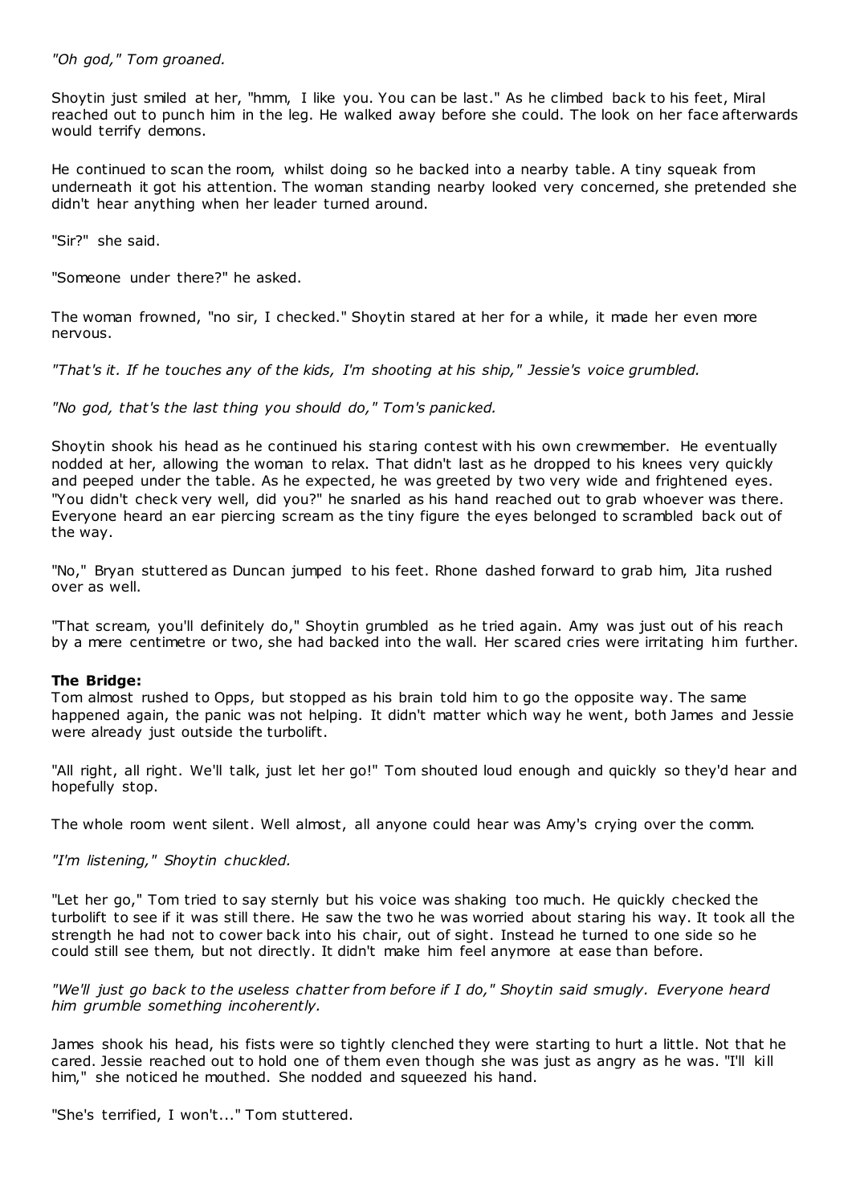*"Oh god," Tom groaned.*

Shoytin just smiled at her, "hmm, I like you. You can be last." As he climbed back to his feet, Miral reached out to punch him in the leg. He walked away before she could. The look on her face afterwards would terrify demons.

He continued to scan the room, whilst doing so he backed into a nearby table. A tiny squeak from underneath it got his attention. The woman standing nearby looked very concerned, she pretended she didn't hear anything when her leader turned around.

"Sir?" she said.

"Someone under there?" he asked.

The woman frowned, "no sir, I checked." Shoytin stared at her for a while, it made her even more nervous.

*"That's it. If he touches any of the kids, I'm shooting at his ship," Jessie's voice grumbled.*

*"No god, that's the last thing you should do," Tom's panicked.*

Shoytin shook his head as he continued his staring contest with his own crewmember. He eventually nodded at her, allowing the woman to relax. That didn't last as he dropped to his knees very quickly and peeped under the table. As he expected, he was greeted by two very wide and frightened eyes. "You didn't check very well, did you?" he snarled as his hand reached out to grab whoever was there. Everyone heard an ear piercing scream as the tiny figure the eyes belonged to scrambled back out of the way.

"No," Bryan stuttered as Duncan jumped to his feet. Rhone dashed forward to grab him, Jita rushed over as well.

"That scream, you'll definitely do," Shoytin grumbled as he tried again. Amy was just out of his reach by a mere centimetre or two, she had backed into the wall. Her scared cries were irritating him further.

**The Bridge:**
Tom almost rushed to Opps, but stopped as his brain told him to go the opposite way. The same happened again, the panic was not helping. It didn't matter which way he went, both James and Jessie were already just outside the turbolift.

"All right, all right. We'll talk, just let her go!" Tom shouted loud enough and quickly so they'd hear and hopefully stop.

The whole room went silent. Well almost, all anyone could hear was Amy's crying over the comm.

*"I'm listening," Shoytin chuckled.*

"Let her go," Tom tried to say sternly but his voice was shaking too much. He quickly checked the turbolift to see if it was still there. He saw the two he was worried about staring his way. It took all the strength he had not to cower back into his chair, out of sight. Instead he turned to one side so he could still see them, but not directly. It didn't make him feel anymore at ease than before.

*"We'll just go back to the useless chatter from before if I do," Shoytin said smugly. Everyone heard him grumble something incoherently.*

James shook his head, his fists were so tightly clenched they were starting to hurt a little. Not that he cared. Jessie reached out to hold one of them even though she was just as angry as he was. "I'll kill him," she noticed he mouthed. She nodded and squeezed his hand.

"She's terrified, I won't..." Tom stuttered.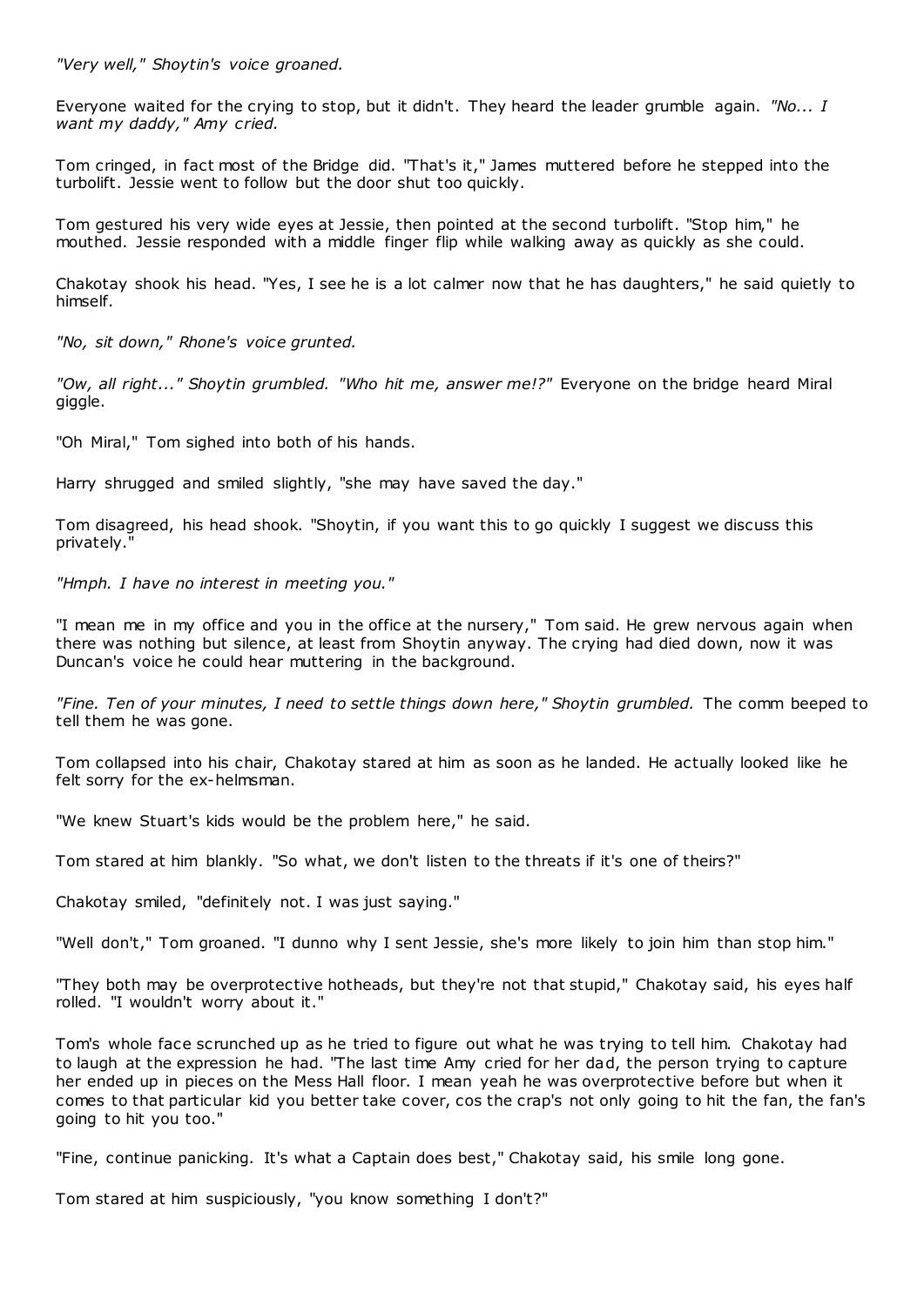*"Very well," Shoytin's voice groaned.*

Everyone waited for the crying to stop, but it didn't. They heard the leader grumble again. *"No... I want my daddy," Amy cried.*

Tom cringed, in fact most of the Bridge did. "That's it," James muttered before he stepped into the turbolift. Jessie went to follow but the door shut too quickly.

Tom gestured his very wide eyes at Jessie, then pointed at the second turbolift. "Stop him," he mouthed. Jessie responded with a middle finger flip while walking away as quickly as she could.

Chakotay shook his head. "Yes, I see he is a lot calmer now that he has daughters," he said quietly to himself.

*"No, sit down," Rhone's voice grunted.*

*"Ow, all right..." Shoytin grumbled. "Who hit me, answer me!?"* Everyone on the bridge heard Miral giggle.

"Oh Miral," Tom sighed into both of his hands.

Harry shrugged and smiled slightly, "she may have saved the day."

Tom disagreed, his head shook. "Shoytin, if you want this to go quickly I suggest we discuss this privately."

*"Hmph. I have no interest in meeting you."*

"I mean me in my office and you in the office at the nursery," Tom said. He grew nervous again when there was nothing but silence, at least from Shoytin anyway. The crying had died down, now it was Duncan's voice he could hear muttering in the background.

*"Fine. Ten of your minutes, I need to settle things down here," Shoytin grumbled.* The comm beeped to tell them he was gone.

Tom collapsed into his chair, Chakotay stared at him as soon as he landed. He actually looked like he felt sorry for the ex-helmsman.

"We knew Stuart's kids would be the problem here," he said.

Tom stared at him blankly. "So what, we don't listen to the threats if it's one of theirs?"

Chakotay smiled, "definitely not. I was just saying."

"Well don't," Tom groaned. "I dunno why I sent Jessie, she's more likely to join him than stop him."

"They both may be overprotective hotheads, but they're not that stupid," Chakotay said, his eyes half rolled. "I wouldn't worry about it."

Tom's whole face scrunched up as he tried to figure out what he was trying to tell him. Chakotay had to laugh at the expression he had. "The last time Amy cried for her dad, the person trying to capture her ended up in pieces on the Mess Hall floor. I mean yeah he was overprotective before but when it comes to that particular kid you better take cover, cos the crap's not only going to hit the fan, the fan's going to hit you too."

"Fine, continue panicking. It's what a Captain does best," Chakotay said, his smile long gone.

Tom stared at him suspiciously, "you know something I don't?"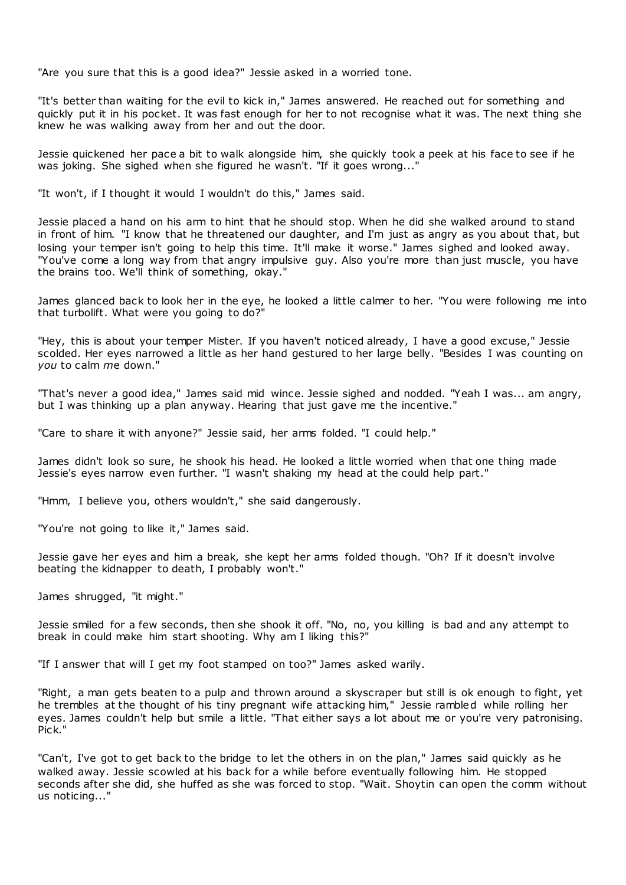"Are you sure that this is a good idea?" Jessie asked in a worried tone.

"It's better than waiting for the evil to kick in," James answered. He reached out for something and quickly put it in his pocket. It was fast enough for her to not recognise what it was. The next thing she knew he was walking away from her and out the door.

Jessie quickened her pace a bit to walk alongside him, she quickly took a peek at his face to see if he was joking. She sighed when she figured he wasn't. "If it goes wrong..."

"It won't, if I thought it would I wouldn't do this," James said.

Jessie placed a hand on his arm to hint that he should stop. When he did she walked around to stand in front of him. "I know that he threatened our daughter, and I'm just as angry as you about that, but losing your temper isn't going to help this time. It'll make it worse." James sighed and looked away. "You've come a long way from that angry impulsive guy. Also you're more than just muscle, you have the brains too. We'll think of something, okay."

James glanced back to look her in the eye, he looked a little calmer to her. "You were following me into that turbolift. What were you going to do?"

"Hey, this is about your temper Mister. If you haven't noticed already, I have a good excuse," Jessie scolded. Her eyes narrowed a little as her hand gestured to her large belly. "Besides I was counting on *you* to calm *me* down."

"That's never a good idea," James said mid wince. Jessie sighed and nodded. "Yeah I was... am angry, but I was thinking up a plan anyway. Hearing that just gave me the incentive."

"Care to share it with anyone?" Jessie said, her arms folded. "I could help."

James didn't look so sure, he shook his head. He looked a little worried when that one thing made Jessie's eyes narrow even further. "I wasn't shaking my head at the could help part."

"Hmm, I believe you, others wouldn't," she said dangerously.

"You're not going to like it," James said.

Jessie gave her eyes and him a break, she kept her arms folded though. "Oh? If it doesn't involve beating the kidnapper to death, I probably won't."

James shrugged, "it might."

Jessie smiled for a few seconds, then she shook it off. "No, no, you killing is bad and any attempt to break in could make him start shooting. Why am I liking this?"

"If I answer that will I get my foot stamped on too?" James asked warily.

"Right, a man gets beaten to a pulp and thrown around a skyscraper but still is ok enough to fight, yet he trembles at the thought of his tiny pregnant wife attacking him," Jessie rambled while rolling her eyes. James couldn't help but smile a little. "That either says a lot about me or you're very patronising. Pick."

"Can't, I've got to get back to the bridge to let the others in on the plan," James said quickly as he walked away. Jessie scowled at his back for a while before eventually following him. He stopped seconds after she did, she huffed as she was forced to stop. "Wait. Shoytin can open the comm without us noticing..."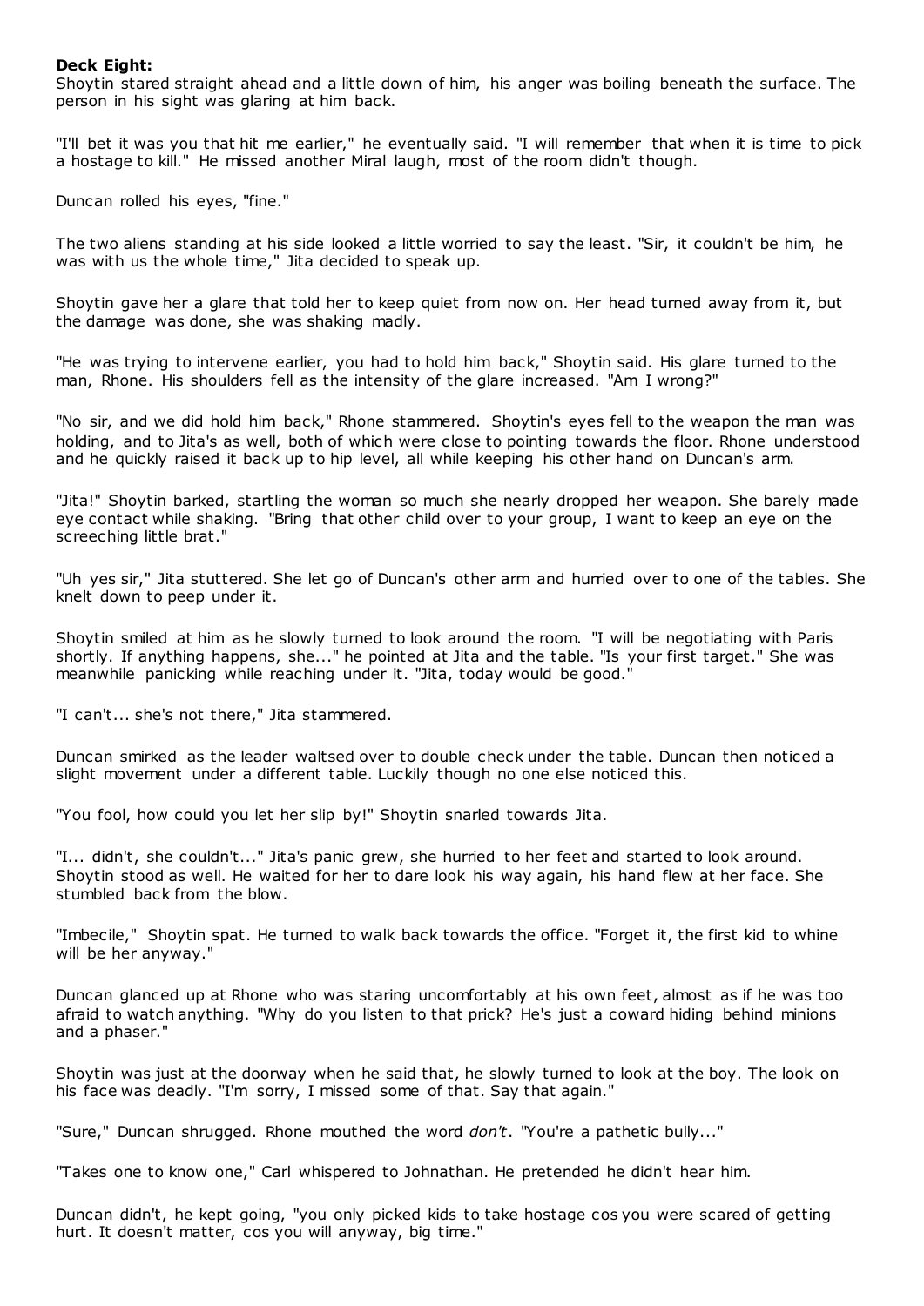**Deck Eight:**

Shoytin stared straight ahead and a little down of him, his anger was boiling beneath the surface. The person in his sight was glaring at him back.

"I'll bet it was you that hit me earlier," he eventually said. "I will remember that when it is time to pick a hostage to kill." He missed another Miral laugh, most of the room didn't though.

Duncan rolled his eyes, "fine."

The two aliens standing at his side looked a little worried to say the least. "Sir, it couldn't be him, he was with us the whole time," Jita decided to speak up.

Shoytin gave her a glare that told her to keep quiet from now on. Her head turned away from it, but the damage was done, she was shaking madly.

"He was trying to intervene earlier, you had to hold him back," Shoytin said. His glare turned to the man, Rhone. His shoulders fell as the intensity of the glare increased. "Am I wrong?"

"No sir, and we did hold him back," Rhone stammered. Shoytin's eyes fell to the weapon the man was holding, and to Jita's as well, both of which were close to pointing towards the floor. Rhone understood and he quickly raised it back up to hip level, all while keeping his other hand on Duncan's arm.

"Jita!" Shoytin barked, startling the woman so much she nearly dropped her weapon. She barely made eye contact while shaking. "Bring that other child over to your group, I want to keep an eye on the screeching little brat."

"Uh yes sir," Jita stuttered. She let go of Duncan's other arm and hurried over to one of the tables. She knelt down to peep under it.

Shoytin smiled at him as he slowly turned to look around the room. "I will be negotiating with Paris shortly. If anything happens, she..." he pointed at Jita and the table. "Is your first target." She was meanwhile panicking while reaching under it. "Jita, today would be good."

"I can't... she's not there," Jita stammered.

Duncan smirked as the leader waltsed over to double check under the table. Duncan then noticed a slight movement under a different table. Luckily though no one else noticed this.

"You fool, how could you let her slip by!" Shoytin snarled towards Jita.

"I... didn't, she couldn't..." Jita's panic grew, she hurried to her feet and started to look around. Shoytin stood as well. He waited for her to dare look his way again, his hand flew at her face. She stumbled back from the blow.

"Imbecile," Shoytin spat. He turned to walk back towards the office. "Forget it, the first kid to whine will be her anyway."

Duncan glanced up at Rhone who was staring uncomfortably at his own feet, almost as if he was too afraid to watch anything. "Why do you listen to that prick? He's just a coward hiding behind minions and a phaser."

Shoytin was just at the doorway when he said that, he slowly turned to look at the boy. The look on his face was deadly. "I'm sorry, I missed some of that. Say that again."

"Sure," Duncan shrugged. Rhone mouthed the word *don't*. "You're a pathetic bully..."

"Takes one to know one," Carl whispered to Johnathan. He pretended he didn't hear him.

Duncan didn't, he kept going, "you only picked kids to take hostage cos you were scared of getting hurt. It doesn't matter, cos you will anyway, big time."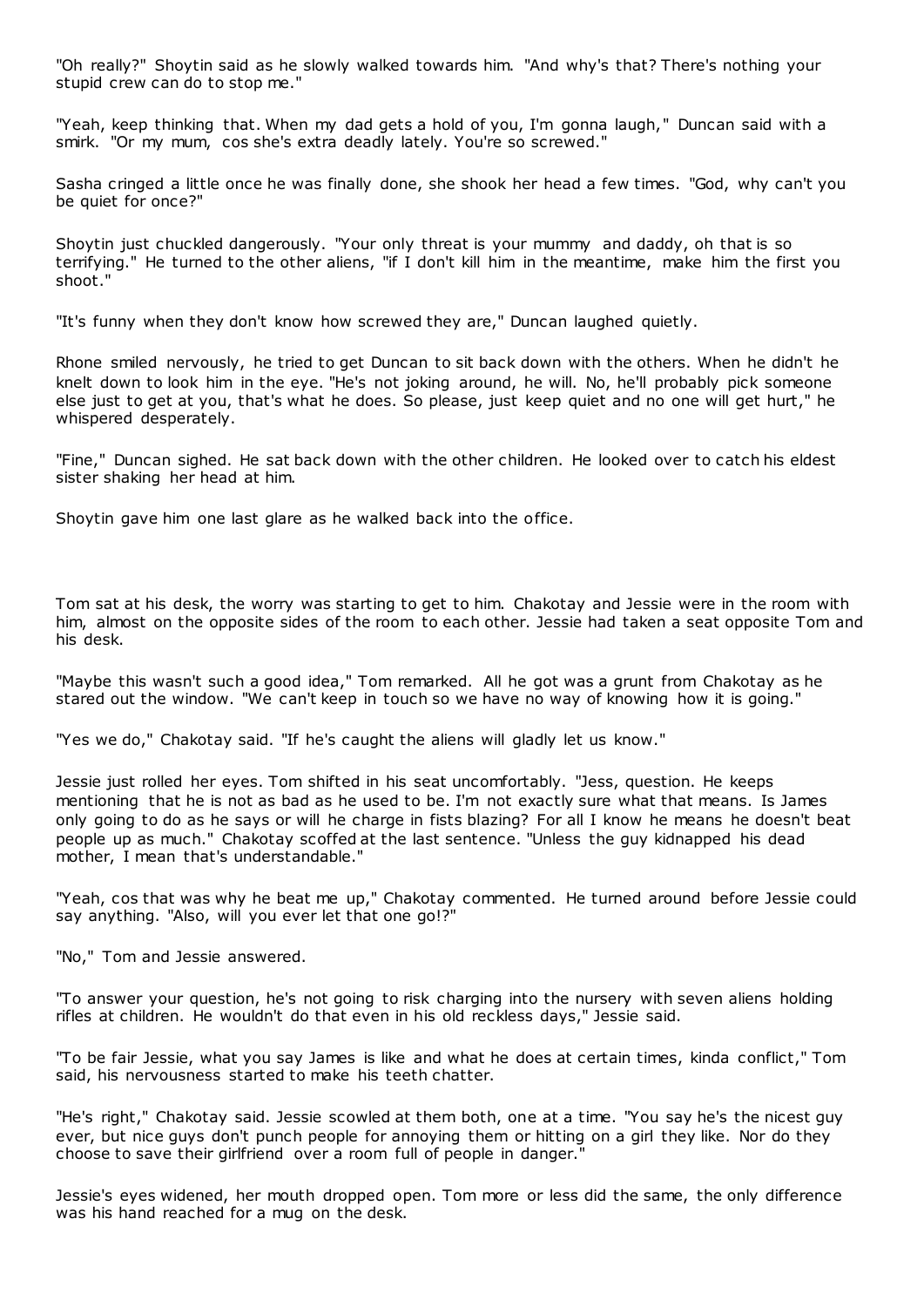"Oh really?" Shoytin said as he slowly walked towards him. "And why's that? There's nothing your stupid crew can do to stop me."

"Yeah, keep thinking that. When my dad gets a hold of you, I'm gonna laugh," Duncan said with a smirk. "Or my mum, cos she's extra deadly lately. You're so screwed."

Sasha cringed a little once he was finally done, she shook her head a few times. "God, why can't you be quiet for once?"

Shoytin just chuckled dangerously. "Your only threat is your mummy and daddy, oh that is so terrifying." He turned to the other aliens, "if I don't kill him in the meantime, make him the first you shoot."

"It's funny when they don't know how screwed they are," Duncan laughed quietly.

Rhone smiled nervously, he tried to get Duncan to sit back down with the others. When he didn't he knelt down to look him in the eye. "He's not joking around, he will. No, he'll probably pick someone else just to get at you, that's what he does. So please, just keep quiet and no one will get hurt," he whispered desperately.

"Fine," Duncan sighed. He sat back down with the other children. He looked over to catch his eldest sister shaking her head at him.

Shoytin gave him one last glare as he walked back into the office.

Tom sat at his desk, the worry was starting to get to him. Chakotay and Jessie were in the room with him, almost on the opposite sides of the room to each other. Jessie had taken a seat opposite Tom and his desk.

"Maybe this wasn't such a good idea," Tom remarked. All he got was a grunt from Chakotay as he stared out the window. "We can't keep in touch so we have no way of knowing how it is going."

"Yes we do," Chakotay said. "If he's caught the aliens will gladly let us know."

Jessie just rolled her eyes. Tom shifted in his seat uncomfortably. "Jess, question. He keeps mentioning that he is not as bad as he used to be. I'm not exactly sure what that means. Is James only going to do as he says or will he charge in fists blazing? For all I know he means he doesn't beat people up as much." Chakotay scoffed at the last sentence. "Unless the guy kidnapped his dead mother, I mean that's understandable."

"Yeah, cos that was why he beat me up," Chakotay commented. He turned around before Jessie could say anything. "Also, will you ever let that one go!?"

"No," Tom and Jessie answered.

"To answer your question, he's not going to risk charging into the nursery with seven aliens holding rifles at children. He wouldn't do that even in his old reckless days," Jessie said.

"To be fair Jessie, what you say James is like and what he does at certain times, kinda conflict," Tom said, his nervousness started to make his teeth chatter.

"He's right," Chakotay said. Jessie scowled at them both, one at a time. "You say he's the nicest guy ever, but nice guys don't punch people for annoying them or hitting on a girl they like. Nor do they choose to save their girlfriend over a room full of people in danger."

Jessie's eyes widened, her mouth dropped open. Tom more or less did the same, the only difference was his hand reached for a mug on the desk.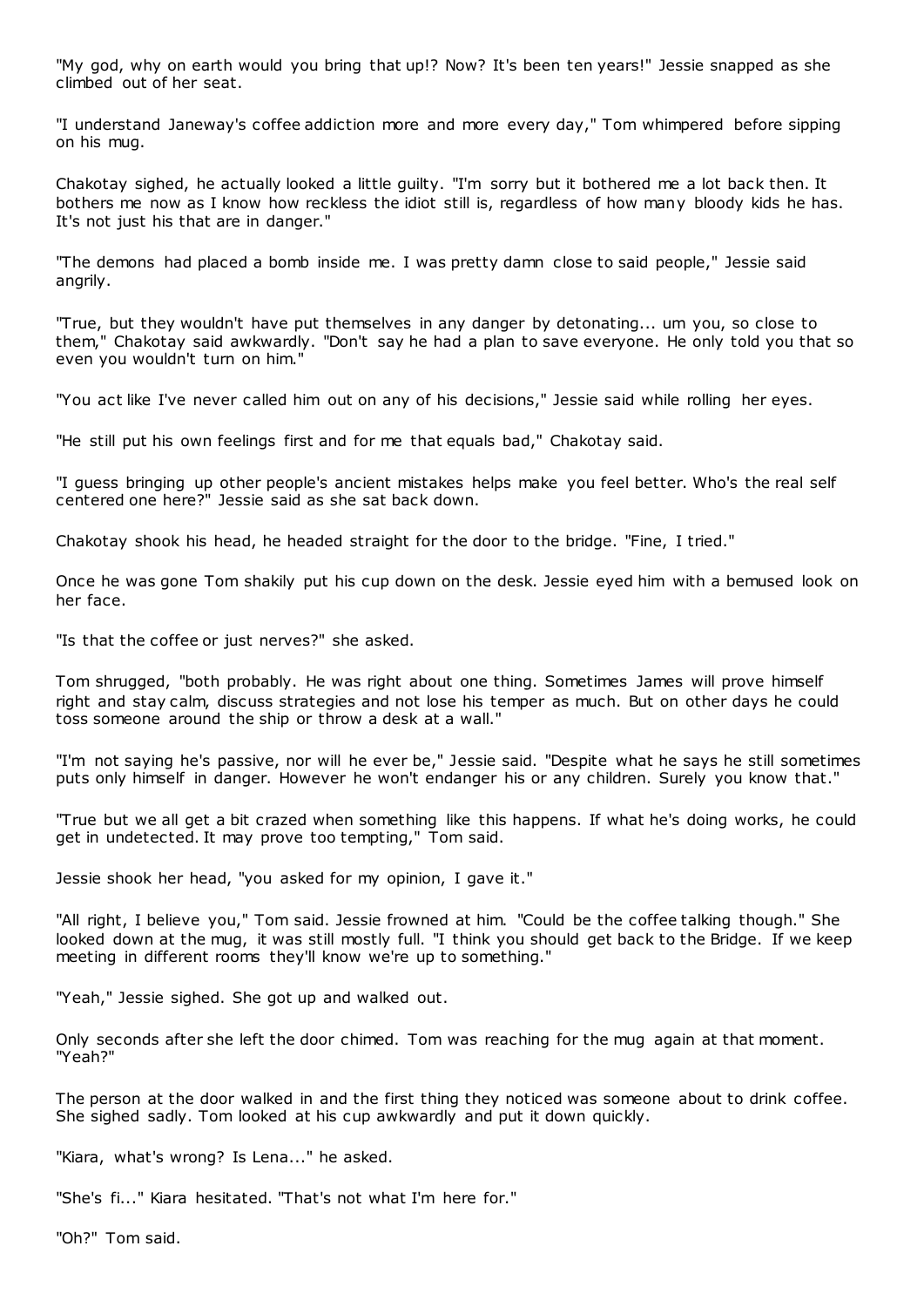"My god, why on earth would you bring that up!? Now? It's been ten years!" Jessie snapped as she climbed out of her seat.

"I understand Janeway's coffee addiction more and more every day," Tom whimpered before sipping on his mug.

Chakotay sighed, he actually looked a little guilty. "I'm sorry but it bothered me a lot back then. It bothers me now as I know how reckless the idiot still is, regardless of how many bloody kids he has. It's not just his that are in danger."

"The demons had placed a bomb inside me. I was pretty damn close to said people," Jessie said angrily.

"True, but they wouldn't have put themselves in any danger by detonating... um you, so close to them," Chakotay said awkwardly. "Don't say he had a plan to save everyone. He only told you that so even you wouldn't turn on him."

"You act like I've never called him out on any of his decisions," Jessie said while rolling her eyes.

"He still put his own feelings first and for me that equals bad," Chakotay said.

"I guess bringing up other people's ancient mistakes helps make you feel better. Who's the real self centered one here?" Jessie said as she sat back down.

Chakotay shook his head, he headed straight for the door to the bridge. "Fine, I tried."

Once he was gone Tom shakily put his cup down on the desk. Jessie eyed him with a bemused look on her face.

"Is that the coffee or just nerves?" she asked.

Tom shrugged, "both probably. He was right about one thing. Sometimes James will prove himself right and stay calm, discuss strategies and not lose his temper as much. But on other days he could toss someone around the ship or throw a desk at a wall."

"I'm not saying he's passive, nor will he ever be," Jessie said. "Despite what he says he still sometimes puts only himself in danger. However he won't endanger his or any children. Surely you know that."

"True but we all get a bit crazed when something like this happens. If what he's doing works, he could get in undetected. It may prove too tempting," Tom said.

Jessie shook her head, "you asked for my opinion, I gave it."

"All right, I believe you," Tom said. Jessie frowned at him. "Could be the coffee talking though." She looked down at the mug, it was still mostly full. "I think you should get back to the Bridge. If we keep meeting in different rooms they'll know we're up to something."

"Yeah," Jessie sighed. She got up and walked out.

Only seconds after she left the door chimed. Tom was reaching for the mug again at that moment. "Yeah?"

The person at the door walked in and the first thing they noticed was someone about to drink coffee. She sighed sadly. Tom looked at his cup awkwardly and put it down quickly.

"Kiara, what's wrong? Is Lena..." he asked.

"She's fi..." Kiara hesitated. "That's not what I'm here for."

"Oh?" Tom said.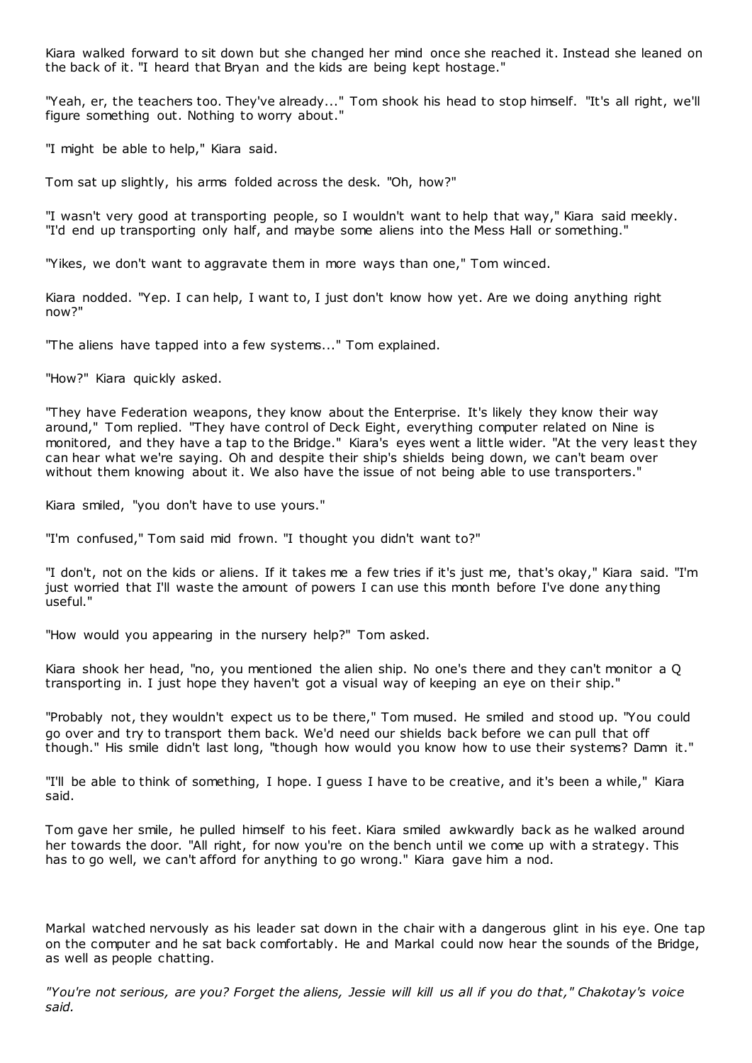Kiara walked forward to sit down but she changed her mind once she reached it. Instead she leaned on the back of it. "I heard that Bryan and the kids are being kept hostage."

"Yeah, er, the teachers too. They've already..." Tom shook his head to stop himself. "It's all right, we'll figure something out. Nothing to worry about."

"I might be able to help," Kiara said.

Tom sat up slightly, his arms folded across the desk. "Oh, how?"

"I wasn't very good at transporting people, so I wouldn't want to help that way," Kiara said meekly. "I'd end up transporting only half, and maybe some aliens into the Mess Hall or something."

"Yikes, we don't want to aggravate them in more ways than one," Tom winced.

Kiara nodded. "Yep. I can help, I want to, I just don't know how yet. Are we doing anything right now?"

"The aliens have tapped into a few systems..." Tom explained.

"How?" Kiara quickly asked.

"They have Federation weapons, they know about the Enterprise. It's likely they know their way around," Tom replied. "They have control of Deck Eight, everything computer related on Nine is monitored, and they have a tap to the Bridge." Kiara's eyes went a little wider. "At the very least they can hear what we're saying. Oh and despite their ship's shields being down, we can't beam over without them knowing about it. We also have the issue of not being able to use transporters."

Kiara smiled, "you don't have to use yours."

"I'm confused," Tom said mid frown. "I thought you didn't want to?"

"I don't, not on the kids or aliens. If it takes me a few tries if it's just me, that's okay," Kiara said. "I'm just worried that I'll waste the amount of powers I can use this month before I've done anything useful."

"How would you appearing in the nursery help?" Tom asked.

Kiara shook her head, "no, you mentioned the alien ship. No one's there and they can't monitor a Q transporting in. I just hope they haven't got a visual way of keeping an eye on their ship."

"Probably not, they wouldn't expect us to be there," Tom mused. He smiled and stood up. "You could go over and try to transport them back. We'd need our shields back before we can pull that off though." His smile didn't last long, "though how would you know how to use their systems? Damn it."

"I'll be able to think of something, I hope. I guess I have to be creative, and it's been a while," Kiara said.

Tom gave her smile, he pulled himself to his feet. Kiara smiled awkwardly back as he walked around her towards the door. "All right, for now you're on the bench until we come up with a strategy. This has to go well, we can't afford for anything to go wrong." Kiara gave him a nod.

Markal watched nervously as his leader sat down in the chair with a dangerous glint in his eye. One tap on the computer and he sat back comfortably. He and Markal could now hear the sounds of the Bridge, as well as people chatting.

*"You're not serious, are you? Forget the aliens, Jessie will kill us all if you do that," Chakotay's voice said.*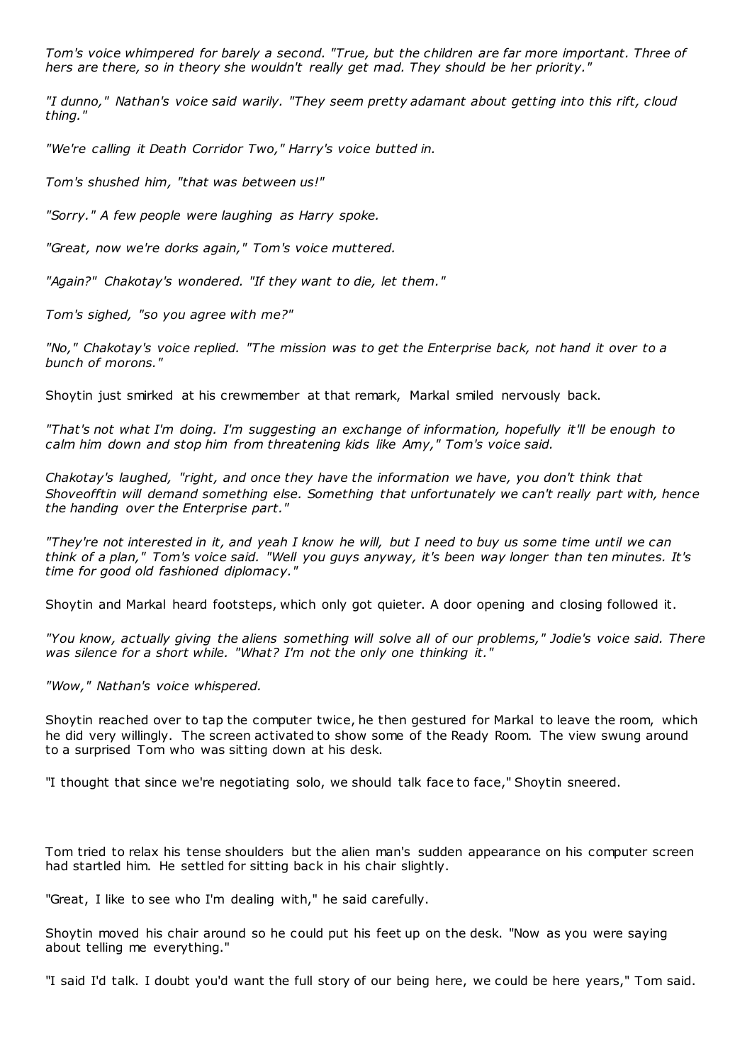*Tom's voice whimpered for barely a second. "True, but the children are far more important. Three of hers are there, so in theory she wouldn't really get mad. They should be her priority."*

*"I dunno," Nathan's voice said warily. "They seem pretty adamant about getting into this rift, cloud thing."*

*"We're calling it Death Corridor Two," Harry's voice butted in.*

*Tom's shushed him, "that was between us!"*

*"Sorry." A few people were laughing as Harry spoke.*

*"Great, now we're dorks again," Tom's voice muttered.*

*"Again?" Chakotay's wondered. "If they want to die, let them."*

*Tom's sighed, "so you agree with me?"*

*"No," Chakotay's voice replied. "The mission was to get the Enterprise back, not hand it over to a bunch of morons."*

Shoytin just smirked at his crewmember at that remark, Markal smiled nervously back.

*"That's not what I'm doing. I'm suggesting an exchange of information, hopefully it'll be enough to calm him down and stop him from threatening kids like Amy," Tom's voice said.*

*Chakotay's laughed, "right, and once they have the information we have, you don't think that Shoveofftin will demand something else. Something that unfortunately we can't really part with, hence the handing over the Enterprise part."*

*"They're not interested in it, and yeah I know he will, but I need to buy us some time until we can think of a plan," Tom's voice said. "Well you guys anyway, it's been way longer than ten minutes. It's time for good old fashioned diplomacy."*

Shoytin and Markal heard footsteps, which only got quieter. A door opening and closing followed it.

*"You know, actually giving the aliens something will solve all of our problems," Jodie's voice said. There was silence for a short while. "What? I'm not the only one thinking it."*

*"Wow," Nathan's voice whispered.*

Shoytin reached over to tap the computer twice, he then gestured for Markal to leave the room, which he did very willingly. The screen activated to show some of the Ready Room. The view swung around to a surprised Tom who was sitting down at his desk.

"I thought that since we're negotiating solo, we should talk face to face," Shoytin sneered.

Tom tried to relax his tense shoulders but the alien man's sudden appearance on his computer screen had startled him. He settled for sitting back in his chair slightly.

"Great, I like to see who I'm dealing with," he said carefully.

Shoytin moved his chair around so he could put his feet up on the desk. "Now as you were saying about telling me everything."

"I said I'd talk. I doubt you'd want the full story of our being here, we could be here years," Tom said.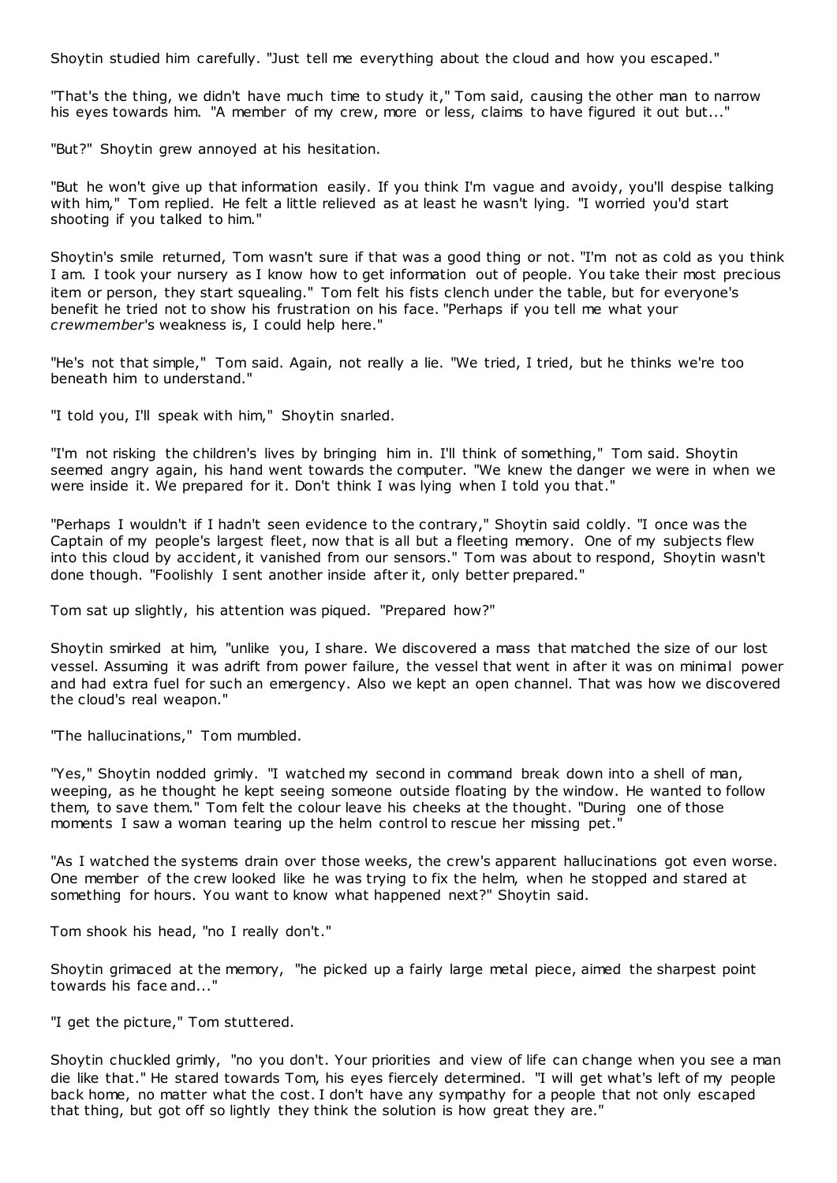Shoytin studied him carefully. "Just tell me everything about the cloud and how you escaped."

"That's the thing, we didn't have much time to study it," Tom said, causing the other man to narrow his eyes towards him. "A member of my crew, more or less, claims to have figured it out but..."

"But?" Shoytin grew annoyed at his hesitation.

"But he won't give up that information easily. If you think I'm vague and avoidy, you'll despise talking with him," Tom replied. He felt a little relieved as at least he wasn't lying. "I worried you'd start shooting if you talked to him."

Shoytin's smile returned, Tom wasn't sure if that was a good thing or not. "I'm not as cold as you think I am. I took your nursery as I know how to get information out of people. You take their most precious item or person, they start squealing." Tom felt his fists clench under the table, but for everyone's benefit he tried not to show his frustration on his face. "Perhaps if you tell me what your *crewmember*'s weakness is, I could help here."

"He's not that simple," Tom said. Again, not really a lie. "We tried, I tried, but he thinks we're too beneath him to understand."

"I told you, I'll speak with him," Shoytin snarled.

"I'm not risking the children's lives by bringing him in. I'll think of something," Tom said. Shoytin seemed angry again, his hand went towards the computer. "We knew the danger we were in when we were inside it. We prepared for it. Don't think I was lying when I told you that."

"Perhaps I wouldn't if I hadn't seen evidence to the contrary," Shoytin said coldly. "I once was the Captain of my people's largest fleet, now that is all but a fleeting memory. One of my subjects flew into this cloud by accident, it vanished from our sensors." Tom was about to respond, Shoytin wasn't done though. "Foolishly I sent another inside after it, only better prepared."

Tom sat up slightly, his attention was piqued. "Prepared how?"

Shoytin smirked at him, "unlike you, I share. We discovered a mass that matched the size of our lost vessel. Assuming it was adrift from power failure, the vessel that went in after it was on minimal power and had extra fuel for such an emergency. Also we kept an open channel. That was how we discovered the cloud's real weapon."

"The hallucinations," Tom mumbled.

"Yes," Shoytin nodded grimly. "I watched my second in command break down into a shell of man, weeping, as he thought he kept seeing someone outside floating by the window. He wanted to follow them, to save them." Tom felt the colour leave his cheeks at the thought. "During one of those moments I saw a woman tearing up the helm control to rescue her missing pet."

"As I watched the systems drain over those weeks, the crew's apparent hallucinations got even worse. One member of the crew looked like he was trying to fix the helm, when he stopped and stared at something for hours. You want to know what happened next?" Shoytin said.

Tom shook his head, "no I really don't."

Shoytin grimaced at the memory, "he picked up a fairly large metal piece, aimed the sharpest point towards his face and..."

"I get the picture," Tom stuttered.

Shoytin chuckled grimly, "no you don't. Your priorities and view of life can change when you see a man die like that." He stared towards Tom, his eyes fiercely determined. "I will get what's left of my people back home, no matter what the cost. I don't have any sympathy for a people that not only escaped that thing, but got off so lightly they think the solution is how great they are."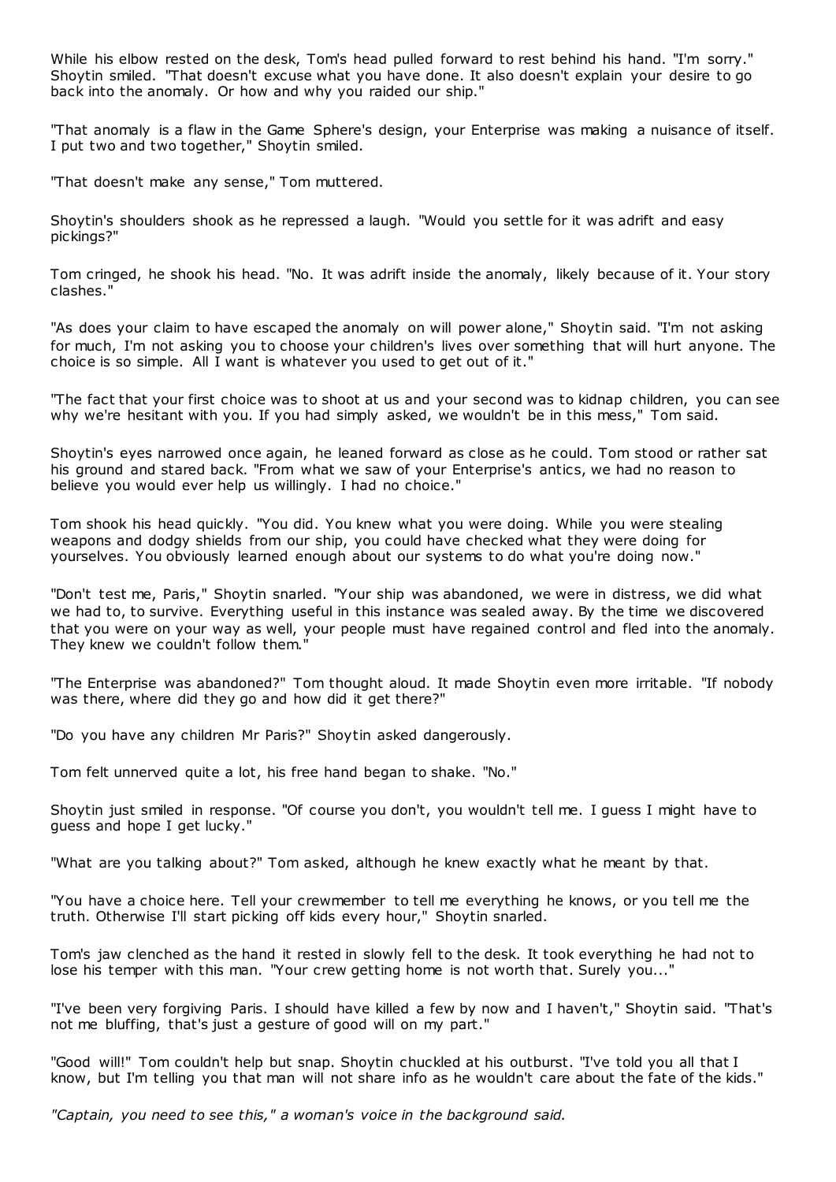While his elbow rested on the desk, Tom's head pulled forward to rest behind his hand. "I'm sorry." Shoytin smiled. "That doesn't excuse what you have done. It also doesn't explain your desire to go back into the anomaly. Or how and why you raided our ship."

"That anomaly is a flaw in the Game Sphere's design, your Enterprise was making a nuisance of itself. I put two and two together," Shoytin smiled.

"That doesn't make any sense," Tom muttered.

Shoytin's shoulders shook as he repressed a laugh. "Would you settle for it was adrift and easy pickings?"

Tom cringed, he shook his head. "No. It was adrift inside the anomaly, likely because of it. Your story clashes."

"As does your claim to have escaped the anomaly on will power alone," Shoytin said. "I'm not asking for much, I'm not asking you to choose your children's lives over something that will hurt anyone. The choice is so simple. All I want is whatever you used to get out of it."

"The fact that your first choice was to shoot at us and your second was to kidnap children, you can see why we're hesitant with you. If you had simply asked, we wouldn't be in this mess," Tom said.

Shoytin's eyes narrowed once again, he leaned forward as close as he could. Tom stood or rather sat his ground and stared back. "From what we saw of your Enterprise's antics, we had no reason to believe you would ever help us willingly. I had no choice."

Tom shook his head quickly. "You did. You knew what you were doing. While you were stealing weapons and dodgy shields from our ship, you could have checked what they were doing for yourselves. You obviously learned enough about our systems to do what you're doing now."

"Don't test me, Paris," Shoytin snarled. "Your ship was abandoned, we were in distress, we did what we had to, to survive. Everything useful in this instance was sealed away. By the time we discovered that you were on your way as well, your people must have regained control and fled into the anomaly. They knew we couldn't follow them."

"The Enterprise was abandoned?" Tom thought aloud. It made Shoytin even more irritable. "If nobody was there, where did they go and how did it get there?"

"Do you have any children Mr Paris?" Shoytin asked dangerously.

Tom felt unnerved quite a lot, his free hand began to shake. "No."

Shoytin just smiled in response. "Of course you don't, you wouldn't tell me. I guess I might have to guess and hope I get lucky."

"What are you talking about?" Tom asked, although he knew exactly what he meant by that.

"You have a choice here. Tell your crewmember to tell me everything he knows, or you tell me the truth. Otherwise I'll start picking off kids every hour," Shoytin snarled.

Tom's jaw clenched as the hand it rested in slowly fell to the desk. It took everything he had not to lose his temper with this man. "Your crew getting home is not worth that. Surely you..."

"I've been very forgiving Paris. I should have killed a few by now and I haven't," Shoytin said. "That's not me bluffing, that's just a gesture of good will on my part."

"Good will!" Tom couldn't help but snap. Shoytin chuckled at his outburst. "I've told you all that I know, but I'm telling you that man will not share info as he wouldn't care about the fate of the kids."

*"Captain, you need to see this," a woman's voice in the background said.*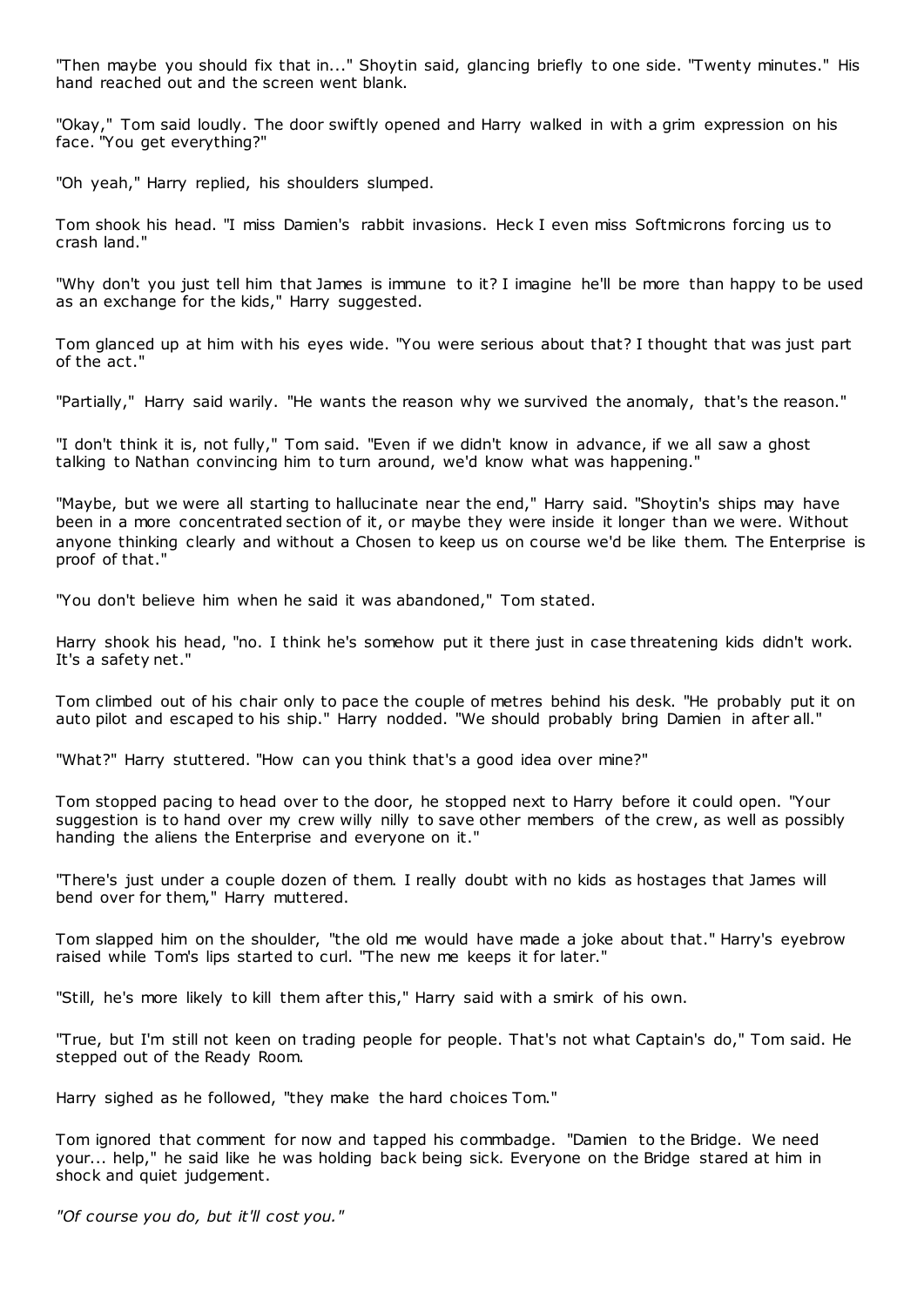"Then maybe you should fix that in..." Shoytin said, glancing briefly to one side. "Twenty minutes." His hand reached out and the screen went blank.

"Okay," Tom said loudly. The door swiftly opened and Harry walked in with a grim expression on his face. "You get everything?"

"Oh yeah," Harry replied, his shoulders slumped.

Tom shook his head. "I miss Damien's rabbit invasions. Heck I even miss Softmicrons forcing us to crash land."

"Why don't you just tell him that James is immune to it? I imagine he'll be more than happy to be used as an exchange for the kids," Harry suggested.

Tom glanced up at him with his eyes wide. "You were serious about that? I thought that was just part of the act."

"Partially," Harry said warily. "He wants the reason why we survived the anomaly, that's the reason."

"I don't think it is, not fully," Tom said. "Even if we didn't know in advance, if we all saw a ghost talking to Nathan convincing him to turn around, we'd know what was happening."

"Maybe, but we were all starting to hallucinate near the end," Harry said. "Shoytin's ships may have been in a more concentrated section of it, or maybe they were inside it longer than we were. Without anyone thinking clearly and without a Chosen to keep us on course we'd be like them. The Enterprise is proof of that."

"You don't believe him when he said it was abandoned," Tom stated.

Harry shook his head, "no. I think he's somehow put it there just in case threatening kids didn't work. It's a safety net."

Tom climbed out of his chair only to pace the couple of metres behind his desk. "He probably put it on auto pilot and escaped to his ship." Harry nodded. "We should probably bring Damien in after all."

"What?" Harry stuttered. "How can you think that's a good idea over mine?"

Tom stopped pacing to head over to the door, he stopped next to Harry before it could open. "Your suggestion is to hand over my crew willy nilly to save other members of the crew, as well as possibly handing the aliens the Enterprise and everyone on it."

"There's just under a couple dozen of them. I really doubt with no kids as hostages that James will bend over for them," Harry muttered.

Tom slapped him on the shoulder, "the old me would have made a joke about that." Harry's eyebrow raised while Tom's lips started to curl. "The new me keeps it for later."

"Still, he's more likely to kill them after this," Harry said with a smirk of his own.

"True, but I'm still not keen on trading people for people. That's not what Captain's do," Tom said. He stepped out of the Ready Room.

Harry sighed as he followed, "they make the hard choices Tom."

Tom ignored that comment for now and tapped his commbadge. "Damien to the Bridge. We need your... help," he said like he was holding back being sick. Everyone on the Bridge stared at him in shock and quiet judgement.

*"Of course you do, but it'll cost you."*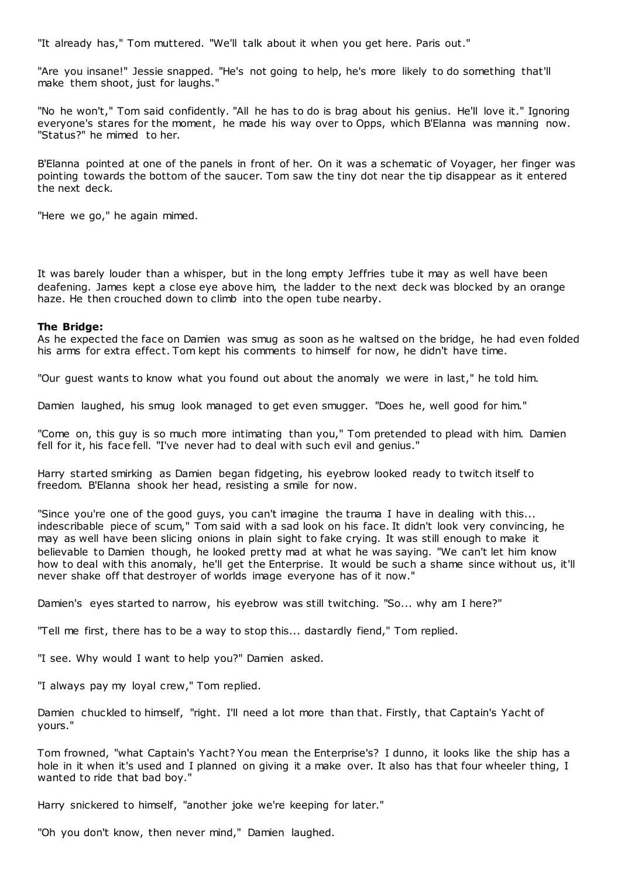"It already has," Tom muttered. "We'll talk about it when you get here. Paris out."

"Are you insane!" Jessie snapped. "He's not going to help, he's more likely to do something that'll make them shoot, just for laughs."

"No he won't," Tom said confidently. "All he has to do is brag about his genius. He'll love it." Ignoring everyone's stares for the moment, he made his way over to Opps, which B'Elanna was manning now. "Status?" he mimed to her.

B'Elanna pointed at one of the panels in front of her. On it was a schematic of Voyager, her finger was pointing towards the bottom of the saucer. Tom saw the tiny dot near the tip disappear as it entered the next deck.

"Here we go," he again mimed.

It was barely louder than a whisper, but in the long empty Jeffries tube it may as well have been deafening. James kept a close eye above him, the ladder to the next deck was blocked by an orange haze. He then crouched down to climb into the open tube nearby.

**The Bridge:**
As he expected the face on Damien was smug as soon as he waltsed on the bridge, he had even folded his arms for extra effect. Tom kept his comments to himself for now, he didn't have time.

"Our guest wants to know what you found out about the anomaly we were in last," he told him.

Damien laughed, his smug look managed to get even smugger. "Does he, well good for him."

"Come on, this guy is so much more intimating than you," Tom pretended to plead with him. Damien fell for it, his face fell. "I've never had to deal with such evil and genius."

Harry started smirking as Damien began fidgeting, his eyebrow looked ready to twitch itself to freedom. B'Elanna shook her head, resisting a smile for now.

"Since you're one of the good guys, you can't imagine the trauma I have in dealing with this... indescribable piece of scum," Tom said with a sad look on his face. It didn't look very convincing, he may as well have been slicing onions in plain sight to fake crying. It was still enough to make it believable to Damien though, he looked pretty mad at what he was saying. "We can't let him know how to deal with this anomaly, he'll get the Enterprise. It would be such a shame since without us, it'll never shake off that destroyer of worlds image everyone has of it now."

Damien's eyes started to narrow, his eyebrow was still twitching. "So... why am I here?"

"Tell me first, there has to be a way to stop this... dastardly fiend," Tom replied.

"I see. Why would I want to help you?" Damien asked.

"I always pay my loyal crew," Tom replied.

Damien chuckled to himself, "right. I'll need a lot more than that. Firstly, that Captain's Yacht of yours."

Tom frowned, "what Captain's Yacht? You mean the Enterprise's? I dunno, it looks like the ship has a hole in it when it's used and I planned on giving it a make over. It also has that four wheeler thing, I wanted to ride that bad boy."

Harry snickered to himself, "another joke we're keeping for later."

"Oh you don't know, then never mind," Damien laughed.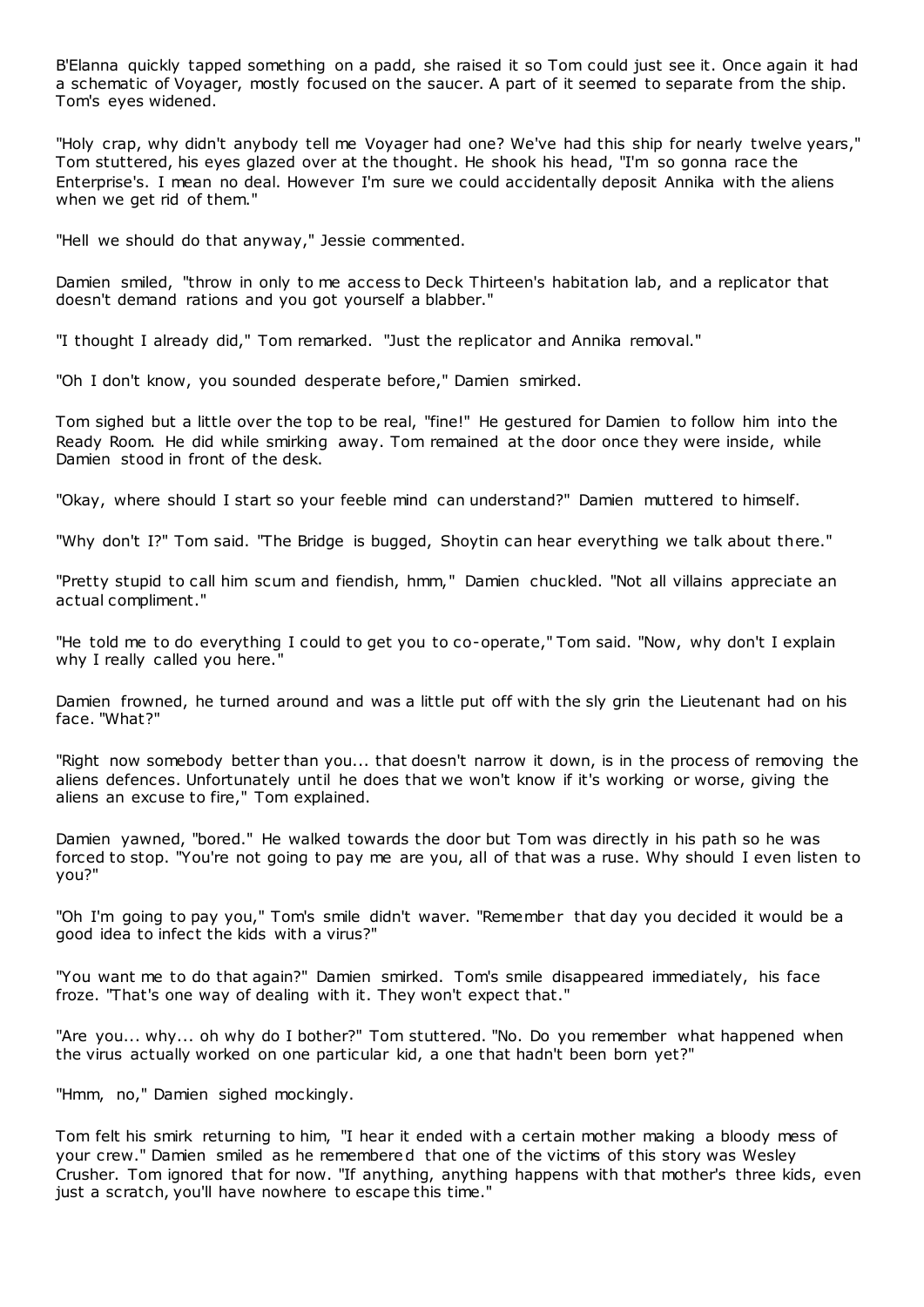B'Elanna quickly tapped something on a padd, she raised it so Tom could just see it. Once again it had a schematic of Voyager, mostly focused on the saucer. A part of it seemed to separate from the ship. Tom's eyes widened.

"Holy crap, why didn't anybody tell me Voyager had one? We've had this ship for nearly twelve years," Tom stuttered, his eyes glazed over at the thought. He shook his head, "I'm so gonna race the Enterprise's. I mean no deal. However I'm sure we could accidentally deposit Annika with the aliens when we get rid of them."

"Hell we should do that anyway," Jessie commented.

Damien smiled, "throw in only to me access to Deck Thirteen's habitation lab, and a replicator that doesn't demand rations and you got yourself a blabber."

"I thought I already did," Tom remarked. "Just the replicator and Annika removal."

"Oh I don't know, you sounded desperate before," Damien smirked.

Tom sighed but a little over the top to be real, "fine!" He gestured for Damien to follow him into the Ready Room. He did while smirking away. Tom remained at the door once they were inside, while Damien stood in front of the desk.

"Okay, where should I start so your feeble mind can understand?" Damien muttered to himself.

"Why don't I?" Tom said. "The Bridge is bugged, Shoytin can hear everything we talk about there."

"Pretty stupid to call him scum and fiendish, hmm," Damien chuckled. "Not all villains appreciate an actual compliment."

"He told me to do everything I could to get you to co-operate," Tom said. "Now, why don't I explain why I really called you here."

Damien frowned, he turned around and was a little put off with the sly grin the Lieutenant had on his face. "What?"

"Right now somebody better than you... that doesn't narrow it down, is in the process of removing the aliens defences. Unfortunately until he does that we won't know if it's working or worse, giving the aliens an excuse to fire," Tom explained.

Damien yawned, "bored." He walked towards the door but Tom was directly in his path so he was forced to stop. "You're not going to pay me are you, all of that was a ruse. Why should I even listen to you?"

"Oh I'm going to pay you," Tom's smile didn't waver. "Remember that day you decided it would be a good idea to infect the kids with a virus?"

"You want me to do that again?" Damien smirked. Tom's smile disappeared immediately, his face froze. "That's one way of dealing with it. They won't expect that."

"Are you... why... oh why do I bother?" Tom stuttered. "No. Do you remember what happened when the virus actually worked on one particular kid, a one that hadn't been born yet?"

"Hmm, no," Damien sighed mockingly.

Tom felt his smirk returning to him, "I hear it ended with a certain mother making a bloody mess of your crew." Damien smiled as he remembered that one of the victims of this story was Wesley Crusher. Tom ignored that for now. "If anything, anything happens with that mother's three kids, even just a scratch, you'll have nowhere to escape this time."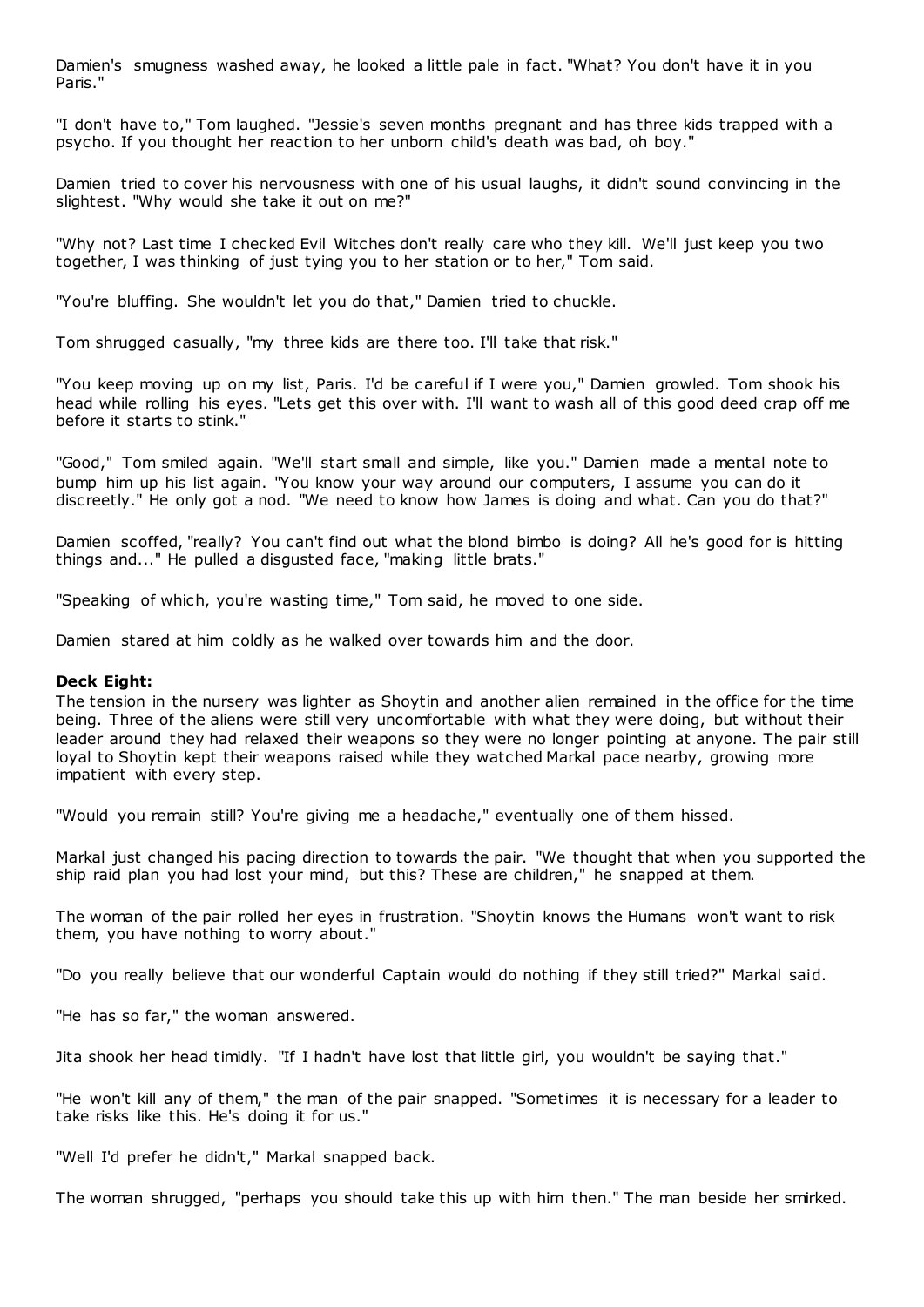Damien's smugness washed away, he looked a little pale in fact. "What? You don't have it in you Paris."

"I don't have to," Tom laughed. "Jessie's seven months pregnant and has three kids trapped with a psycho. If you thought her reaction to her unborn child's death was bad, oh boy."

Damien tried to cover his nervousness with one of his usual laughs, it didn't sound convincing in the slightest. "Why would she take it out on me?"

"Why not? Last time I checked Evil Witches don't really care who they kill. We'll just keep you two together, I was thinking of just tying you to her station or to her," Tom said.

"You're bluffing. She wouldn't let you do that," Damien tried to chuckle.

Tom shrugged casually, "my three kids are there too. I'll take that risk."

"You keep moving up on my list, Paris. I'd be careful if I were you," Damien growled. Tom shook his head while rolling his eyes. "Lets get this over with. I'll want to wash all of this good deed crap off me before it starts to stink."

"Good," Tom smiled again. "We'll start small and simple, like you." Damien made a mental note to bump him up his list again. "You know your way around our computers, I assume you can do it discreetly." He only got a nod. "We need to know how James is doing and what. Can you do that?"

Damien scoffed, "really? You can't find out what the blond bimbo is doing? All he's good for is hitting things and..." He pulled a disgusted face, "making little brats."

"Speaking of which, you're wasting time," Tom said, he moved to one side.

Damien stared at him coldly as he walked over towards him and the door.

**Deck Eight:**
The tension in the nursery was lighter as Shoytin and another alien remained in the office for the time being. Three of the aliens were still very uncomfortable with what they were doing, but without their leader around they had relaxed their weapons so they were no longer pointing at anyone. The pair still loyal to Shoytin kept their weapons raised while they watched Markal pace nearby, growing more impatient with every step.

"Would you remain still? You're giving me a headache," eventually one of them hissed.

Markal just changed his pacing direction to towards the pair. "We thought that when you supported the ship raid plan you had lost your mind, but this? These are children," he snapped at them.

The woman of the pair rolled her eyes in frustration. "Shoytin knows the Humans won't want to risk them, you have nothing to worry about."

"Do you really believe that our wonderful Captain would do nothing if they still tried?" Markal said.

"He has so far," the woman answered.

Jita shook her head timidly. "If I hadn't have lost that little girl, you wouldn't be saying that."

"He won't kill any of them," the man of the pair snapped. "Sometimes it is necessary for a leader to take risks like this. He's doing it for us."

"Well I'd prefer he didn't," Markal snapped back.

The woman shrugged, "perhaps you should take this up with him then." The man beside her smirked.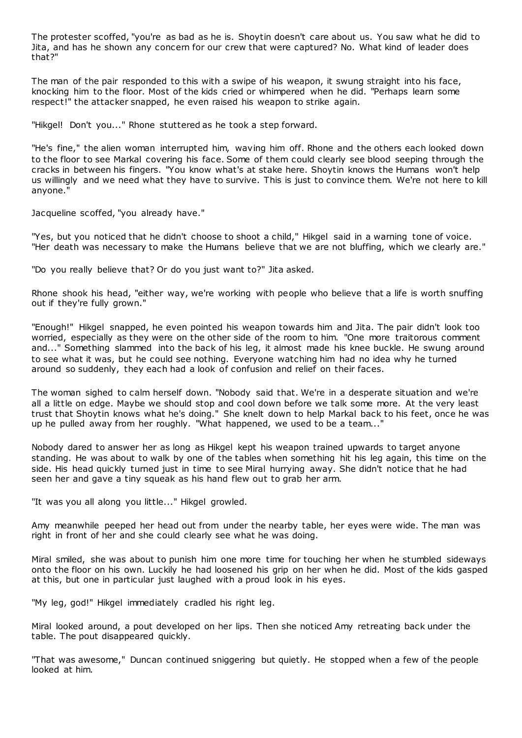The protester scoffed, "you're as bad as he is. Shoytin doesn't care about us. You saw what he did to Jita, and has he shown any concern for our crew that were captured? No. What kind of leader does that?"

The man of the pair responded to this with a swipe of his weapon, it swung straight into his face, knocking him to the floor. Most of the kids cried or whimpered when he did. "Perhaps learn some respect!" the attacker snapped, he even raised his weapon to strike again.

"Hikgel! Don't you..." Rhone stuttered as he took a step forward.

"He's fine," the alien woman interrupted him, waving him off. Rhone and the others each looked down to the floor to see Markal covering his face. Some of them could clearly see blood seeping through the cracks in between his fingers. "You know what's at stake here. Shoytin knows the Humans won't help us willingly and we need what they have to survive. This is just to convince them. We're not here to kill anyone."

Jacqueline scoffed, "you already have."

"Yes, but you noticed that he didn't choose to shoot a child," Hikgel said in a warning tone of voice. "Her death was necessary to make the Humans believe that we are not bluffing, which we clearly are."

"Do you really believe that? Or do you just want to?" Jita asked.

Rhone shook his head, "either way, we're working with people who believe that a life is worth snuffing out if they're fully grown."

"Enough!" Hikgel snapped, he even pointed his weapon towards him and Jita. The pair didn't look too worried, especially as they were on the other side of the room to him. "One more traitorous comment and..." Something slammed into the back of his leg, it almost made his knee buckle. He swung around to see what it was, but he could see nothing. Everyone watching him had no idea why he turned around so suddenly, they each had a look of confusion and relief on their faces.

The woman sighed to calm herself down. "Nobody said that. We're in a desperate situation and we're all a little on edge. Maybe we should stop and cool down before we talk some more. At the very least trust that Shoytin knows what he's doing." She knelt down to help Markal back to his feet, once he was up he pulled away from her roughly. "What happened, we used to be a team..."

Nobody dared to answer her as long as Hikgel kept his weapon trained upwards to target anyone standing. He was about to walk by one of the tables when something hit his leg again, this time on the side. His head quickly turned just in time to see Miral hurrying away. She didn't notice that he had seen her and gave a tiny squeak as his hand flew out to grab her arm.

"It was you all along you little..." Hikgel growled.

Amy meanwhile peeped her head out from under the nearby table, her eyes were wide. The man was right in front of her and she could clearly see what he was doing.

Miral smiled, she was about to punish him one more time for touching her when he stumbled sideways onto the floor on his own. Luckily he had loosened his grip on her when he did. Most of the kids gasped at this, but one in particular just laughed with a proud look in his eyes.

"My leg, god!" Hikgel immediately cradled his right leg.

Miral looked around, a pout developed on her lips. Then she noticed Amy retreating back under the table. The pout disappeared quickly.

"That was awesome," Duncan continued sniggering but quietly. He stopped when a few of the people looked at him.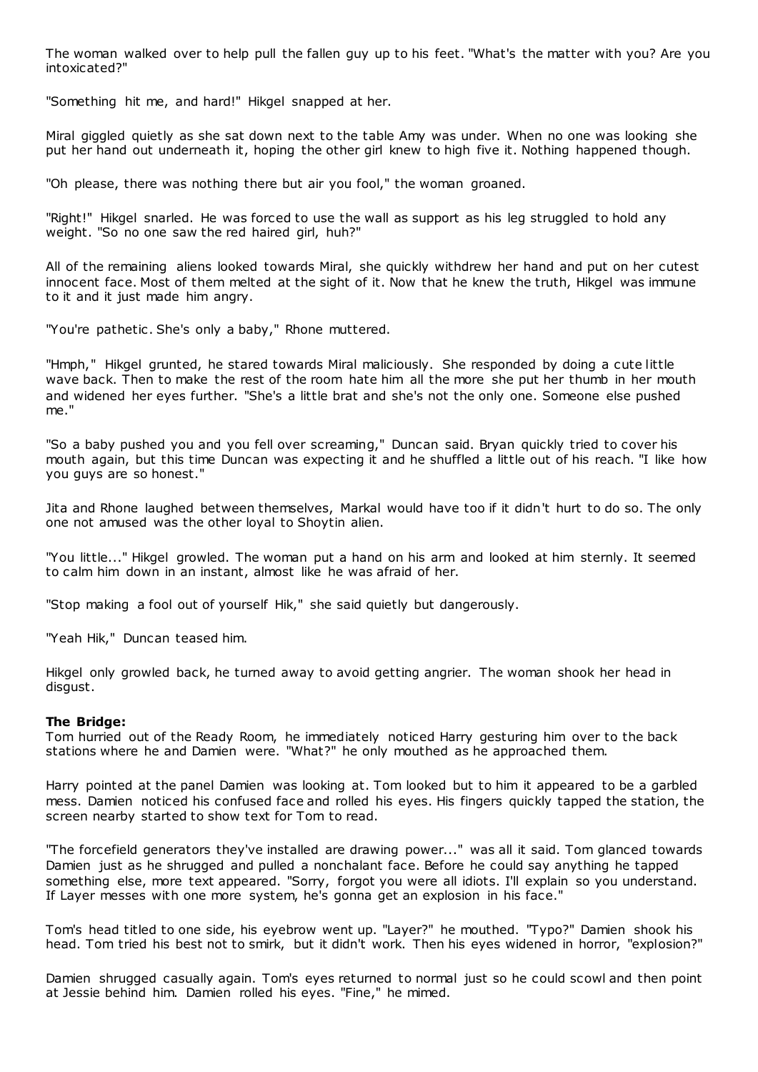The woman walked over to help pull the fallen guy up to his feet. "What's the matter with you? Are you intoxicated?"

"Something hit me, and hard!" Hikgel snapped at her.

Miral giggled quietly as she sat down next to the table Amy was under. When no one was looking she put her hand out underneath it, hoping the other girl knew to high five it. Nothing happened though.

"Oh please, there was nothing there but air you fool," the woman groaned.

"Right!" Hikgel snarled. He was forced to use the wall as support as his leg struggled to hold any weight. "So no one saw the red haired girl, huh?"

All of the remaining aliens looked towards Miral, she quickly withdrew her hand and put on her cutest innocent face. Most of them melted at the sight of it. Now that he knew the truth, Hikgel was immune to it and it just made him angry.

"You're pathetic. She's only a baby," Rhone muttered.

"Hmph," Hikgel grunted, he stared towards Miral maliciously. She responded by doing a cute little wave back. Then to make the rest of the room hate him all the more she put her thumb in her mouth and widened her eyes further. "She's a little brat and she's not the only one. Someone else pushed me."

"So a baby pushed you and you fell over screaming," Duncan said. Bryan quickly tried to cover his mouth again, but this time Duncan was expecting it and he shuffled a little out of his reach. "I like how you guys are so honest."

Jita and Rhone laughed between themselves, Markal would have too if it didn't hurt to do so. The only one not amused was the other loyal to Shoytin alien.

"You little..." Hikgel growled. The woman put a hand on his arm and looked at him sternly. It seemed to calm him down in an instant, almost like he was afraid of her.

"Stop making a fool out of yourself Hik," she said quietly but dangerously.

"Yeah Hik," Duncan teased him.

Hikgel only growled back, he turned away to avoid getting angrier. The woman shook her head in disgust.

**The Bridge:**
Tom hurried out of the Ready Room, he immediately noticed Harry gesturing him over to the back stations where he and Damien were. "What?" he only mouthed as he approached them.

Harry pointed at the panel Damien was looking at. Tom looked but to him it appeared to be a garbled mess. Damien noticed his confused face and rolled his eyes. His fingers quickly tapped the station, the screen nearby started to show text for Tom to read.

"The forcefield generators they've installed are drawing power..." was all it said. Tom glanced towards Damien just as he shrugged and pulled a nonchalant face. Before he could say anything he tapped something else, more text appeared. "Sorry, forgot you were all idiots. I'll explain so you understand. If Layer messes with one more system, he's gonna get an explosion in his face."

Tom's head titled to one side, his eyebrow went up. "Layer?" he mouthed. "Typo?" Damien shook his head. Tom tried his best not to smirk, but it didn't work. Then his eyes widened in horror, "explosion?"

Damien shrugged casually again. Tom's eyes returned to normal just so he could scowl and then point at Jessie behind him. Damien rolled his eyes. "Fine," he mimed.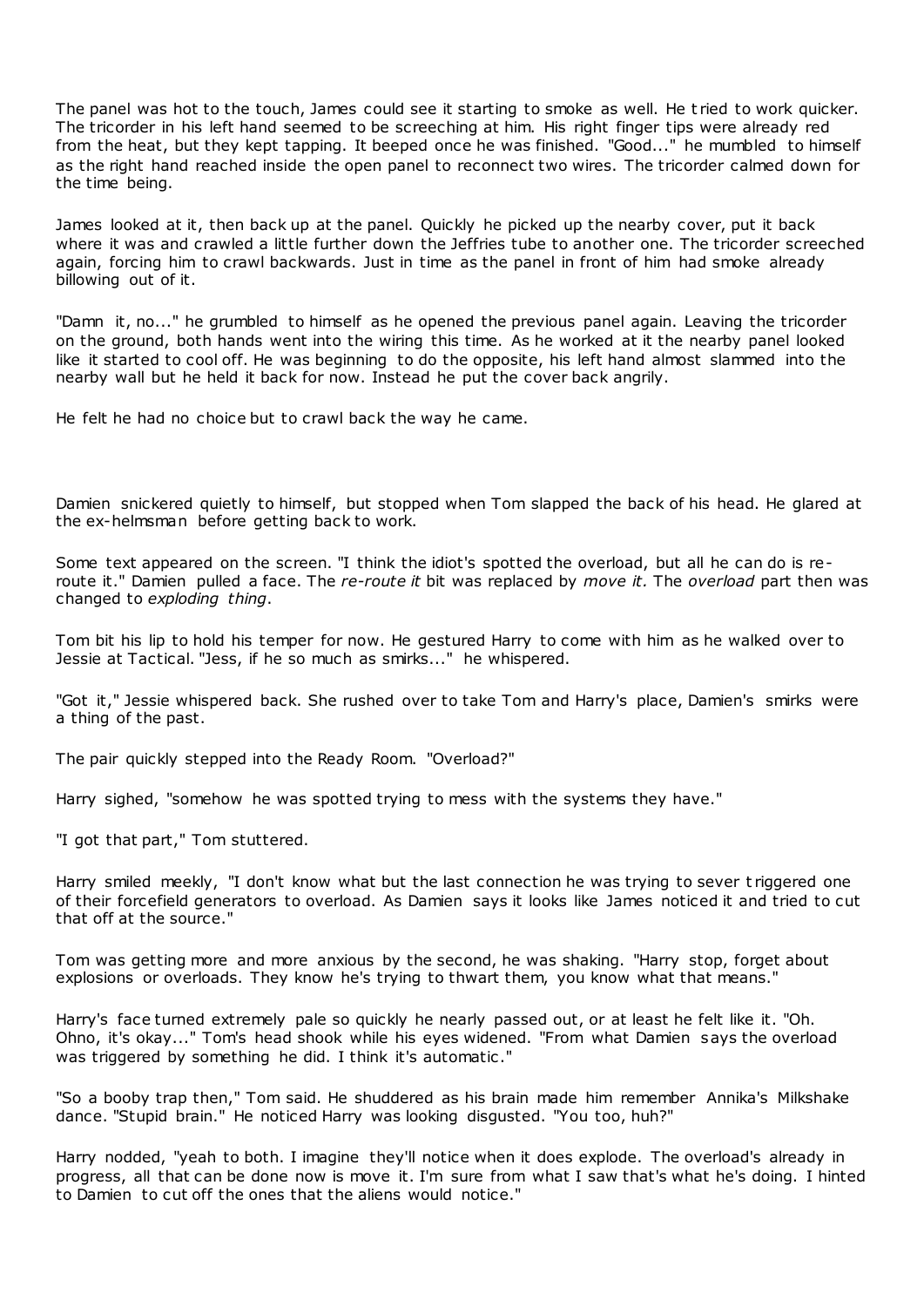The panel was hot to the touch, James could see it starting to smoke as well. He tried to work quicker. The tricorder in his left hand seemed to be screeching at him. His right finger tips were already red from the heat, but they kept tapping. It beeped once he was finished. "Good..." he mumbled to himself as the right hand reached inside the open panel to reconnect two wires. The tricorder calmed down for the time being.

James looked at it, then back up at the panel. Quickly he picked up the nearby cover, put it back where it was and crawled a little further down the Jeffries tube to another one. The tricorder screeched again, forcing him to crawl backwards. Just in time as the panel in front of him had smoke already billowing out of it.

"Damn it, no..." he grumbled to himself as he opened the previous panel again. Leaving the tricorder on the ground, both hands went into the wiring this time. As he worked at it the nearby panel looked like it started to cool off. He was beginning to do the opposite, his left hand almost slammed into the nearby wall but he held it back for now. Instead he put the cover back angrily.

He felt he had no choice but to crawl back the way he came.

Damien snickered quietly to himself, but stopped when Tom slapped the back of his head. He glared at the ex-helmsman before getting back to work.

Some text appeared on the screen. "I think the idiot's spotted the overload, but all he can do is re-route it." Damien pulled a face. The *re-route it* bit was replaced by *move it.* The *overload* part then was changed to *exploding thing*.

Tom bit his lip to hold his temper for now. He gestured Harry to come with him as he walked over to Jessie at Tactical. "Jess, if he so much as smirks..." he whispered.

"Got it," Jessie whispered back. She rushed over to take Tom and Harry's place, Damien's smirks were a thing of the past.

The pair quickly stepped into the Ready Room. "Overload?"

Harry sighed, "somehow he was spotted trying to mess with the systems they have."

"I got that part," Tom stuttered.

Harry smiled meekly, "I don't know what but the last connection he was trying to sever triggered one of their forcefield generators to overload. As Damien says it looks like James noticed it and tried to cut that off at the source."

Tom was getting more and more anxious by the second, he was shaking. "Harry stop, forget about explosions or overloads. They know he's trying to thwart them, you know what that means."

Harry's face turned extremely pale so quickly he nearly passed out, or at least he felt like it. "Oh. Ohno, it's okay..." Tom's head shook while his eyes widened. "From what Damien says the overload was triggered by something he did. I think it's automatic."

"So a booby trap then," Tom said. He shuddered as his brain made him remember Annika's Milkshake dance. "Stupid brain." He noticed Harry was looking disgusted. "You too, huh?"

Harry nodded, "yeah to both. I imagine they'll notice when it does explode. The overload's already in progress, all that can be done now is move it. I'm sure from what I saw that's what he's doing. I hinted to Damien to cut off the ones that the aliens would notice."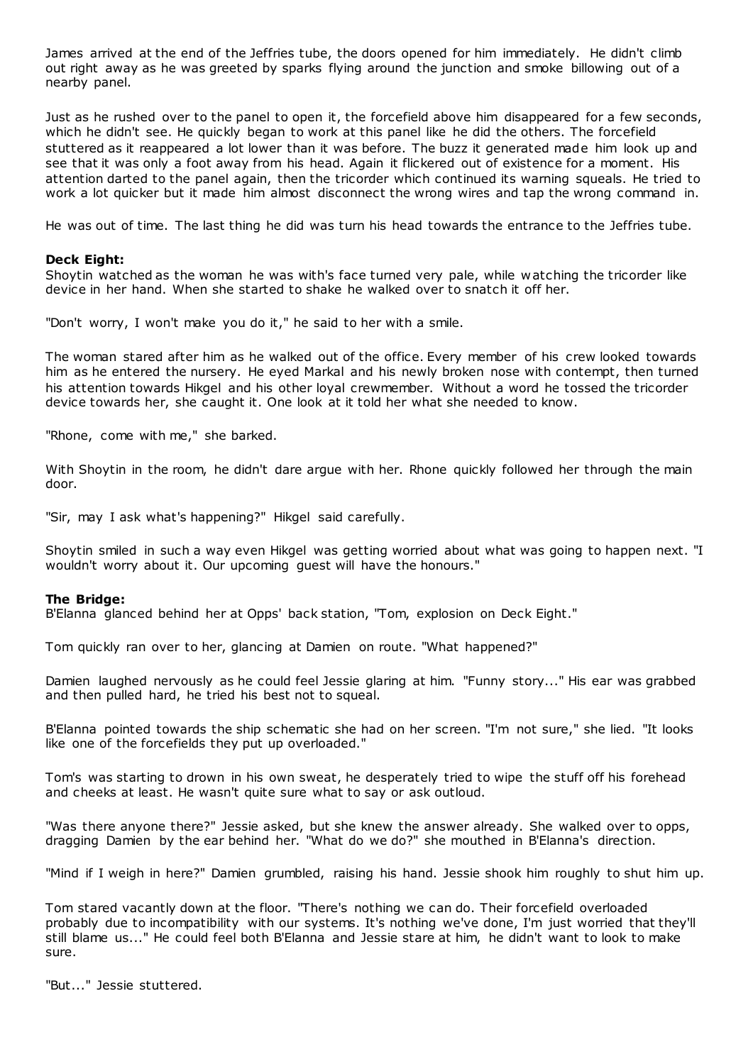James arrived at the end of the Jeffries tube, the doors opened for him immediately. He didn't climb out right away as he was greeted by sparks flying around the junction and smoke billowing out of a nearby panel.

Just as he rushed over to the panel to open it, the forcefield above him disappeared for a few seconds, which he didn't see. He quickly began to work at this panel like he did the others. The forcefield stuttered as it reappeared a lot lower than it was before. The buzz it generated made him look up and see that it was only a foot away from his head. Again it flickered out of existence for a moment. His attention darted to the panel again, then the tricorder which continued its warning squeals. He tried to work a lot quicker but it made him almost disconnect the wrong wires and tap the wrong command in.

He was out of time. The last thing he did was turn his head towards the entrance to the Jeffries tube.

**Deck Eight:**
Shoytin watched as the woman he was with's face turned very pale, while watching the tricorder like device in her hand. When she started to shake he walked over to snatch it off her.

"Don't worry, I won't make you do it," he said to her with a smile.

The woman stared after him as he walked out of the office. Every member of his crew looked towards him as he entered the nursery. He eyed Markal and his newly broken nose with contempt, then turned his attention towards Hikgel and his other loyal crewmember. Without a word he tossed the tricorder device towards her, she caught it. One look at it told her what she needed to know.

"Rhone, come with me," she barked.

With Shoytin in the room, he didn't dare argue with her. Rhone quickly followed her through the main door.

"Sir, may I ask what's happening?" Hikgel said carefully.

Shoytin smiled in such a way even Hikgel was getting worried about what was going to happen next. "I wouldn't worry about it. Our upcoming guest will have the honours."

**The Bridge:**
B'Elanna glanced behind her at Opps' back station, "Tom, explosion on Deck Eight."

Tom quickly ran over to her, glancing at Damien on route. "What happened?"

Damien laughed nervously as he could feel Jessie glaring at him. "Funny story..." His ear was grabbed and then pulled hard, he tried his best not to squeal.

B'Elanna pointed towards the ship schematic she had on her screen. "I'm not sure," she lied. "It looks like one of the forcefields they put up overloaded."

Tom's was starting to drown in his own sweat, he desperately tried to wipe the stuff off his forehead and cheeks at least. He wasn't quite sure what to say or ask outloud.

"Was there anyone there?" Jessie asked, but she knew the answer already. She walked over to opps, dragging Damien by the ear behind her. "What do we do?" she mouthed in B'Elanna's direction.

"Mind if I weigh in here?" Damien grumbled, raising his hand. Jessie shook him roughly to shut him up.

Tom stared vacantly down at the floor. "There's nothing we can do. Their forcefield overloaded probably due to incompatibility with our systems. It's nothing we've done, I'm just worried that they'll still blame us..." He could feel both B'Elanna and Jessie stare at him, he didn't want to look to make sure.

"But..." Jessie stuttered.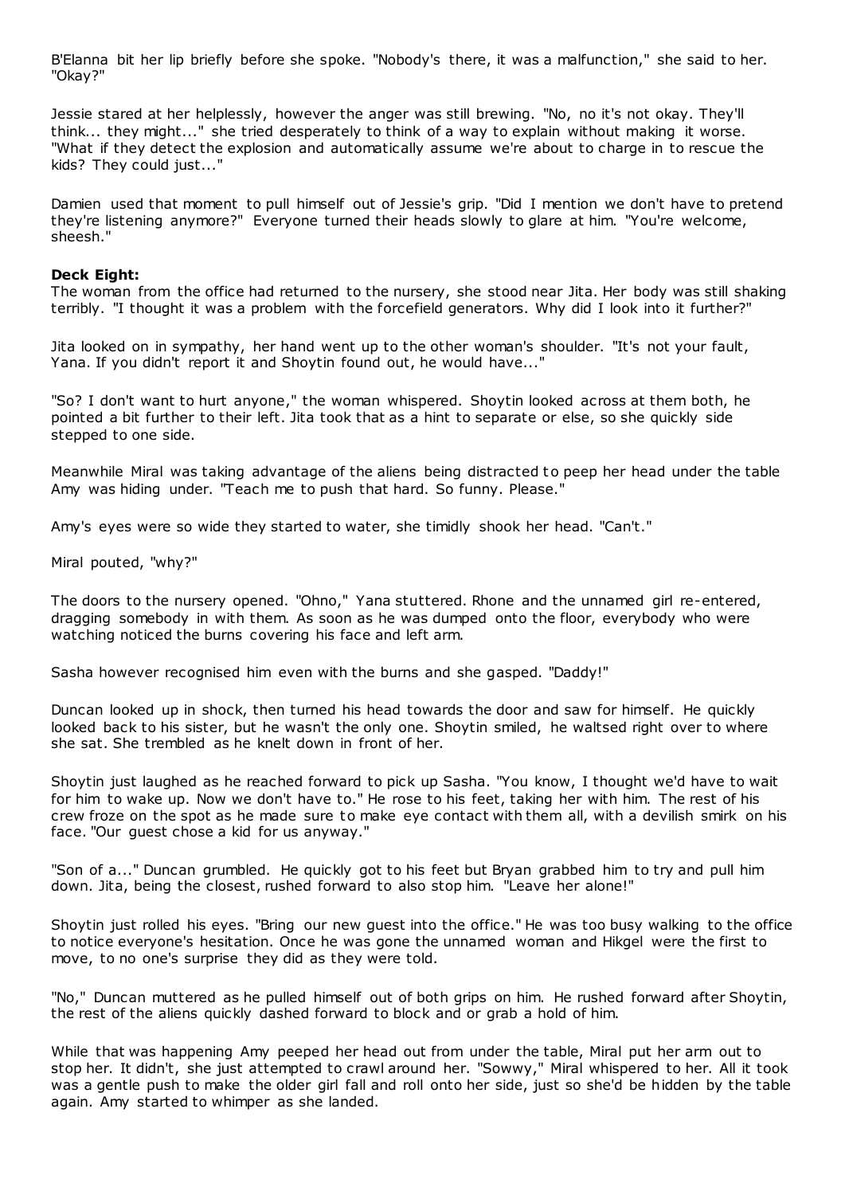B'Elanna bit her lip briefly before she spoke. "Nobody's there, it was a malfunction," she said to her. "Okay?"

Jessie stared at her helplessly, however the anger was still brewing. "No, no it's not okay. They'll think... they might..." she tried desperately to think of a way to explain without making it worse. "What if they detect the explosion and automatically assume we're about to charge in to rescue the kids? They could just..."

Damien used that moment to pull himself out of Jessie's grip. "Did I mention we don't have to pretend they're listening anymore?" Everyone turned their heads slowly to glare at him. "You're welcome, sheesh."

**Deck Eight:**
The woman from the office had returned to the nursery, she stood near Jita. Her body was still shaking terribly. "I thought it was a problem with the forcefield generators. Why did I look into it further?"

Jita looked on in sympathy, her hand went up to the other woman's shoulder. "It's not your fault, Yana. If you didn't report it and Shoytin found out, he would have..."

"So? I don't want to hurt anyone," the woman whispered. Shoytin looked across at them both, he pointed a bit further to their left. Jita took that as a hint to separate or else, so she quickly side stepped to one side.

Meanwhile Miral was taking advantage of the aliens being distracted to peep her head under the table Amy was hiding under. "Teach me to push that hard. So funny. Please."

Amy's eyes were so wide they started to water, she timidly shook her head. "Can't."

Miral pouted, "why?"

The doors to the nursery opened. "Ohno," Yana stuttered. Rhone and the unnamed girl re-entered, dragging somebody in with them. As soon as he was dumped onto the floor, everybody who were watching noticed the burns covering his face and left arm.

Sasha however recognised him even with the burns and she gasped. "Daddy!"

Duncan looked up in shock, then turned his head towards the door and saw for himself. He quickly looked back to his sister, but he wasn't the only one. Shoytin smiled, he waltsed right over to where she sat. She trembled as he knelt down in front of her.

Shoytin just laughed as he reached forward to pick up Sasha. "You know, I thought we'd have to wait for him to wake up. Now we don't have to." He rose to his feet, taking her with him. The rest of his crew froze on the spot as he made sure to make eye contact with them all, with a devilish smirk on his face. "Our guest chose a kid for us anyway."

"Son of a..." Duncan grumbled. He quickly got to his feet but Bryan grabbed him to try and pull him down. Jita, being the closest, rushed forward to also stop him. "Leave her alone!"

Shoytin just rolled his eyes. "Bring our new guest into the office." He was too busy walking to the office to notice everyone's hesitation. Once he was gone the unnamed woman and Hikgel were the first to move, to no one's surprise they did as they were told.

"No," Duncan muttered as he pulled himself out of both grips on him. He rushed forward after Shoytin, the rest of the aliens quickly dashed forward to block and or grab a hold of him.

While that was happening Amy peeped her head out from under the table, Miral put her arm out to stop her. It didn't, she just attempted to crawl around her. "Sowwy," Miral whispered to her. All it took was a gentle push to make the older girl fall and roll onto her side, just so she'd be hidden by the table again. Amy started to whimper as she landed.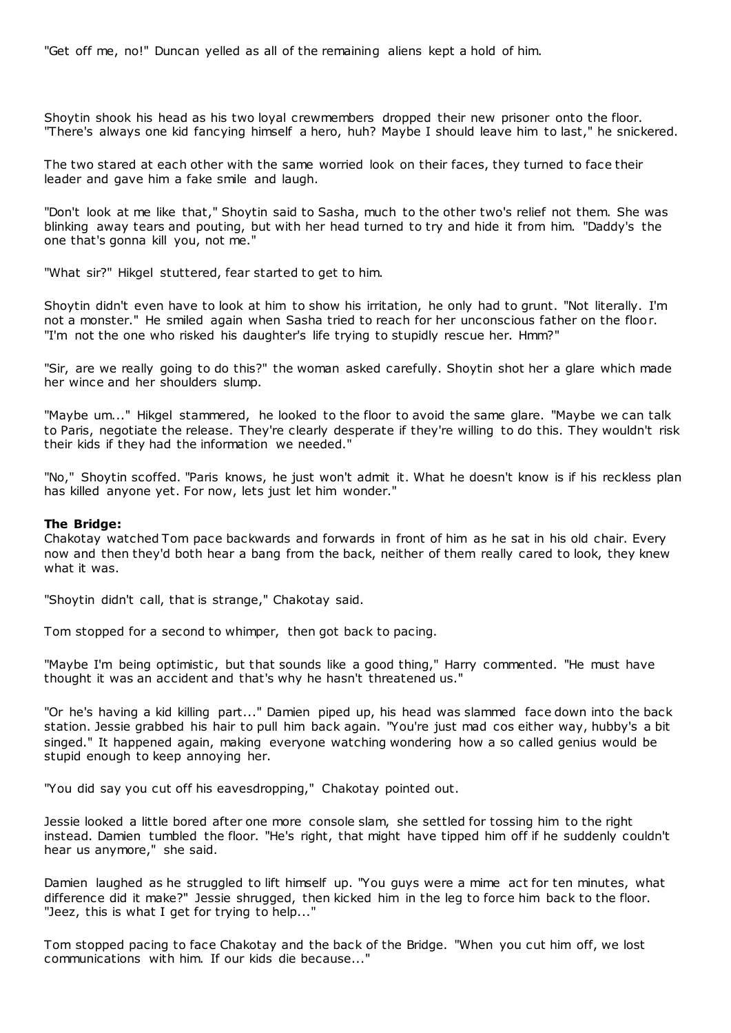"Get off me, no!" Duncan yelled as all of the remaining aliens kept a hold of him.

Shoytin shook his head as his two loyal crewmembers dropped their new prisoner onto the floor. "There's always one kid fancying himself a hero, huh? Maybe I should leave him to last," he snickered.

The two stared at each other with the same worried look on their faces, they turned to face their leader and gave him a fake smile and laugh.

"Don't look at me like that," Shoytin said to Sasha, much to the other two's relief not them. She was blinking away tears and pouting, but with her head turned to try and hide it from him. "Daddy's the one that's gonna kill you, not me."

"What sir?" Hikgel stuttered, fear started to get to him.

Shoytin didn't even have to look at him to show his irritation, he only had to grunt. "Not literally. I'm not a monster." He smiled again when Sasha tried to reach for her unconscious father on the floor. "I'm not the one who risked his daughter's life trying to stupidly rescue her. Hmm?"

"Sir, are we really going to do this?" the woman asked carefully. Shoytin shot her a glare which made her wince and her shoulders slump.

"Maybe um..." Hikgel stammered, he looked to the floor to avoid the same glare. "Maybe we can talk to Paris, negotiate the release. They're clearly desperate if they're willing to do this. They wouldn't risk their kids if they had the information we needed."

"No," Shoytin scoffed. "Paris knows, he just won't admit it. What he doesn't know is if his reckless plan has killed anyone yet. For now, lets just let him wonder."

**The Bridge:**
Chakotay watched Tom pace backwards and forwards in front of him as he sat in his old chair. Every now and then they'd both hear a bang from the back, neither of them really cared to look, they knew what it was.

"Shoytin didn't call, that is strange," Chakotay said.

Tom stopped for a second to whimper, then got back to pacing.

"Maybe I'm being optimistic, but that sounds like a good thing," Harry commented. "He must have thought it was an accident and that's why he hasn't threatened us."

"Or he's having a kid killing part..." Damien piped up, his head was slammed face down into the back station. Jessie grabbed his hair to pull him back again. "You're just mad cos either way, hubby's a bit singed." It happened again, making everyone watching wondering how a so called genius would be stupid enough to keep annoying her.

"You did say you cut off his eavesdropping," Chakotay pointed out.

Jessie looked a little bored after one more console slam, she settled for tossing him to the right instead. Damien tumbled the floor. "He's right, that might have tipped him off if he suddenly couldn't hear us anymore," she said.

Damien laughed as he struggled to lift himself up. "You guys were a mime act for ten minutes, what difference did it make?" Jessie shrugged, then kicked him in the leg to force him back to the floor. "Jeez, this is what I get for trying to help..."

Tom stopped pacing to face Chakotay and the back of the Bridge. "When you cut him off, we lost communications with him. If our kids die because..."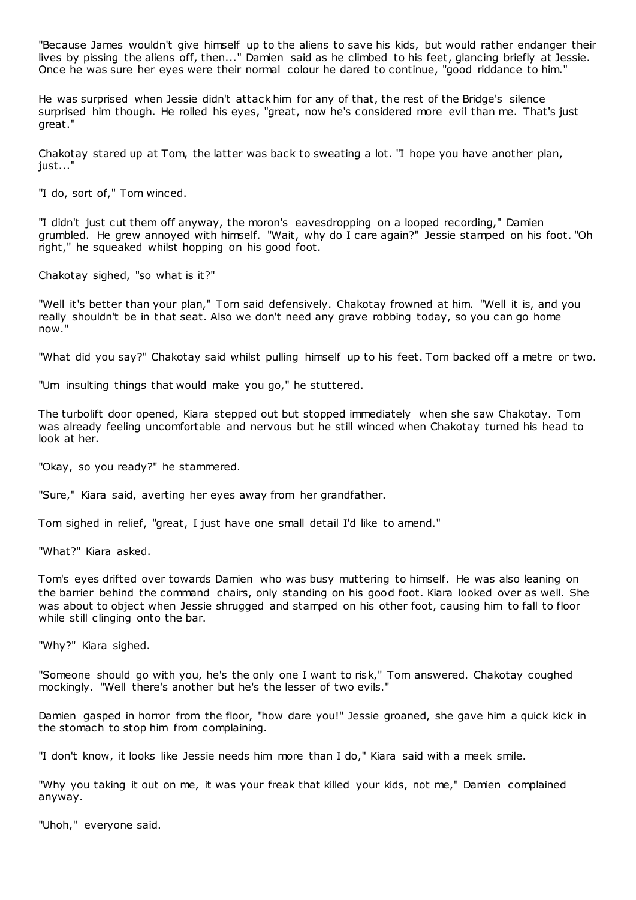"Because James wouldn't give himself up to the aliens to save his kids, but would rather endanger their lives by pissing the aliens off, then..." Damien said as he climbed to his feet, glancing briefly at Jessie. Once he was sure her eyes were their normal colour he dared to continue, "good riddance to him."

He was surprised when Jessie didn't attack him for any of that, the rest of the Bridge's silence surprised him though. He rolled his eyes, "great, now he's considered more evil than me. That's just great."

Chakotay stared up at Tom, the latter was back to sweating a lot. "I hope you have another plan, just..."

"I do, sort of," Tom winced.

"I didn't just cut them off anyway, the moron's eavesdropping on a looped recording," Damien grumbled. He grew annoyed with himself. "Wait, why do I care again?" Jessie stamped on his foot. "Oh right," he squeaked whilst hopping on his good foot.

Chakotay sighed, "so what is it?"

"Well it's better than your plan," Tom said defensively. Chakotay frowned at him. "Well it is, and you really shouldn't be in that seat. Also we don't need any grave robbing today, so you can go home now."

"What did you say?" Chakotay said whilst pulling himself up to his feet. Tom backed off a metre or two.

"Um insulting things that would make you go," he stuttered.

The turbolift door opened, Kiara stepped out but stopped immediately when she saw Chakotay. Tom was already feeling uncomfortable and nervous but he still winced when Chakotay turned his head to look at her.

"Okay, so you ready?" he stammered.

"Sure," Kiara said, averting her eyes away from her grandfather.

Tom sighed in relief, "great, I just have one small detail I'd like to amend."

"What?" Kiara asked.

Tom's eyes drifted over towards Damien who was busy muttering to himself. He was also leaning on the barrier behind the command chairs, only standing on his good foot. Kiara looked over as well. She was about to object when Jessie shrugged and stamped on his other foot, causing him to fall to floor while still clinging onto the bar.

"Why?" Kiara sighed.

"Someone should go with you, he's the only one I want to risk," Tom answered. Chakotay coughed mockingly. "Well there's another but he's the lesser of two evils."

Damien gasped in horror from the floor, "how dare you!" Jessie groaned, she gave him a quick kick in the stomach to stop him from complaining.

"I don't know, it looks like Jessie needs him more than I do," Kiara said with a meek smile.

"Why you taking it out on me, it was your freak that killed your kids, not me," Damien complained anyway.

"Uhoh," everyone said.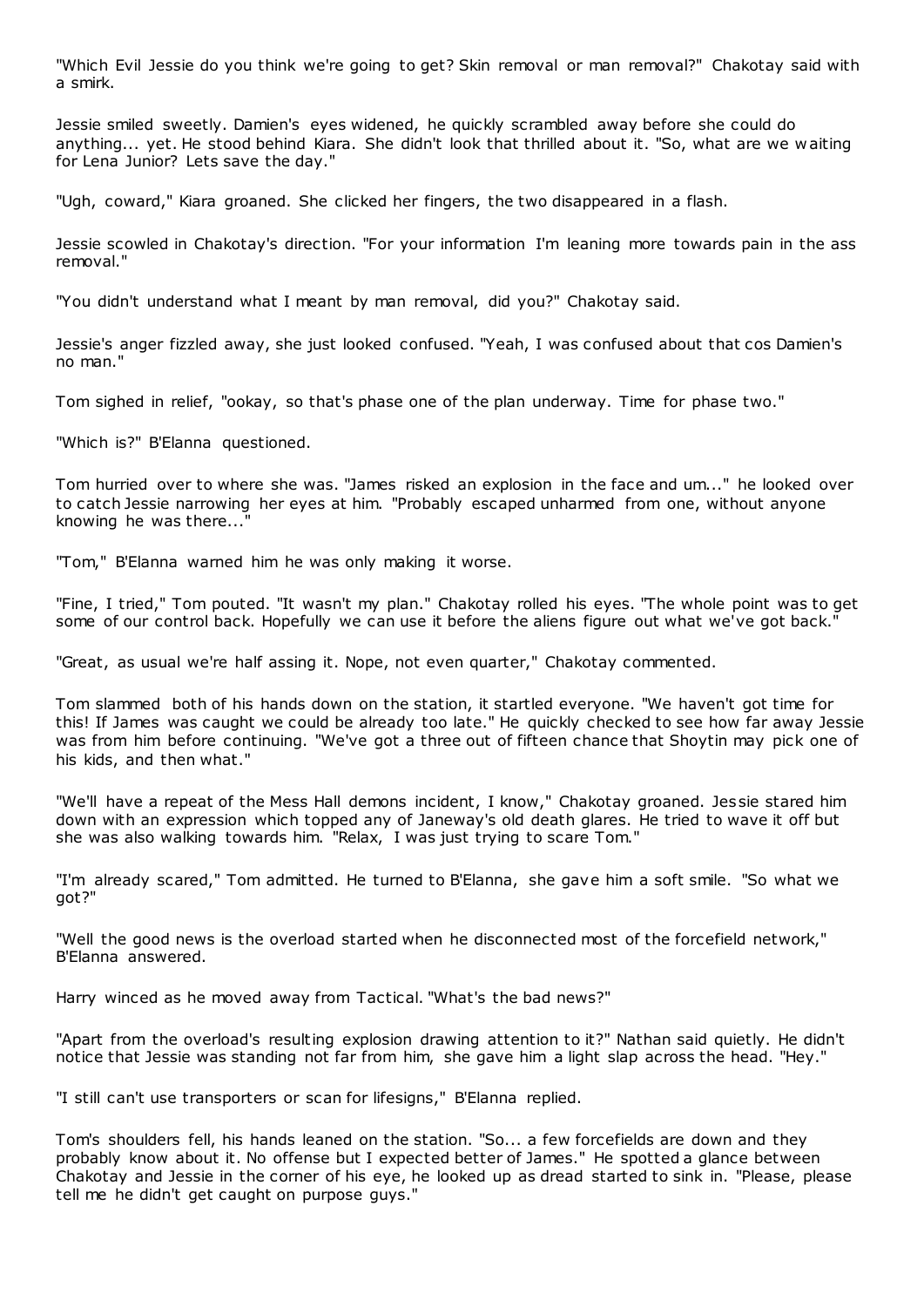"Which Evil Jessie do you think we're going to get? Skin removal or man removal?" Chakotay said with a smirk.

Jessie smiled sweetly. Damien's eyes widened, he quickly scrambled away before she could do anything... yet. He stood behind Kiara. She didn't look that thrilled about it. "So, what are we waiting for Lena Junior? Lets save the day."

"Ugh, coward," Kiara groaned. She clicked her fingers, the two disappeared in a flash.

Jessie scowled in Chakotay's direction. "For your information I'm leaning more towards pain in the ass removal."

"You didn't understand what I meant by man removal, did you?" Chakotay said.

Jessie's anger fizzled away, she just looked confused. "Yeah, I was confused about that cos Damien's no man."

Tom sighed in relief, "ookay, so that's phase one of the plan underway. Time for phase two."

"Which is?" B'Elanna questioned.

Tom hurried over to where she was. "James risked an explosion in the face and um..." he looked over to catch Jessie narrowing her eyes at him. "Probably escaped unharmed from one, without anyone knowing he was there..."

"Tom," B'Elanna warned him he was only making it worse.

"Fine, I tried," Tom pouted. "It wasn't my plan." Chakotay rolled his eyes. "The whole point was to get some of our control back. Hopefully we can use it before the aliens figure out what we've got back."

"Great, as usual we're half assing it. Nope, not even quarter," Chakotay commented.

Tom slammed both of his hands down on the station, it startled everyone. "We haven't got time for this! If James was caught we could be already too late." He quickly checked to see how far away Jessie was from him before continuing. "We've got a three out of fifteen chance that Shoytin may pick one of his kids, and then what."

"We'll have a repeat of the Mess Hall demons incident, I know," Chakotay groaned. Jessie stared him down with an expression which topped any of Janeway's old death glares. He tried to wave it off but she was also walking towards him. "Relax, I was just trying to scare Tom."

"I'm already scared," Tom admitted. He turned to B'Elanna, she gave him a soft smile. "So what we got?"

"Well the good news is the overload started when he disconnected most of the forcefield network," B'Elanna answered.

Harry winced as he moved away from Tactical. "What's the bad news?"

"Apart from the overload's resulting explosion drawing attention to it?" Nathan said quietly. He didn't notice that Jessie was standing not far from him, she gave him a light slap across the head. "Hey."

"I still can't use transporters or scan for lifesigns," B'Elanna replied.

Tom's shoulders fell, his hands leaned on the station. "So... a few forcefields are down and they probably know about it. No offense but I expected better of James." He spotted a glance between Chakotay and Jessie in the corner of his eye, he looked up as dread started to sink in. "Please, please tell me he didn't get caught on purpose guys."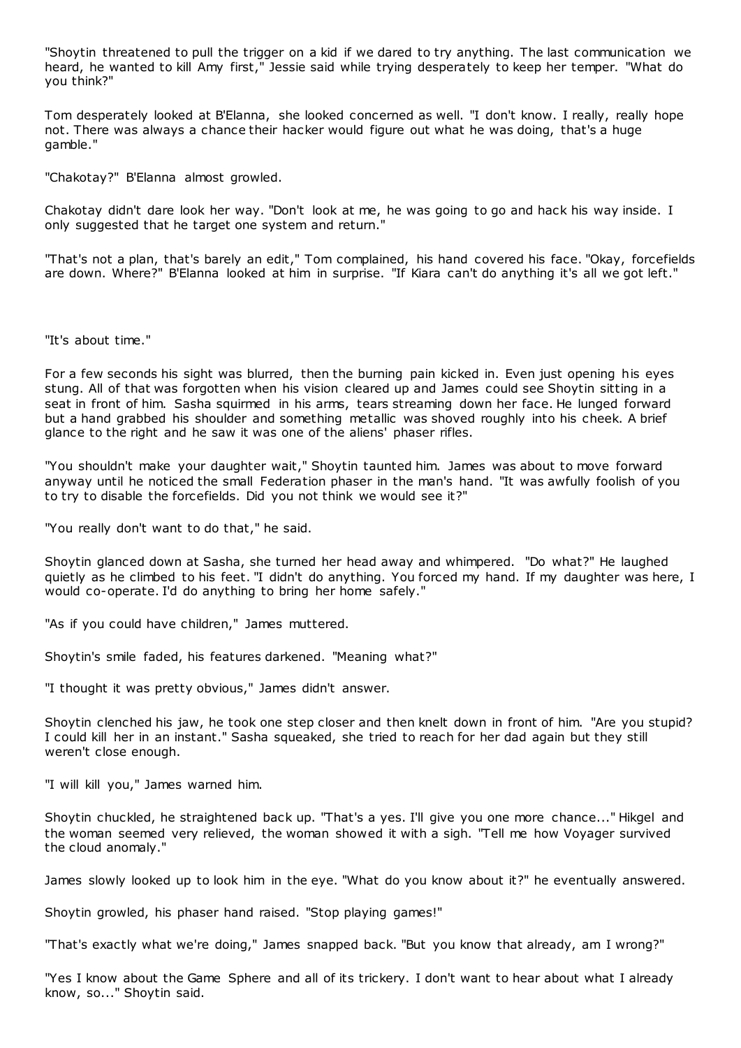"Shoytin threatened to pull the trigger on a kid if we dared to try anything. The last communication we heard, he wanted to kill Amy first," Jessie said while trying desperately to keep her temper. "What do you think?"

Tom desperately looked at B'Elanna, she looked concerned as well. "I don't know. I really, really hope not. There was always a chance their hacker would figure out what he was doing, that's a huge gamble."

"Chakotay?" B'Elanna almost growled.

Chakotay didn't dare look her way. "Don't look at me, he was going to go and hack his way inside. I only suggested that he target one system and return."

"That's not a plan, that's barely an edit," Tom complained, his hand covered his face. "Okay, forcefields are down. Where?" B'Elanna looked at him in surprise. "If Kiara can't do anything it's all we got left."

"It's about time."

For a few seconds his sight was blurred, then the burning pain kicked in. Even just opening his eyes stung. All of that was forgotten when his vision cleared up and James could see Shoytin sitting in a seat in front of him. Sasha squirmed in his arms, tears streaming down her face. He lunged forward but a hand grabbed his shoulder and something metallic was shoved roughly into his cheek. A brief glance to the right and he saw it was one of the aliens' phaser rifles.

"You shouldn't make your daughter wait," Shoytin taunted him. James was about to move forward anyway until he noticed the small Federation phaser in the man's hand. "It was awfully foolish of you to try to disable the forcefields. Did you not think we would see it?"

"You really don't want to do that," he said.

Shoytin glanced down at Sasha, she turned her head away and whimpered. "Do what?" He laughed quietly as he climbed to his feet. "I didn't do anything. You forced my hand. If my daughter was here, I would co-operate. I'd do anything to bring her home safely."

"As if you could have children," James muttered.

Shoytin's smile faded, his features darkened. "Meaning what?"

"I thought it was pretty obvious," James didn't answer.

Shoytin clenched his jaw, he took one step closer and then knelt down in front of him. "Are you stupid? I could kill her in an instant." Sasha squeaked, she tried to reach for her dad again but they still weren't close enough.

"I will kill you," James warned him.

Shoytin chuckled, he straightened back up. "That's a yes. I'll give you one more chance..." Hikgel and the woman seemed very relieved, the woman showed it with a sigh. "Tell me how Voyager survived the cloud anomaly."

James slowly looked up to look him in the eye. "What do you know about it?" he eventually answered.

Shoytin growled, his phaser hand raised. "Stop playing games!"

"That's exactly what we're doing," James snapped back. "But you know that already, am I wrong?"

"Yes I know about the Game Sphere and all of its trickery. I don't want to hear about what I already know, so..." Shoytin said.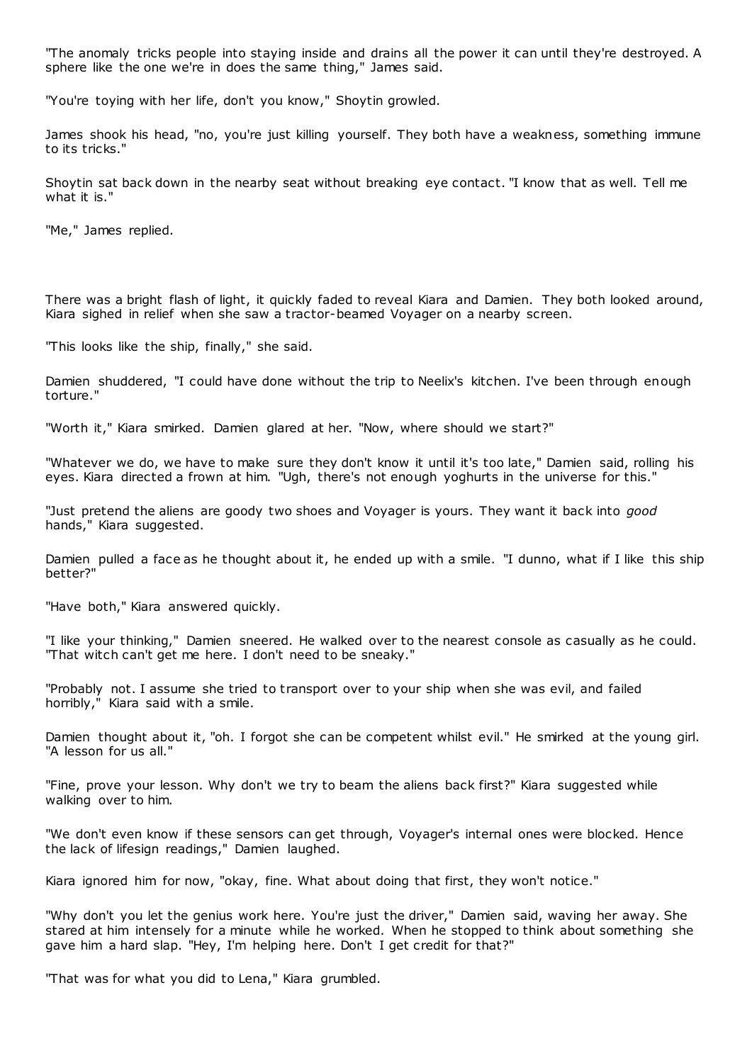"The anomaly tricks people into staying inside and drains all the power it can until they're destroyed. A sphere like the one we're in does the same thing," James said.

"You're toying with her life, don't you know," Shoytin growled.

James shook his head, "no, you're just killing yourself. They both have a weakness, something immune to its tricks."

Shoytin sat back down in the nearby seat without breaking eye contact. "I know that as well. Tell me what it is."

"Me," James replied.

There was a bright flash of light, it quickly faded to reveal Kiara and Damien. They both looked around, Kiara sighed in relief when she saw a tractor-beamed Voyager on a nearby screen.

"This looks like the ship, finally," she said.

Damien shuddered, "I could have done without the trip to Neelix's kitchen. I've been through enough torture."

"Worth it," Kiara smirked. Damien glared at her. "Now, where should we start?"

"Whatever we do, we have to make sure they don't know it until it's too late," Damien said, rolling his eyes. Kiara directed a frown at him. "Ugh, there's not enough yoghurts in the universe for this."

"Just pretend the aliens are goody two shoes and Voyager is yours. They want it back into *good* hands," Kiara suggested.

Damien pulled a face as he thought about it, he ended up with a smile. "I dunno, what if I like this ship better?"

"Have both," Kiara answered quickly.

"I like your thinking," Damien sneered. He walked over to the nearest console as casually as he could. "That witch can't get me here. I don't need to be sneaky."

"Probably not. I assume she tried to transport over to your ship when she was evil, and failed horribly," Kiara said with a smile.

Damien thought about it, "oh. I forgot she can be competent whilst evil." He smirked at the young girl. "A lesson for us all."

"Fine, prove your lesson. Why don't we try to beam the aliens back first?" Kiara suggested while walking over to him.

"We don't even know if these sensors can get through, Voyager's internal ones were blocked. Hence the lack of lifesign readings," Damien laughed.

Kiara ignored him for now, "okay, fine. What about doing that first, they won't notice."

"Why don't you let the genius work here. You're just the driver," Damien said, waving her away. She stared at him intensely for a minute while he worked. When he stopped to think about something she gave him a hard slap. "Hey, I'm helping here. Don't I get credit for that?"

"That was for what you did to Lena," Kiara grumbled.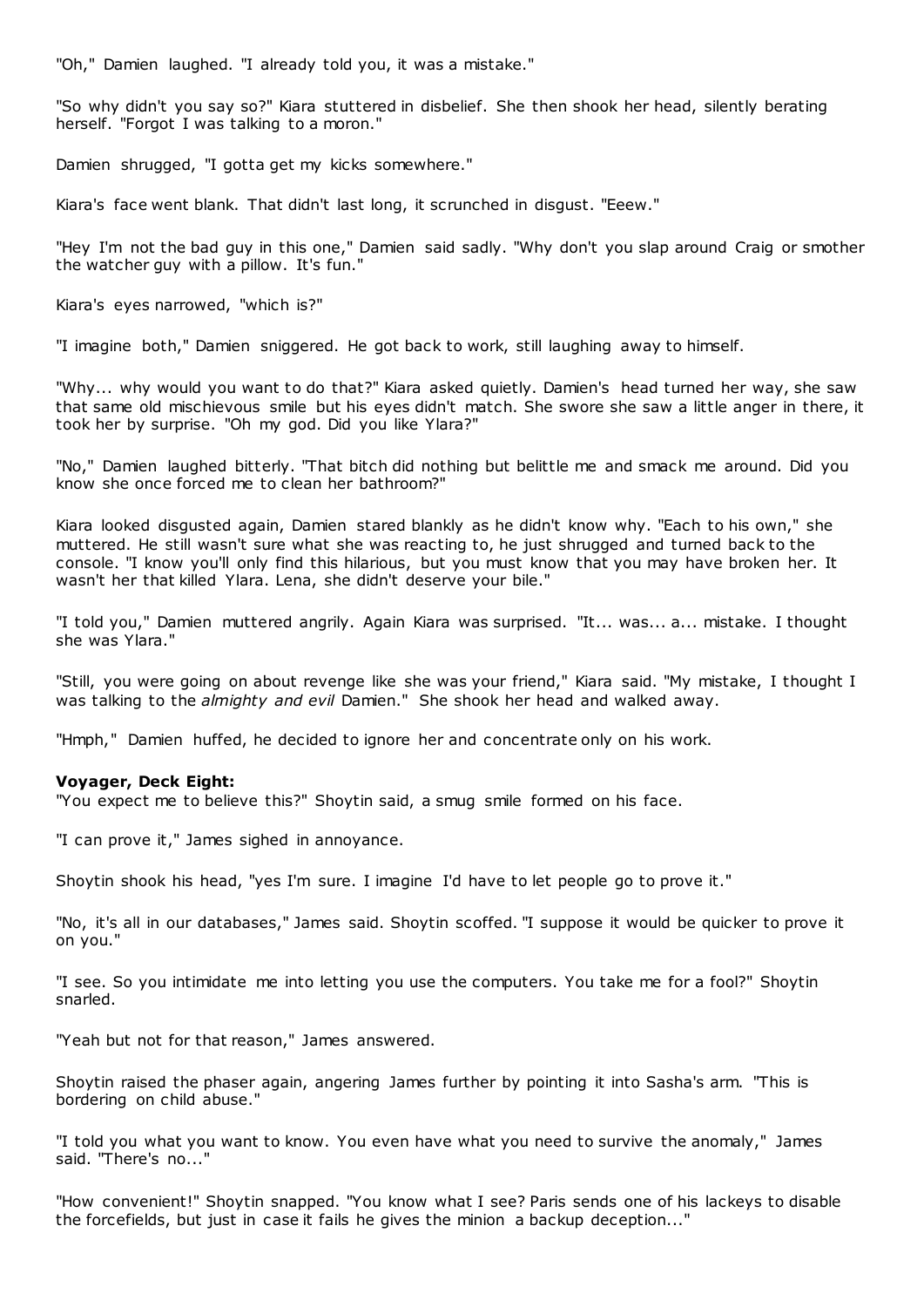"Oh," Damien laughed. "I already told you, it was a mistake."

"So why didn't you say so?" Kiara stuttered in disbelief. She then shook her head, silently berating herself. "Forgot I was talking to a moron."

Damien shrugged, "I gotta get my kicks somewhere."

Kiara's face went blank. That didn't last long, it scrunched in disgust. "Eeew."

"Hey I'm not the bad guy in this one," Damien said sadly. "Why don't you slap around Craig or smother the watcher guy with a pillow. It's fun."

Kiara's eyes narrowed, "which is?"

"I imagine both," Damien sniggered. He got back to work, still laughing away to himself.

"Why... why would you want to do that?" Kiara asked quietly. Damien's head turned her way, she saw that same old mischievous smile but his eyes didn't match. She swore she saw a little anger in there, it took her by surprise. "Oh my god. Did you like Ylara?"

"No," Damien laughed bitterly. "That bitch did nothing but belittle me and smack me around. Did you know she once forced me to clean her bathroom?"

Kiara looked disgusted again, Damien stared blankly as he didn't know why. "Each to his own," she muttered. He still wasn't sure what she was reacting to, he just shrugged and turned back to the console. "I know you'll only find this hilarious, but you must know that you may have broken her. It wasn't her that killed Ylara. Lena, she didn't deserve your bile."

"I told you," Damien muttered angrily. Again Kiara was surprised. "It... was... a... mistake. I thought she was Ylara."

"Still, you were going on about revenge like she was your friend," Kiara said. "My mistake, I thought I was talking to the *almighty and evil* Damien." She shook her head and walked away.

"Hmph," Damien huffed, he decided to ignore her and concentrate only on his work.

**Voyager, Deck Eight:**

"You expect me to believe this?" Shoytin said, a smug smile formed on his face.

"I can prove it," James sighed in annoyance.

Shoytin shook his head, "yes I'm sure. I imagine I'd have to let people go to prove it."

"No, it's all in our databases," James said. Shoytin scoffed. "I suppose it would be quicker to prove it on you."

"I see. So you intimidate me into letting you use the computers. You take me for a fool?" Shoytin snarled.

"Yeah but not for that reason," James answered.

Shoytin raised the phaser again, angering James further by pointing it into Sasha's arm. "This is bordering on child abuse."

"I told you what you want to know. You even have what you need to survive the anomaly," James said. "There's no..."

"How convenient!" Shoytin snapped. "You know what I see? Paris sends one of his lackeys to disable the forcefields, but just in case it fails he gives the minion a backup deception..."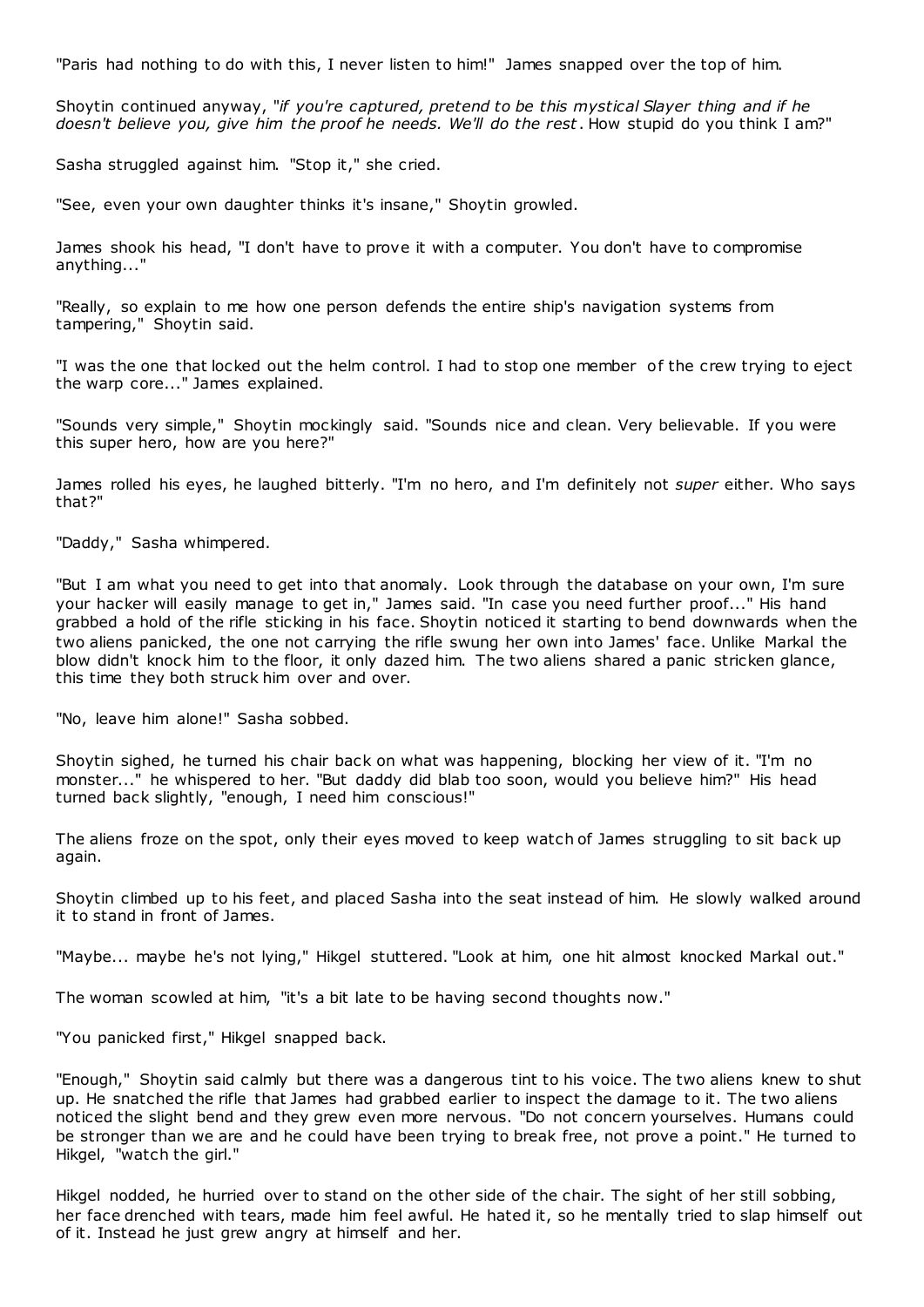"Paris had nothing to do with this, I never listen to him!" James snapped over the top of him.

Shoytin continued anyway, "*if you're captured, pretend to be this mystical Slayer thing and if he doesn't believe you, give him the proof he needs. We'll do the rest*. How stupid do you think I am?"

Sasha struggled against him. "Stop it," she cried.

"See, even your own daughter thinks it's insane," Shoytin growled.

James shook his head, "I don't have to prove it with a computer. You don't have to compromise anything..."

"Really, so explain to me how one person defends the entire ship's navigation systems from tampering," Shoytin said.

"I was the one that locked out the helm control. I had to stop one member of the crew trying to eject the warp core..." James explained.

"Sounds very simple," Shoytin mockingly said. "Sounds nice and clean. Very believable. If you were this super hero, how are you here?"

James rolled his eyes, he laughed bitterly. "I'm no hero, and I'm definitely not *super* either. Who says that?"

"Daddy," Sasha whimpered.

"But I am what you need to get into that anomaly. Look through the database on your own, I'm sure your hacker will easily manage to get in," James said. "In case you need further proof..." His hand grabbed a hold of the rifle sticking in his face. Shoytin noticed it starting to bend downwards when the two aliens panicked, the one not carrying the rifle swung her own into James' face. Unlike Markal the blow didn't knock him to the floor, it only dazed him. The two aliens shared a panic stricken glance, this time they both struck him over and over.

"No, leave him alone!" Sasha sobbed.

Shoytin sighed, he turned his chair back on what was happening, blocking her view of it. "I'm no monster..." he whispered to her. "But daddy did blab too soon, would you believe him?" His head turned back slightly, "enough, I need him conscious!"

The aliens froze on the spot, only their eyes moved to keep watch of James struggling to sit back up again.

Shoytin climbed up to his feet, and placed Sasha into the seat instead of him. He slowly walked around it to stand in front of James.

"Maybe... maybe he's not lying," Hikgel stuttered. "Look at him, one hit almost knocked Markal out."

The woman scowled at him, "it's a bit late to be having second thoughts now."

"You panicked first," Hikgel snapped back.

"Enough," Shoytin said calmly but there was a dangerous tint to his voice. The two aliens knew to shut up. He snatched the rifle that James had grabbed earlier to inspect the damage to it. The two aliens noticed the slight bend and they grew even more nervous. "Do not concern yourselves. Humans could be stronger than we are and he could have been trying to break free, not prove a point." He turned to Hikgel, "watch the girl."

Hikgel nodded, he hurried over to stand on the other side of the chair. The sight of her still sobbing, her face drenched with tears, made him feel awful. He hated it, so he mentally tried to slap himself out of it. Instead he just grew angry at himself and her.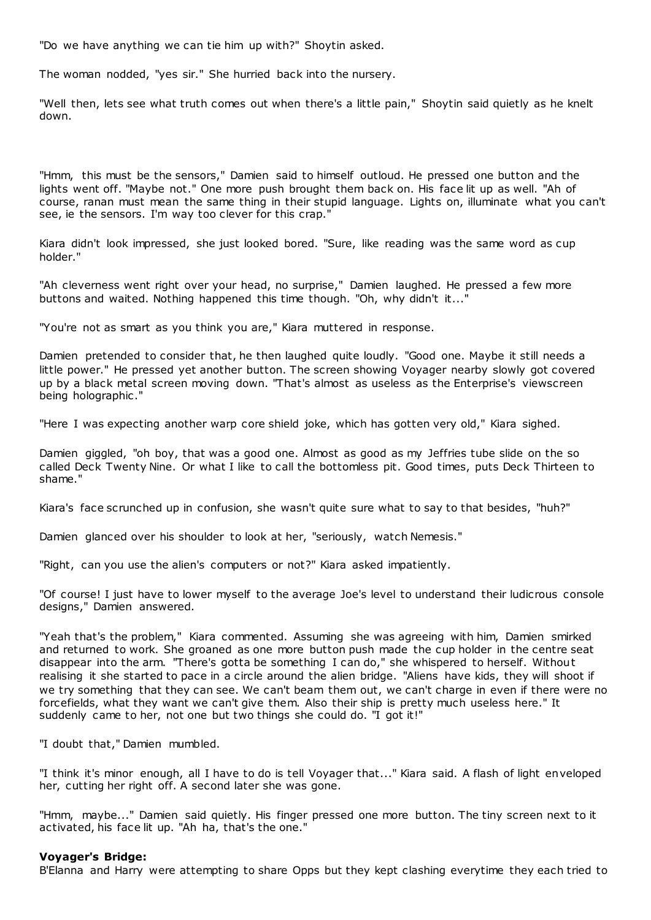"Do we have anything we can tie him up with?" Shoytin asked.

The woman nodded, "yes sir." She hurried back into the nursery.

"Well then, lets see what truth comes out when there's a little pain," Shoytin said quietly as he knelt down.

"Hmm, this must be the sensors," Damien said to himself outloud. He pressed one button and the lights went off. "Maybe not." One more push brought them back on. His face lit up as well. "Ah of course, ranan must mean the same thing in their stupid language. Lights on, illuminate what you can't see, ie the sensors. I'm way too clever for this crap."

Kiara didn't look impressed, she just looked bored. "Sure, like reading was the same word as cup holder."

"Ah cleverness went right over your head, no surprise," Damien laughed. He pressed a few more buttons and waited. Nothing happened this time though. "Oh, why didn't it..."

"You're not as smart as you think you are," Kiara muttered in response.

Damien pretended to consider that, he then laughed quite loudly. "Good one. Maybe it still needs a little power." He pressed yet another button. The screen showing Voyager nearby slowly got covered up by a black metal screen moving down. "That's almost as useless as the Enterprise's viewscreen being holographic."

"Here I was expecting another warp core shield joke, which has gotten very old," Kiara sighed.

Damien giggled, "oh boy, that was a good one. Almost as good as my Jeffries tube slide on the so called Deck Twenty Nine. Or what I like to call the bottomless pit. Good times, puts Deck Thirteen to shame."

Kiara's face scrunched up in confusion, she wasn't quite sure what to say to that besides, "huh?"

Damien glanced over his shoulder to look at her, "seriously, watch Nemesis."

"Right, can you use the alien's computers or not?" Kiara asked impatiently.

"Of course! I just have to lower myself to the average Joe's level to understand their ludicrous console designs," Damien answered.

"Yeah that's the problem," Kiara commented. Assuming she was agreeing with him, Damien smirked and returned to work. She groaned as one more button push made the cup holder in the centre seat disappear into the arm. "There's gotta be something I can do," she whispered to herself. Without realising it she started to pace in a circle around the alien bridge. "Aliens have kids, they will shoot if we try something that they can see. We can't beam them out, we can't charge in even if there were no forcefields, what they want we can't give them. Also their ship is pretty much useless here." It suddenly came to her, not one but two things she could do. "I got it!"

"I doubt that," Damien mumbled.

"I think it's minor enough, all I have to do is tell Voyager that..." Kiara said. A flash of light enveloped her, cutting her right off. A second later she was gone.

"Hmm, maybe..." Damien said quietly. His finger pressed one more button. The tiny screen next to it activated, his face lit up. "Ah ha, that's the one."

**Voyager's Bridge:**
B'Elanna and Harry were attempting to share Opps but they kept clashing everytime they each tried to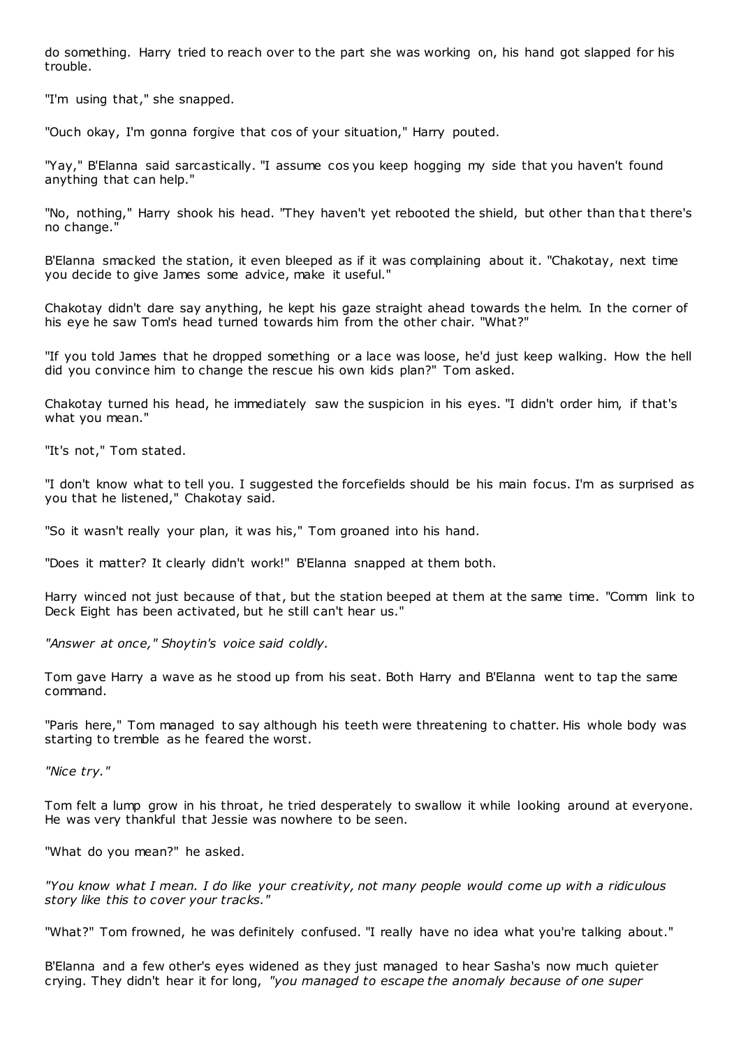do something. Harry tried to reach over to the part she was working on, his hand got slapped for his trouble.

"I'm using that," she snapped.

"Ouch okay, I'm gonna forgive that cos of your situation," Harry pouted.

"Yay," B'Elanna said sarcastically. "I assume cos you keep hogging my side that you haven't found anything that can help."

"No, nothing," Harry shook his head. "They haven't yet rebooted the shield, but other than that there's no change."

B'Elanna smacked the station, it even bleeped as if it was complaining about it. "Chakotay, next time you decide to give James some advice, make it useful."

Chakotay didn't dare say anything, he kept his gaze straight ahead towards the helm. In the corner of his eye he saw Tom's head turned towards him from the other chair. "What?"

"If you told James that he dropped something or a lace was loose, he'd just keep walking. How the hell did you convince him to change the rescue his own kids plan?" Tom asked.

Chakotay turned his head, he immediately saw the suspicion in his eyes. "I didn't order him, if that's what you mean."

"It's not," Tom stated.

"I don't know what to tell you. I suggested the forcefields should be his main focus. I'm as surprised as you that he listened," Chakotay said.

"So it wasn't really your plan, it was his," Tom groaned into his hand.

"Does it matter? It clearly didn't work!" B'Elanna snapped at them both.

Harry winced not just because of that, but the station beeped at them at the same time. "Comm link to Deck Eight has been activated, but he still can't hear us."

*"Answer at once," Shoytin's voice said coldly.*

Tom gave Harry a wave as he stood up from his seat. Both Harry and B'Elanna went to tap the same command.

"Paris here," Tom managed to say although his teeth were threatening to chatter. His whole body was starting to tremble as he feared the worst.

*"Nice try."*

Tom felt a lump grow in his throat, he tried desperately to swallow it while looking around at everyone. He was very thankful that Jessie was nowhere to be seen.

"What do you mean?" he asked.

*"You know what I mean. I do like your creativity, not many people would come up with a ridiculous story like this to cover your tracks."*

"What?" Tom frowned, he was definitely confused. "I really have no idea what you're talking about."

B'Elanna and a few other's eyes widened as they just managed to hear Sasha's now much quieter crying. They didn't hear it for long, *"you managed to escape the anomaly because of one super*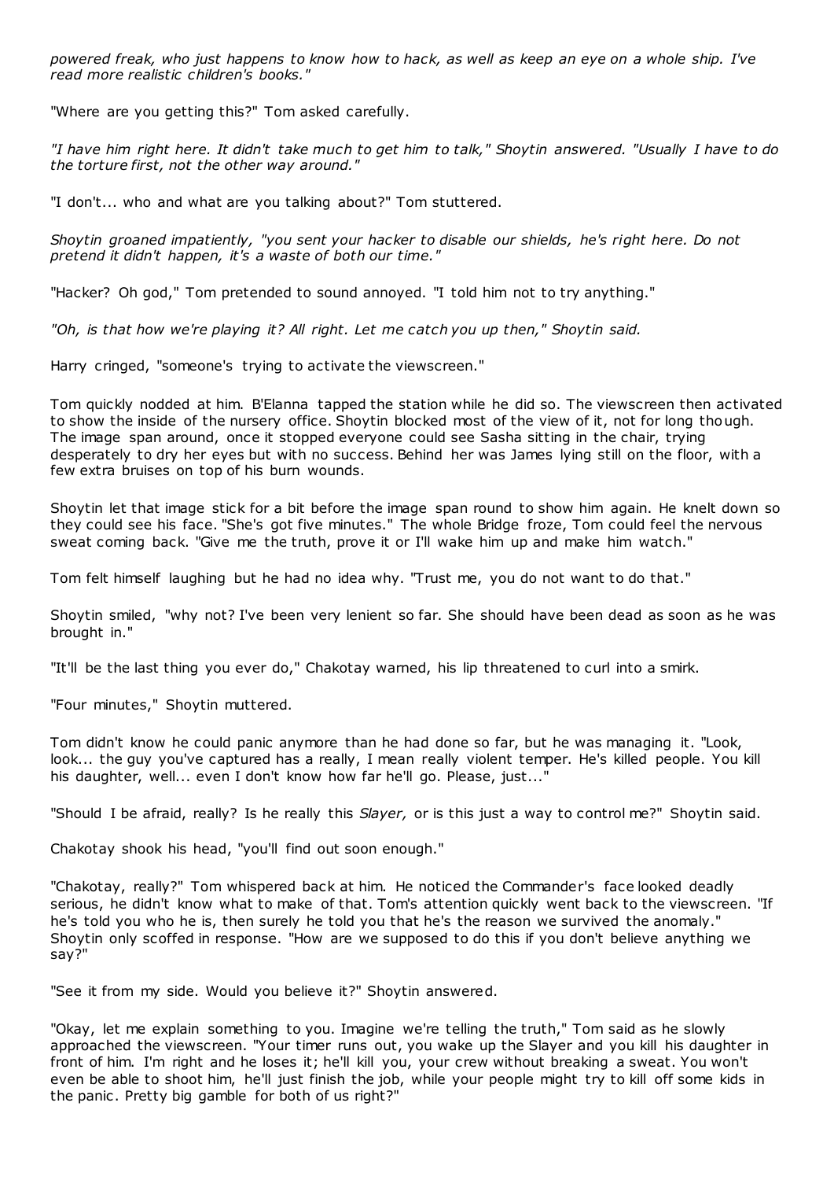*powered freak, who just happens to know how to hack, as well as keep an eye on a whole ship. I've read more realistic children's books."*

"Where are you getting this?" Tom asked carefully.

*"I have him right here. It didn't take much to get him to talk," Shoytin answered. "Usually I have to do the torture first, not the other way around."*

"I don't... who and what are you talking about?" Tom stuttered.

*Shoytin groaned impatiently, "you sent your hacker to disable our shields, he's right here. Do not pretend it didn't happen, it's a waste of both our time."*

"Hacker? Oh god," Tom pretended to sound annoyed. "I told him not to try anything."

*"Oh, is that how we're playing it? All right. Let me catch you up then," Shoytin said.*

Harry cringed, "someone's trying to activate the viewscreen."

Tom quickly nodded at him. B'Elanna tapped the station while he did so. The viewscreen then activated to show the inside of the nursery office. Shoytin blocked most of the view of it, not for long though. The image span around, once it stopped everyone could see Sasha sitting in the chair, trying desperately to dry her eyes but with no success. Behind her was James lying still on the floor, with a few extra bruises on top of his burn wounds.

Shoytin let that image stick for a bit before the image span round to show him again. He knelt down so they could see his face. "She's got five minutes." The whole Bridge froze, Tom could feel the nervous sweat coming back. "Give me the truth, prove it or I'll wake him up and make him watch."

Tom felt himself laughing but he had no idea why. "Trust me, you do not want to do that."

Shoytin smiled, "why not? I've been very lenient so far. She should have been dead as soon as he was brought in."

"It'll be the last thing you ever do," Chakotay warned, his lip threatened to curl into a smirk.

"Four minutes," Shoytin muttered.

Tom didn't know he could panic anymore than he had done so far, but he was managing it. "Look, look... the guy you've captured has a really, I mean really violent temper. He's killed people. You kill his daughter, well... even I don't know how far he'll go. Please, just..."

"Should I be afraid, really? Is he really this *Slayer,* or is this just a way to control me?" Shoytin said.

Chakotay shook his head, "you'll find out soon enough."

"Chakotay, really?" Tom whispered back at him. He noticed the Commander's face looked deadly serious, he didn't know what to make of that. Tom's attention quickly went back to the viewscreen. "If he's told you who he is, then surely he told you that he's the reason we survived the anomaly." Shoytin only scoffed in response. "How are we supposed to do this if you don't believe anything we say?"

"See it from my side. Would you believe it?" Shoytin answered.

"Okay, let me explain something to you. Imagine we're telling the truth," Tom said as he slowly approached the viewscreen. "Your timer runs out, you wake up the Slayer and you kill his daughter in front of him. I'm right and he loses it; he'll kill you, your crew without breaking a sweat. You won't even be able to shoot him, he'll just finish the job, while your people might try to kill off some kids in the panic. Pretty big gamble for both of us right?"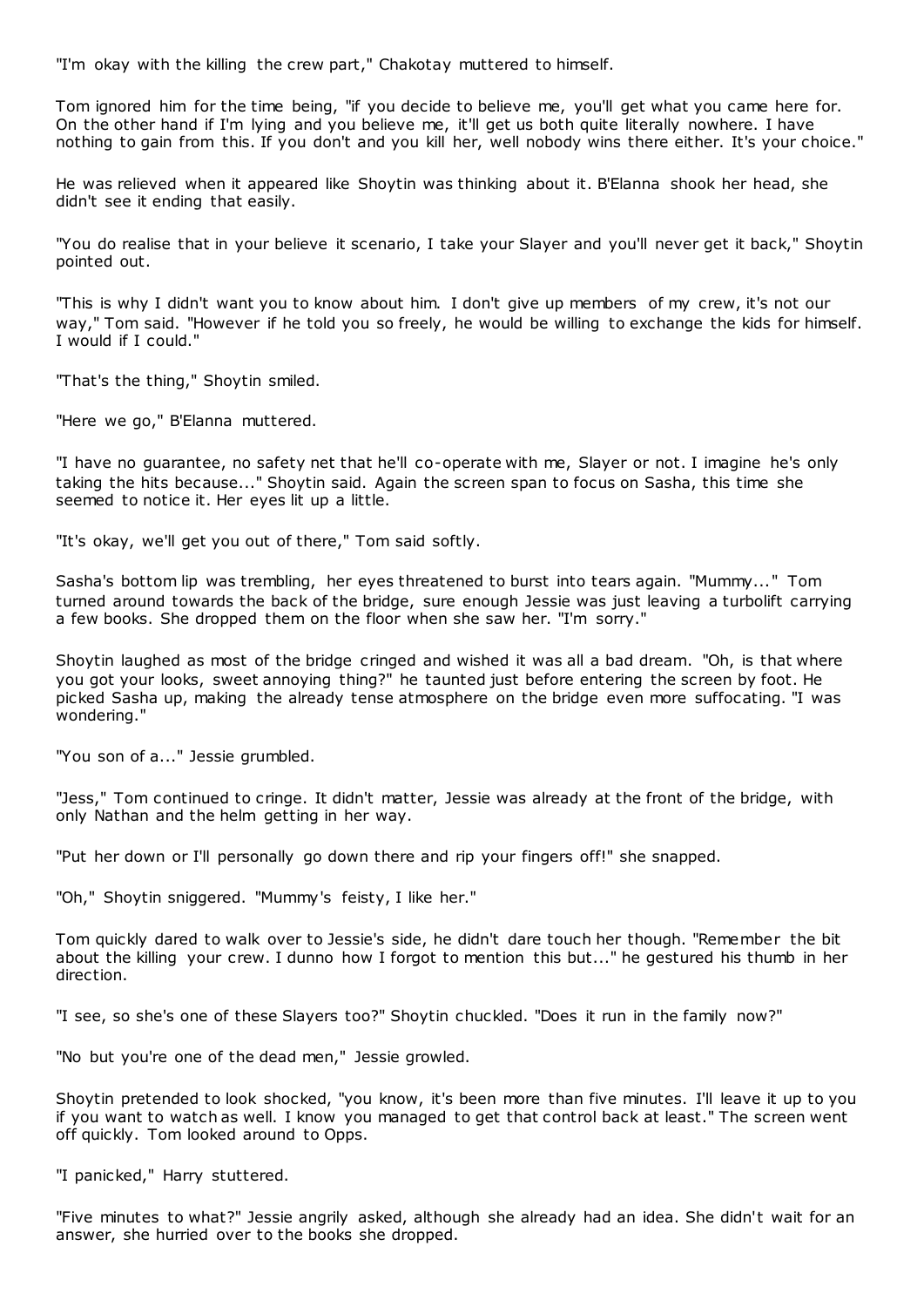"I'm okay with the killing the crew part," Chakotay muttered to himself.

Tom ignored him for the time being, "if you decide to believe me, you'll get what you came here for. On the other hand if I'm lying and you believe me, it'll get us both quite literally nowhere. I have nothing to gain from this. If you don't and you kill her, well nobody wins there either. It's your choice."

He was relieved when it appeared like Shoytin was thinking about it. B'Elanna shook her head, she didn't see it ending that easily.

"You do realise that in your believe it scenario, I take your Slayer and you'll never get it back," Shoytin pointed out.

"This is why I didn't want you to know about him. I don't give up members of my crew, it's not our way," Tom said. "However if he told you so freely, he would be willing to exchange the kids for himself. I would if I could."

"That's the thing," Shoytin smiled.

"Here we go," B'Elanna muttered.

"I have no guarantee, no safety net that he'll co-operate with me, Slayer or not. I imagine he's only taking the hits because..." Shoytin said. Again the screen span to focus on Sasha, this time she seemed to notice it. Her eyes lit up a little.

"It's okay, we'll get you out of there," Tom said softly.

Sasha's bottom lip was trembling, her eyes threatened to burst into tears again. "Mummy..." Tom turned around towards the back of the bridge, sure enough Jessie was just leaving a turbolift carrying a few books. She dropped them on the floor when she saw her. "I'm sorry."

Shoytin laughed as most of the bridge cringed and wished it was all a bad dream. "Oh, is that where you got your looks, sweet annoying thing?" he taunted just before entering the screen by foot. He picked Sasha up, making the already tense atmosphere on the bridge even more suffocating. "I was wondering."

"You son of a..." Jessie grumbled.

"Jess," Tom continued to cringe. It didn't matter, Jessie was already at the front of the bridge, with only Nathan and the helm getting in her way.

"Put her down or I'll personally go down there and rip your fingers off!" she snapped.

"Oh," Shoytin sniggered. "Mummy's feisty, I like her."

Tom quickly dared to walk over to Jessie's side, he didn't dare touch her though. "Remember the bit about the killing your crew. I dunno how I forgot to mention this but..." he gestured his thumb in her direction.

"I see, so she's one of these Slayers too?" Shoytin chuckled. "Does it run in the family now?"

"No but you're one of the dead men," Jessie growled.

Shoytin pretended to look shocked, "you know, it's been more than five minutes. I'll leave it up to you if you want to watch as well. I know you managed to get that control back at least." The screen went off quickly. Tom looked around to Opps.

"I panicked," Harry stuttered.

"Five minutes to what?" Jessie angrily asked, although she already had an idea. She didn't wait for an answer, she hurried over to the books she dropped.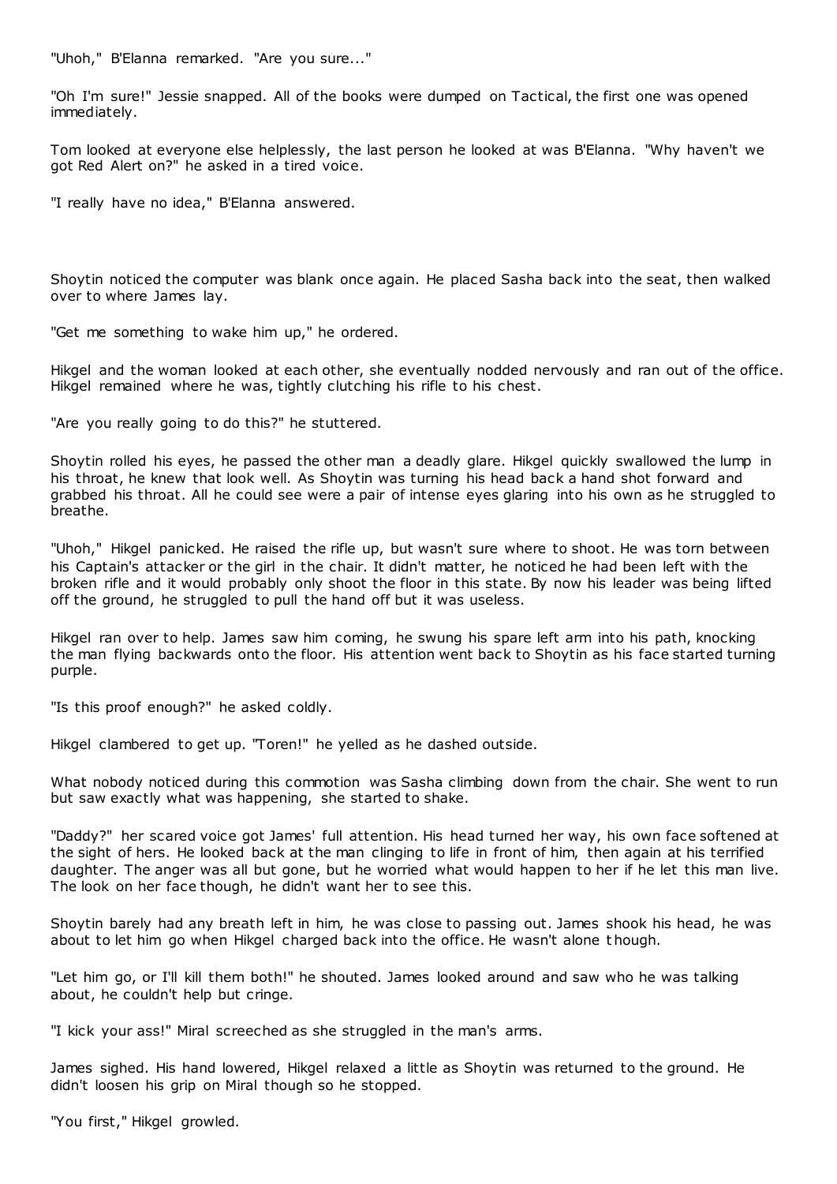"Uhoh," B'Elanna remarked. "Are you sure..."

"Oh I'm sure!" Jessie snapped. All of the books were dumped on Tactical, the first one was opened immediately.

Tom looked at everyone else helplessly, the last person he looked at was B'Elanna. "Why haven't we got Red Alert on?" he asked in a tired voice.

"I really have no idea," B'Elanna answered.

Shoytin noticed the computer was blank once again. He placed Sasha back into the seat, then walked over to where James lay.

"Get me something to wake him up," he ordered.

Hikgel and the woman looked at each other, she eventually nodded nervously and ran out of the office. Hikgel remained where he was, tightly clutching his rifle to his chest.

"Are you really going to do this?" he stuttered.

Shoytin rolled his eyes, he passed the other man a deadly glare. Hikgel quickly swallowed the lump in his throat, he knew that look well. As Shoytin was turning his head back a hand shot forward and grabbed his throat. All he could see were a pair of intense eyes glaring into his own as he struggled to breathe.

"Uhoh," Hikgel panicked. He raised the rifle up, but wasn't sure where to shoot. He was torn between his Captain's attacker or the girl in the chair. It didn't matter, he noticed he had been left with the broken rifle and it would probably only shoot the floor in this state. By now his leader was being lifted off the ground, he struggled to pull the hand off but it was useless.

Hikgel ran over to help. James saw him coming, he swung his spare left arm into his path, knocking the man flying backwards onto the floor. His attention went back to Shoytin as his face started turning purple.

"Is this proof enough?" he asked coldly.

Hikgel clambered to get up. "Toren!" he yelled as he dashed outside.

What nobody noticed during this commotion was Sasha climbing down from the chair. She went to run but saw exactly what was happening, she started to shake.

"Daddy?" her scared voice got James' full attention. His head turned her way, his own face softened at the sight of hers. He looked back at the man clinging to life in front of him, then again at his terrified daughter. The anger was all but gone, but he worried what would happen to her if he let this man live. The look on her face though, he didn't want her to see this.

Shoytin barely had any breath left in him, he was close to passing out. James shook his head, he was about to let him go when Hikgel charged back into the office. He wasn't alone though.

"Let him go, or I'll kill them both!" he shouted. James looked around and saw who he was talking about, he couldn't help but cringe.

"I kick your ass!" Miral screeched as she struggled in the man's arms.

James sighed. His hand lowered, Hikgel relaxed a little as Shoytin was returned to the ground. He didn't loosen his grip on Miral though so he stopped.

"You first," Hikgel growled.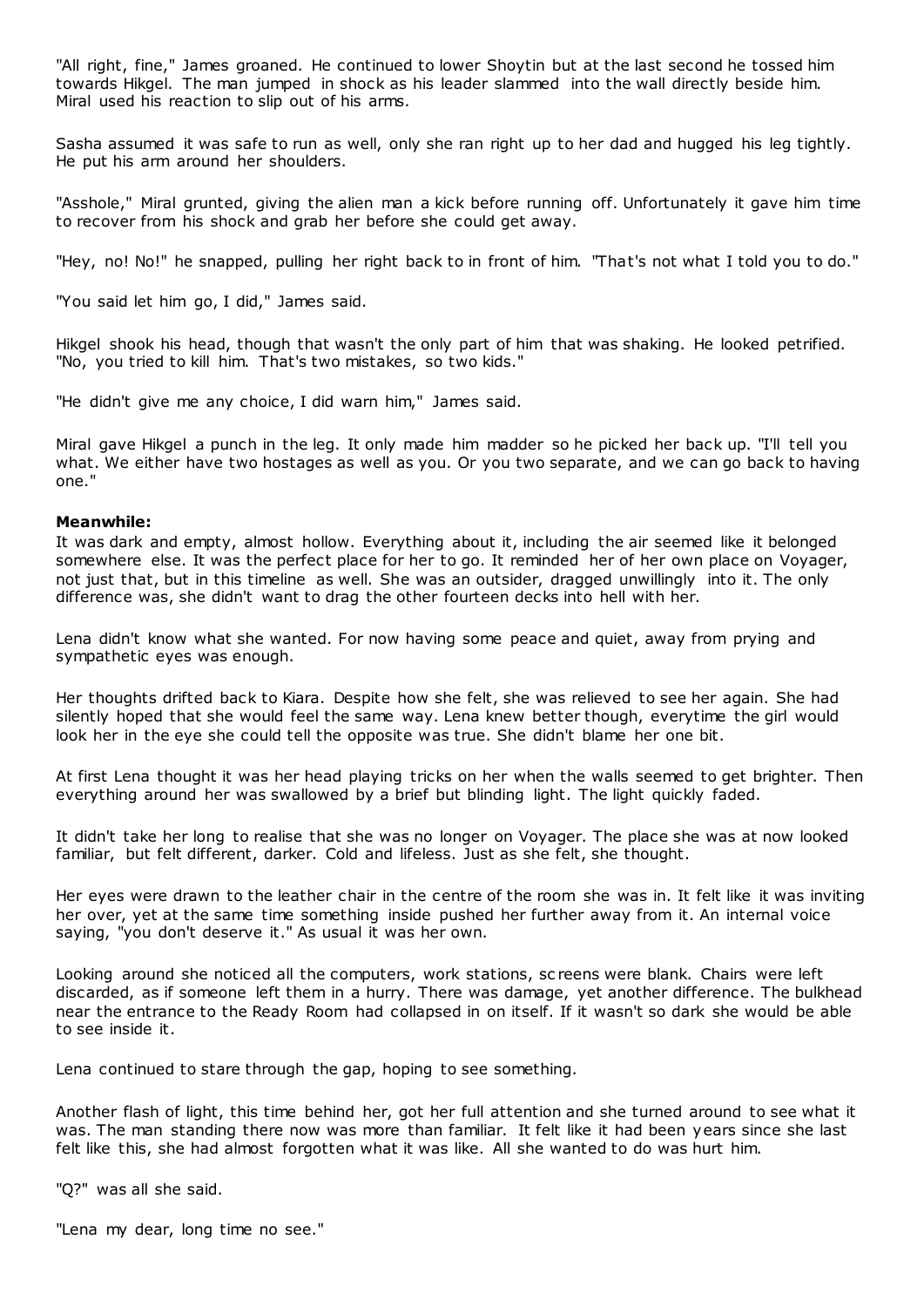"All right, fine," James groaned. He continued to lower Shoytin but at the last second he tossed him towards Hikgel. The man jumped in shock as his leader slammed into the wall directly beside him. Miral used his reaction to slip out of his arms.

Sasha assumed it was safe to run as well, only she ran right up to her dad and hugged his leg tightly. He put his arm around her shoulders.

"Asshole," Miral grunted, giving the alien man a kick before running off. Unfortunately it gave him time to recover from his shock and grab her before she could get away.

"Hey, no! No!" he snapped, pulling her right back to in front of him. "That's not what I told you to do."

"You said let him go, I did," James said.

Hikgel shook his head, though that wasn't the only part of him that was shaking. He looked petrified. "No, you tried to kill him. That's two mistakes, so two kids."

"He didn't give me any choice, I did warn him," James said.

Miral gave Hikgel a punch in the leg. It only made him madder so he picked her back up. "I'll tell you what. We either have two hostages as well as you. Or you two separate, and we can go back to having one."

**Meanwhile:**

It was dark and empty, almost hollow. Everything about it, including the air seemed like it belonged somewhere else. It was the perfect place for her to go. It reminded her of her own place on Voyager, not just that, but in this timeline as well. She was an outsider, dragged unwillingly into it. The only difference was, she didn't want to drag the other fourteen decks into hell with her.

Lena didn't know what she wanted. For now having some peace and quiet, away from prying and sympathetic eyes was enough.

Her thoughts drifted back to Kiara. Despite how she felt, she was relieved to see her again. She had silently hoped that she would feel the same way. Lena knew better though, everytime the girl would look her in the eye she could tell the opposite was true. She didn't blame her one bit.

At first Lena thought it was her head playing tricks on her when the walls seemed to get brighter. Then everything around her was swallowed by a brief but blinding light. The light quickly faded.

It didn't take her long to realise that she was no longer on Voyager. The place she was at now looked familiar, but felt different, darker. Cold and lifeless. Just as she felt, she thought.

Her eyes were drawn to the leather chair in the centre of the room she was in. It felt like it was inviting her over, yet at the same time something inside pushed her further away from it. An internal voice saying, "you don't deserve it." As usual it was her own.

Looking around she noticed all the computers, work stations, screens were blank. Chairs were left discarded, as if someone left them in a hurry. There was damage, yet another difference. The bulkhead near the entrance to the Ready Room had collapsed in on itself. If it wasn't so dark she would be able to see inside it.

Lena continued to stare through the gap, hoping to see something.

Another flash of light, this time behind her, got her full attention and she turned around to see what it was. The man standing there now was more than familiar. It felt like it had been years since she last felt like this, she had almost forgotten what it was like. All she wanted to do was hurt him.

"Q?" was all she said.

"Lena my dear, long time no see."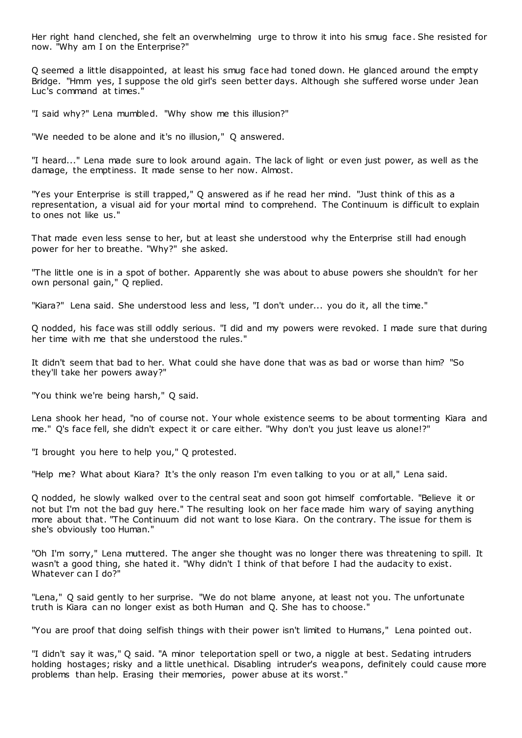Her right hand clenched, she felt an overwhelming urge to throw it into his smug face. She resisted for now. "Why am I on the Enterprise?"

Q seemed a little disappointed, at least his smug face had toned down. He glanced around the empty Bridge. "Hmm yes, I suppose the old girl's seen better days. Although she suffered worse under Jean Luc's command at times."

"I said why?" Lena mumbled. "Why show me this illusion?"

"We needed to be alone and it's no illusion," Q answered.

"I heard..." Lena made sure to look around again. The lack of light or even just power, as well as the damage, the emptiness. It made sense to her now. Almost.

"Yes your Enterprise is still trapped," Q answered as if he read her mind. "Just think of this as a representation, a visual aid for your mortal mind to comprehend. The Continuum is difficult to explain to ones not like us."

That made even less sense to her, but at least she understood why the Enterprise still had enough power for her to breathe. "Why?" she asked.

"The little one is in a spot of bother. Apparently she was about to abuse powers she shouldn't for her own personal gain," Q replied.

"Kiara?" Lena said. She understood less and less, "I don't under... you do it, all the time."

Q nodded, his face was still oddly serious. "I did and my powers were revoked. I made sure that during her time with me that she understood the rules."

It didn't seem that bad to her. What could she have done that was as bad or worse than him? "So they'll take her powers away?"

"You think we're being harsh," Q said.

Lena shook her head, "no of course not. Your whole existence seems to be about tormenting Kiara and me." Q's face fell, she didn't expect it or care either. "Why don't you just leave us alone!?"

"I brought you here to help you," Q protested.

"Help me? What about Kiara? It's the only reason I'm even talking to you or at all," Lena said.

Q nodded, he slowly walked over to the central seat and soon got himself comfortable. "Believe it or not but I'm not the bad guy here." The resulting look on her face made him wary of saying anything more about that. "The Continuum did not want to lose Kiara. On the contrary. The issue for them is she's obviously too Human."

"Oh I'm sorry," Lena muttered. The anger she thought was no longer there was threatening to spill. It wasn't a good thing, she hated it. "Why didn't I think of that before I had the audacity to exist. Whatever can I do?"

"Lena," Q said gently to her surprise. "We do not blame anyone, at least not you. The unfortunate truth is Kiara can no longer exist as both Human and Q. She has to choose."

"You are proof that doing selfish things with their power isn't limited to Humans," Lena pointed out.

"I didn't say it was," Q said. "A minor teleportation spell or two, a niggle at best. Sedating intruders holding hostages; risky and a little unethical. Disabling intruder's weapons, definitely could cause more problems than help. Erasing their memories, power abuse at its worst."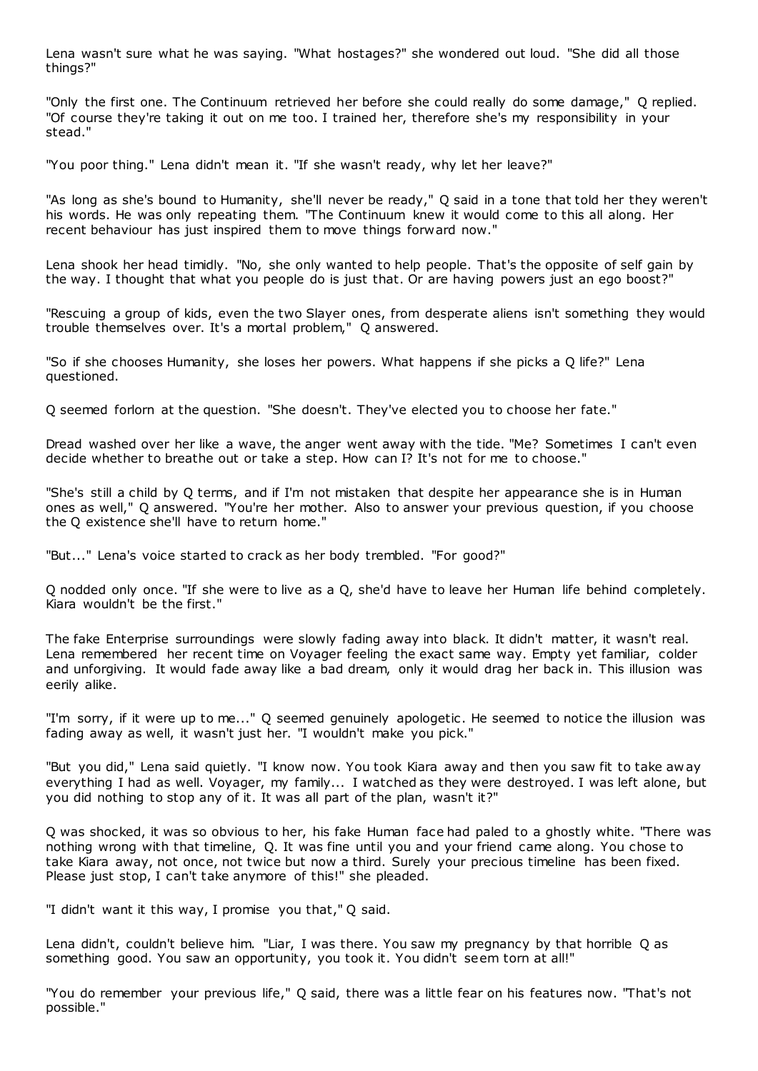Lena wasn't sure what he was saying. "What hostages?" she wondered out loud. "She did all those things?"

"Only the first one. The Continuum retrieved her before she could really do some damage," Q replied. "Of course they're taking it out on me too. I trained her, therefore she's my responsibility in your stead."

"You poor thing." Lena didn't mean it. "If she wasn't ready, why let her leave?"

"As long as she's bound to Humanity, she'll never be ready," Q said in a tone that told her they weren't his words. He was only repeating them. "The Continuum knew it would come to this all along. Her recent behaviour has just inspired them to move things forward now."

Lena shook her head timidly. "No, she only wanted to help people. That's the opposite of self gain by the way. I thought that what you people do is just that. Or are having powers just an ego boost?"

"Rescuing a group of kids, even the two Slayer ones, from desperate aliens isn't something they would trouble themselves over. It's a mortal problem," Q answered.

"So if she chooses Humanity, she loses her powers. What happens if she picks a Q life?" Lena questioned.

Q seemed forlorn at the question. "She doesn't. They've elected you to choose her fate."

Dread washed over her like a wave, the anger went away with the tide. "Me? Sometimes I can't even decide whether to breathe out or take a step. How can I? It's not for me to choose."

"She's still a child by Q terms, and if I'm not mistaken that despite her appearance she is in Human ones as well," Q answered. "You're her mother. Also to answer your previous question, if you choose the Q existence she'll have to return home."

"But..." Lena's voice started to crack as her body trembled. "For good?"

Q nodded only once. "If she were to live as a Q, she'd have to leave her Human life behind completely. Kiara wouldn't be the first."

The fake Enterprise surroundings were slowly fading away into black. It didn't matter, it wasn't real. Lena remembered her recent time on Voyager feeling the exact same way. Empty yet familiar, colder and unforgiving. It would fade away like a bad dream, only it would drag her back in. This illusion was eerily alike.

"I'm sorry, if it were up to me..." Q seemed genuinely apologetic. He seemed to notice the illusion was fading away as well, it wasn't just her. "I wouldn't make you pick."

"But you did," Lena said quietly. "I know now. You took Kiara away and then you saw fit to take away everything I had as well. Voyager, my family... I watched as they were destroyed. I was left alone, but you did nothing to stop any of it. It was all part of the plan, wasn't it?"

Q was shocked, it was so obvious to her, his fake Human face had paled to a ghostly white. "There was nothing wrong with that timeline, Q. It was fine until you and your friend came along. You chose to take Kiara away, not once, not twice but now a third. Surely your precious timeline has been fixed. Please just stop, I can't take anymore of this!" she pleaded.

"I didn't want it this way, I promise you that," Q said.

Lena didn't, couldn't believe him. "Liar, I was there. You saw my pregnancy by that horrible Q as something good. You saw an opportunity, you took it. You didn't seem torn at all!"

"You do remember your previous life," Q said, there was a little fear on his features now. "That's not possible."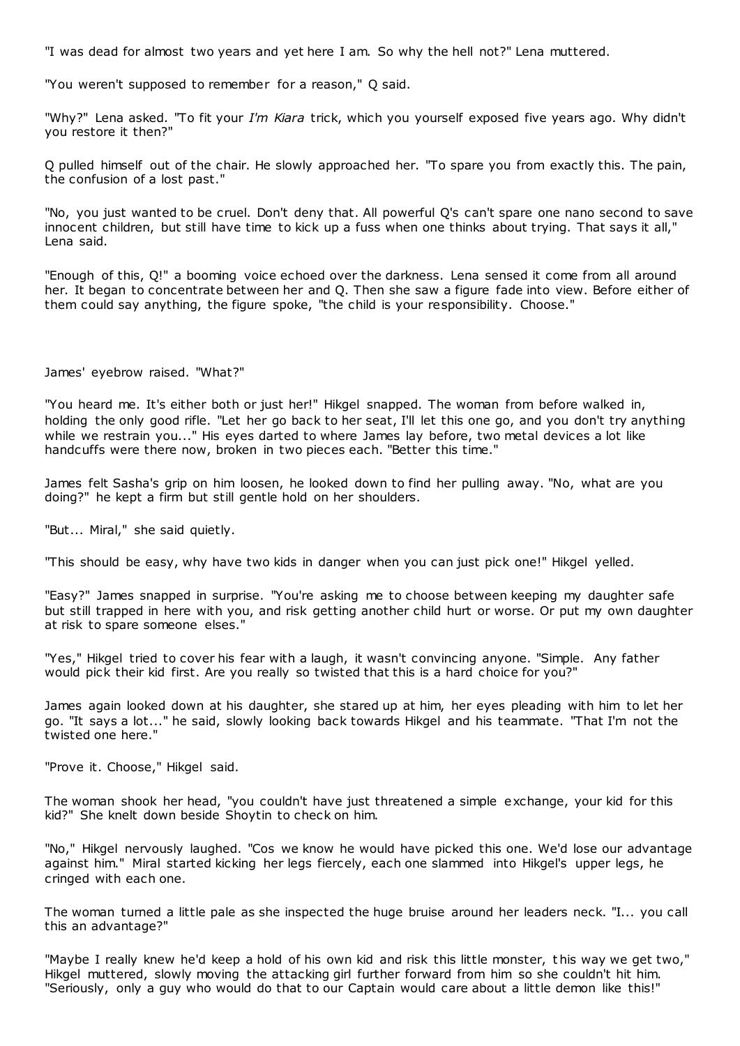"I was dead for almost two years and yet here I am. So why the hell not?" Lena muttered.

"You weren't supposed to remember for a reason," Q said.

"Why?" Lena asked. "To fit your *I'm Kiara* trick, which you yourself exposed five years ago. Why didn't you restore it then?"

Q pulled himself out of the chair. He slowly approached her. "To spare you from exactly this. The pain, the confusion of a lost past."

"No, you just wanted to be cruel. Don't deny that. All powerful Q's can't spare one nano second to save innocent children, but still have time to kick up a fuss when one thinks about trying. That says it all," Lena said.

"Enough of this, Q!" a booming voice echoed over the darkness. Lena sensed it come from all around her. It began to concentrate between her and Q. Then she saw a figure fade into view. Before either of them could say anything, the figure spoke, "the child is your responsibility. Choose."

James' eyebrow raised. "What?"

"You heard me. It's either both or just her!" Hikgel snapped. The woman from before walked in, holding the only good rifle. "Let her go back to her seat, I'll let this one go, and you don't try anything while we restrain you..." His eyes darted to where James lay before, two metal devices a lot like handcuffs were there now, broken in two pieces each. "Better this time."

James felt Sasha's grip on him loosen, he looked down to find her pulling away. "No, what are you doing?" he kept a firm but still gentle hold on her shoulders.

"But... Miral," she said quietly.

"This should be easy, why have two kids in danger when you can just pick one!" Hikgel yelled.

"Easy?" James snapped in surprise. "You're asking me to choose between keeping my daughter safe but still trapped in here with you, and risk getting another child hurt or worse. Or put my own daughter at risk to spare someone elses."

"Yes," Hikgel tried to cover his fear with a laugh, it wasn't convincing anyone. "Simple. Any father would pick their kid first. Are you really so twisted that this is a hard choice for you?"

James again looked down at his daughter, she stared up at him, her eyes pleading with him to let her go. "It says a lot..." he said, slowly looking back towards Hikgel and his teammate. "That I'm not the twisted one here."

"Prove it. Choose," Hikgel said.

The woman shook her head, "you couldn't have just threatened a simple exchange, your kid for this kid?" She knelt down beside Shoytin to check on him.

"No," Hikgel nervously laughed. "Cos we know he would have picked this one. We'd lose our advantage against him." Miral started kicking her legs fiercely, each one slammed into Hikgel's upper legs, he cringed with each one.

The woman turned a little pale as she inspected the huge bruise around her leaders neck. "I... you call this an advantage?"

"Maybe I really knew he'd keep a hold of his own kid and risk this little monster, this way we get two," Hikgel muttered, slowly moving the attacking girl further forward from him so she couldn't hit him. "Seriously, only a guy who would do that to our Captain would care about a little demon like this!"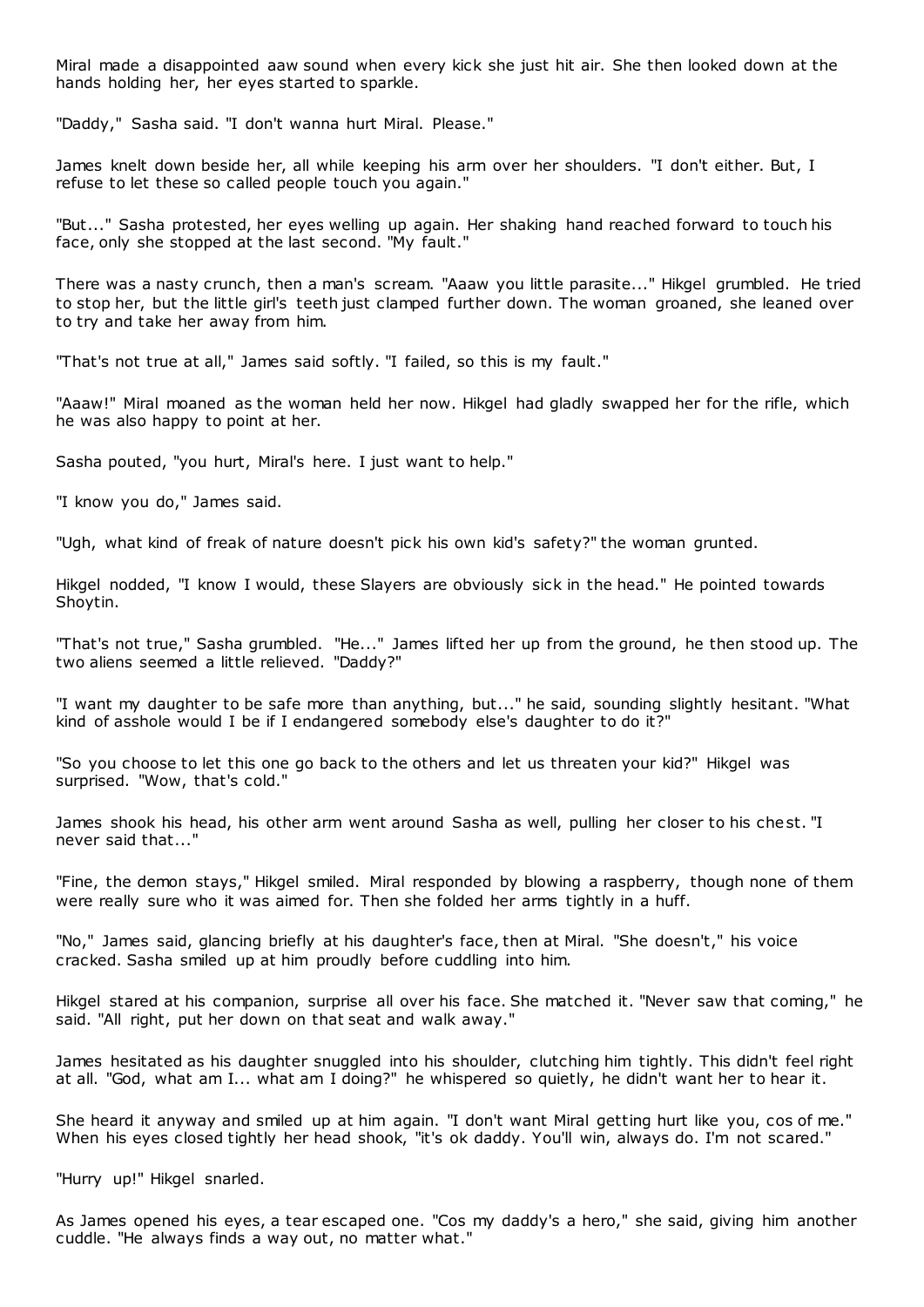Miral made a disappointed aaw sound when every kick she just hit air. She then looked down at the hands holding her, her eyes started to sparkle.

"Daddy," Sasha said. "I don't wanna hurt Miral. Please."

James knelt down beside her, all while keeping his arm over her shoulders. "I don't either. But, I refuse to let these so called people touch you again."

"But..." Sasha protested, her eyes welling up again. Her shaking hand reached forward to touch his face, only she stopped at the last second. "My fault."

There was a nasty crunch, then a man's scream. "Aaaw you little parasite..." Hikgel grumbled. He tried to stop her, but the little girl's teeth just clamped further down. The woman groaned, she leaned over to try and take her away from him.

"That's not true at all," James said softly. "I failed, so this is my fault."

"Aaaw!" Miral moaned as the woman held her now. Hikgel had gladly swapped her for the rifle, which he was also happy to point at her.

Sasha pouted, "you hurt, Miral's here. I just want to help."

"I know you do," James said.

"Ugh, what kind of freak of nature doesn't pick his own kid's safety?" the woman grunted.

Hikgel nodded, "I know I would, these Slayers are obviously sick in the head." He pointed towards Shoytin.

"That's not true," Sasha grumbled. "He..." James lifted her up from the ground, he then stood up. The two aliens seemed a little relieved. "Daddy?"

"I want my daughter to be safe more than anything, but..." he said, sounding slightly hesitant. "What kind of asshole would I be if I endangered somebody else's daughter to do it?"

"So you choose to let this one go back to the others and let us threaten your kid?" Hikgel was surprised. "Wow, that's cold."

James shook his head, his other arm went around Sasha as well, pulling her closer to his chest. "I never said that..."

"Fine, the demon stays," Hikgel smiled. Miral responded by blowing a raspberry, though none of them were really sure who it was aimed for. Then she folded her arms tightly in a huff.

"No," James said, glancing briefly at his daughter's face, then at Miral. "She doesn't," his voice cracked. Sasha smiled up at him proudly before cuddling into him.

Hikgel stared at his companion, surprise all over his face. She matched it. "Never saw that coming," he said. "All right, put her down on that seat and walk away."

James hesitated as his daughter snuggled into his shoulder, clutching him tightly. This didn't feel right at all. "God, what am I... what am I doing?" he whispered so quietly, he didn't want her to hear it.

She heard it anyway and smiled up at him again. "I don't want Miral getting hurt like you, cos of me." When his eyes closed tightly her head shook, "it's ok daddy. You'll win, always do. I'm not scared."

"Hurry up!" Hikgel snarled.

As James opened his eyes, a tear escaped one. "Cos my daddy's a hero," she said, giving him another cuddle. "He always finds a way out, no matter what."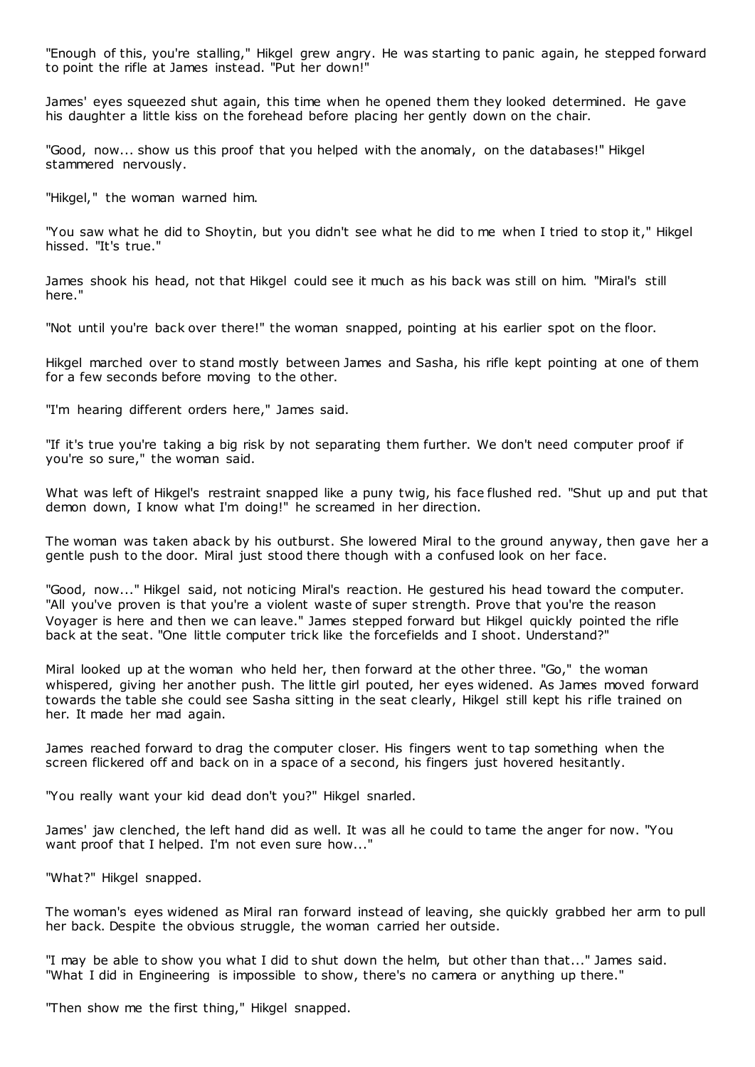"Enough of this, you're stalling," Hikgel grew angry. He was starting to panic again, he stepped forward to point the rifle at James instead. "Put her down!"

James' eyes squeezed shut again, this time when he opened them they looked determined. He gave his daughter a little kiss on the forehead before placing her gently down on the chair.

"Good, now... show us this proof that you helped with the anomaly, on the databases!" Hikgel stammered nervously.

"Hikgel," the woman warned him.

"You saw what he did to Shoytin, but you didn't see what he did to me when I tried to stop it," Hikgel hissed. "It's true."

James shook his head, not that Hikgel could see it much as his back was still on him. "Miral's still here."

"Not until you're back over there!" the woman snapped, pointing at his earlier spot on the floor.

Hikgel marched over to stand mostly between James and Sasha, his rifle kept pointing at one of them for a few seconds before moving to the other.

"I'm hearing different orders here," James said.

"If it's true you're taking a big risk by not separating them further. We don't need computer proof if you're so sure," the woman said.

What was left of Hikgel's restraint snapped like a puny twig, his face flushed red. "Shut up and put that demon down, I know what I'm doing!" he screamed in her direction.

The woman was taken aback by his outburst. She lowered Miral to the ground anyway, then gave her a gentle push to the door. Miral just stood there though with a confused look on her face.

"Good, now..." Hikgel said, not noticing Miral's reaction. He gestured his head toward the computer. "All you've proven is that you're a violent waste of super strength. Prove that you're the reason Voyager is here and then we can leave." James stepped forward but Hikgel quickly pointed the rifle back at the seat. "One little computer trick like the forcefields and I shoot. Understand?"

Miral looked up at the woman who held her, then forward at the other three. "Go," the woman whispered, giving her another push. The little girl pouted, her eyes widened. As James moved forward towards the table she could see Sasha sitting in the seat clearly, Hikgel still kept his rifle trained on her. It made her mad again.

James reached forward to drag the computer closer. His fingers went to tap something when the screen flickered off and back on in a space of a second, his fingers just hovered hesitantly.

"You really want your kid dead don't you?" Hikgel snarled.

James' jaw clenched, the left hand did as well. It was all he could to tame the anger for now. "You want proof that I helped. I'm not even sure how..."

"What?" Hikgel snapped.

The woman's eyes widened as Miral ran forward instead of leaving, she quickly grabbed her arm to pull her back. Despite the obvious struggle, the woman carried her outside.

"I may be able to show you what I did to shut down the helm, but other than that..." James said. "What I did in Engineering is impossible to show, there's no camera or anything up there."

"Then show me the first thing," Hikgel snapped.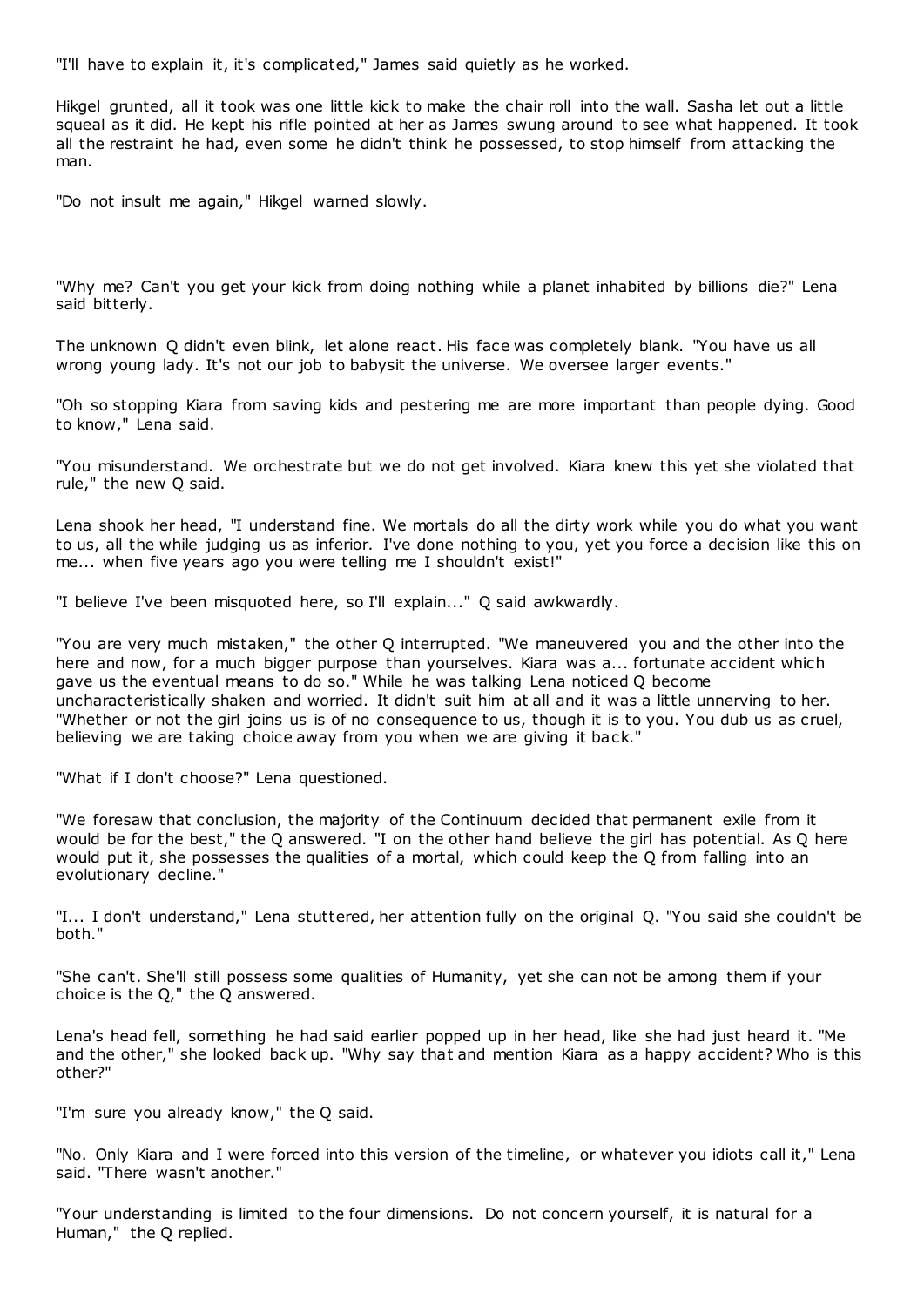"I'll have to explain it, it's complicated," James said quietly as he worked.

Hikgel grunted, all it took was one little kick to make the chair roll into the wall. Sasha let out a little squeal as it did. He kept his rifle pointed at her as James swung around to see what happened. It took all the restraint he had, even some he didn't think he possessed, to stop himself from attacking the man.

"Do not insult me again," Hikgel warned slowly.

"Why me? Can't you get your kick from doing nothing while a planet inhabited by billions die?" Lena said bitterly.

The unknown Q didn't even blink, let alone react. His face was completely blank. "You have us all wrong young lady. It's not our job to babysit the universe. We oversee larger events."

"Oh so stopping Kiara from saving kids and pestering me are more important than people dying. Good to know," Lena said.

"You misunderstand. We orchestrate but we do not get involved. Kiara knew this yet she violated that rule," the new Q said.

Lena shook her head, "I understand fine. We mortals do all the dirty work while you do what you want to us, all the while judging us as inferior. I've done nothing to you, yet you force a decision like this on me... when five years ago you were telling me I shouldn't exist!"

"I believe I've been misquoted here, so I'll explain..." Q said awkwardly.

"You are very much mistaken," the other Q interrupted. "We maneuvered you and the other into the here and now, for a much bigger purpose than yourselves. Kiara was a... fortunate accident which gave us the eventual means to do so." While he was talking Lena noticed Q become uncharacteristically shaken and worried. It didn't suit him at all and it was a little unnerving to her. "Whether or not the girl joins us is of no consequence to us, though it is to you. You dub us as cruel, believing we are taking choice away from you when we are giving it back."

"What if I don't choose?" Lena questioned.

"We foresaw that conclusion, the majority of the Continuum decided that permanent exile from it would be for the best," the Q answered. "I on the other hand believe the girl has potential. As Q here would put it, she possesses the qualities of a mortal, which could keep the Q from falling into an evolutionary decline."

"I... I don't understand," Lena stuttered, her attention fully on the original Q. "You said she couldn't be both."

"She can't. She'll still possess some qualities of Humanity, yet she can not be among them if your choice is the Q," the Q answered.

Lena's head fell, something he had said earlier popped up in her head, like she had just heard it. "Me and the other," she looked back up. "Why say that and mention Kiara as a happy accident? Who is this other?"

"I'm sure you already know," the Q said.

"No. Only Kiara and I were forced into this version of the timeline, or whatever you idiots call it," Lena said. "There wasn't another."

"Your understanding is limited to the four dimensions. Do not concern yourself, it is natural for a Human," the Q replied.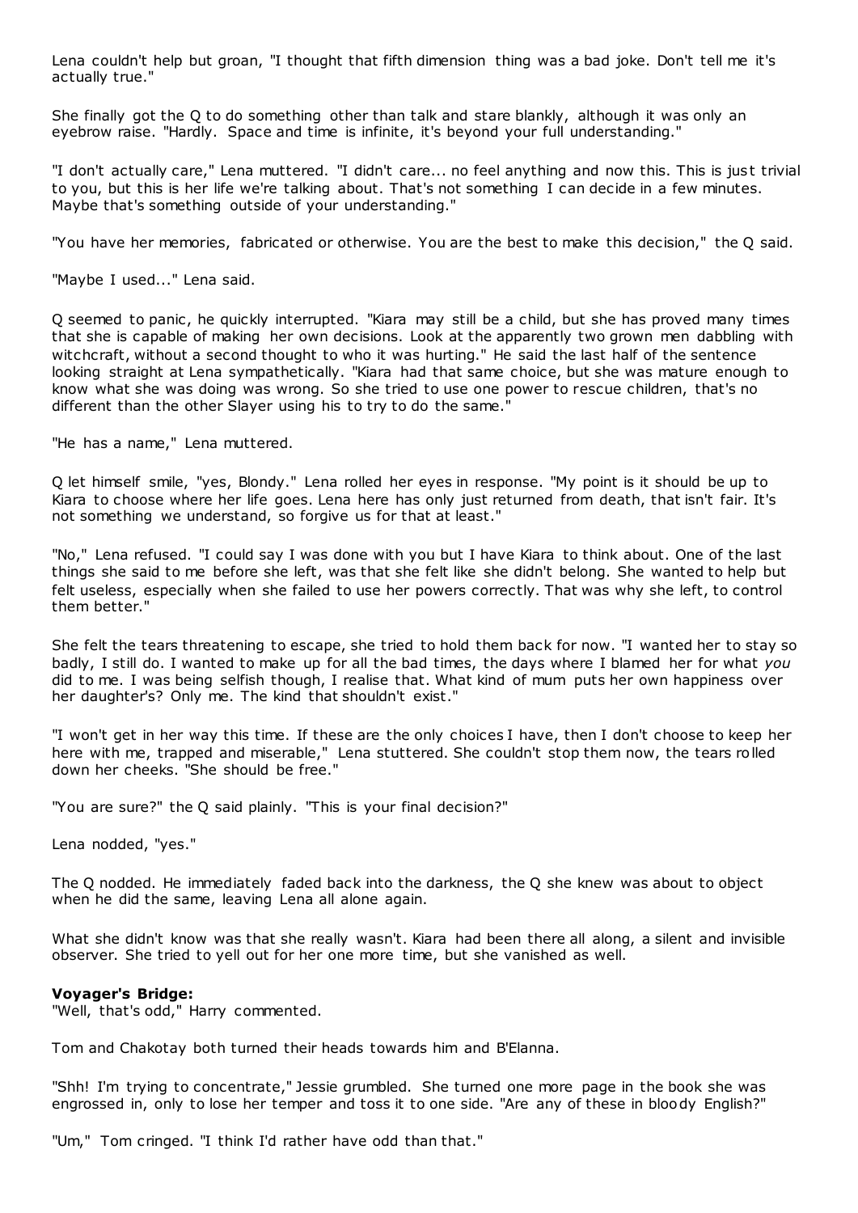Lena couldn't help but groan, "I thought that fifth dimension thing was a bad joke. Don't tell me it's actually true."

She finally got the Q to do something other than talk and stare blankly, although it was only an eyebrow raise. "Hardly. Space and time is infinite, it's beyond your full understanding."

"I don't actually care," Lena muttered. "I didn't care... no feel anything and now this. This is just trivial to you, but this is her life we're talking about. That's not something I can decide in a few minutes. Maybe that's something outside of your understanding."

"You have her memories, fabricated or otherwise. You are the best to make this decision," the Q said.

"Maybe I used..." Lena said.

Q seemed to panic, he quickly interrupted. "Kiara may still be a child, but she has proved many times that she is capable of making her own decisions. Look at the apparently two grown men dabbling with witchcraft, without a second thought to who it was hurting." He said the last half of the sentence looking straight at Lena sympathetically. "Kiara had that same choice, but she was mature enough to know what she was doing was wrong. So she tried to use one power to rescue children, that's no different than the other Slayer using his to try to do the same."

"He has a name," Lena muttered.

Q let himself smile, "yes, Blondy." Lena rolled her eyes in response. "My point is it should be up to Kiara to choose where her life goes. Lena here has only just returned from death, that isn't fair. It's not something we understand, so forgive us for that at least."

"No," Lena refused. "I could say I was done with you but I have Kiara to think about. One of the last things she said to me before she left, was that she felt like she didn't belong. She wanted to help but felt useless, especially when she failed to use her powers correctly. That was why she left, to control them better."

She felt the tears threatening to escape, she tried to hold them back for now. "I wanted her to stay so badly, I still do. I wanted to make up for all the bad times, the days where I blamed her for what *you* did to me. I was being selfish though, I realise that. What kind of mum puts her own happiness over her daughter's? Only me. The kind that shouldn't exist."

"I won't get in her way this time. If these are the only choices I have, then I don't choose to keep her here with me, trapped and miserable," Lena stuttered. She couldn't stop them now, the tears rolled down her cheeks. "She should be free."

"You are sure?" the Q said plainly. "This is your final decision?"

Lena nodded, "yes."

The Q nodded. He immediately faded back into the darkness, the Q she knew was about to object when he did the same, leaving Lena all alone again.

What she didn't know was that she really wasn't. Kiara had been there all along, a silent and invisible observer. She tried to yell out for her one more time, but she vanished as well.

**Voyager's Bridge:**

"Well, that's odd," Harry commented.

Tom and Chakotay both turned their heads towards him and B'Elanna.

"Shh! I'm trying to concentrate," Jessie grumbled. She turned one more page in the book she was engrossed in, only to lose her temper and toss it to one side. "Are any of these in bloody English?"

"Um," Tom cringed. "I think I'd rather have odd than that."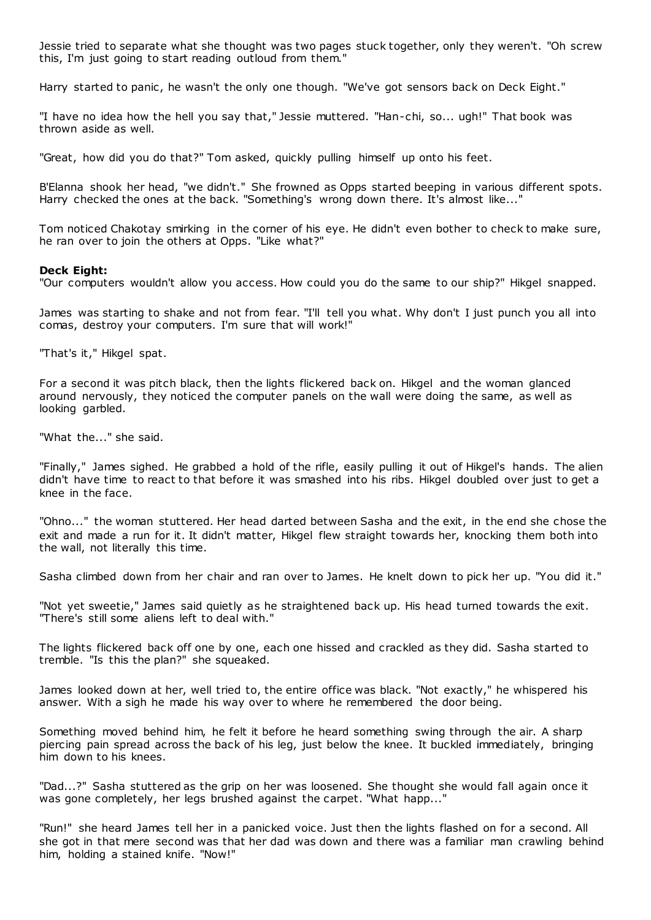Jessie tried to separate what she thought was two pages stuck together, only they weren't. "Oh screw this, I'm just going to start reading outloud from them."

Harry started to panic, he wasn't the only one though. "We've got sensors back on Deck Eight."

"I have no idea how the hell you say that," Jessie muttered. "Han-chi, so... ugh!" That book was thrown aside as well.

"Great, how did you do that?" Tom asked, quickly pulling himself up onto his feet.

B'Elanna shook her head, "we didn't." She frowned as Opps started beeping in various different spots. Harry checked the ones at the back. "Something's wrong down there. It's almost like..."

Tom noticed Chakotay smirking in the corner of his eye. He didn't even bother to check to make sure, he ran over to join the others at Opps. "Like what?"

**Deck Eight:**
"Our computers wouldn't allow you access. How could you do the same to our ship?" Hikgel snapped.

James was starting to shake and not from fear. "I'll tell you what. Why don't I just punch you all into comas, destroy your computers. I'm sure that will work!"

"That's it," Hikgel spat.

For a second it was pitch black, then the lights flickered back on. Hikgel and the woman glanced around nervously, they noticed the computer panels on the wall were doing the same, as well as looking garbled.

"What the..." she said.

"Finally," James sighed. He grabbed a hold of the rifle, easily pulling it out of Hikgel's hands. The alien didn't have time to react to that before it was smashed into his ribs. Hikgel doubled over just to get a knee in the face.

"Ohno..." the woman stuttered. Her head darted between Sasha and the exit, in the end she chose the exit and made a run for it. It didn't matter, Hikgel flew straight towards her, knocking them both into the wall, not literally this time.

Sasha climbed down from her chair and ran over to James. He knelt down to pick her up. "You did it."

"Not yet sweetie," James said quietly as he straightened back up. His head turned towards the exit. "There's still some aliens left to deal with."

The lights flickered back off one by one, each one hissed and crackled as they did. Sasha started to tremble. "Is this the plan?" she squeaked.

James looked down at her, well tried to, the entire office was black. "Not exactly," he whispered his answer. With a sigh he made his way over to where he remembered the door being.

Something moved behind him, he felt it before he heard something swing through the air. A sharp piercing pain spread across the back of his leg, just below the knee. It buckled immediately, bringing him down to his knees.

"Dad...?" Sasha stuttered as the grip on her was loosened. She thought she would fall again once it was gone completely, her legs brushed against the carpet. "What happ..."

"Run!" she heard James tell her in a panicked voice. Just then the lights flashed on for a second. All she got in that mere second was that her dad was down and there was a familiar man crawling behind him, holding a stained knife. "Now!"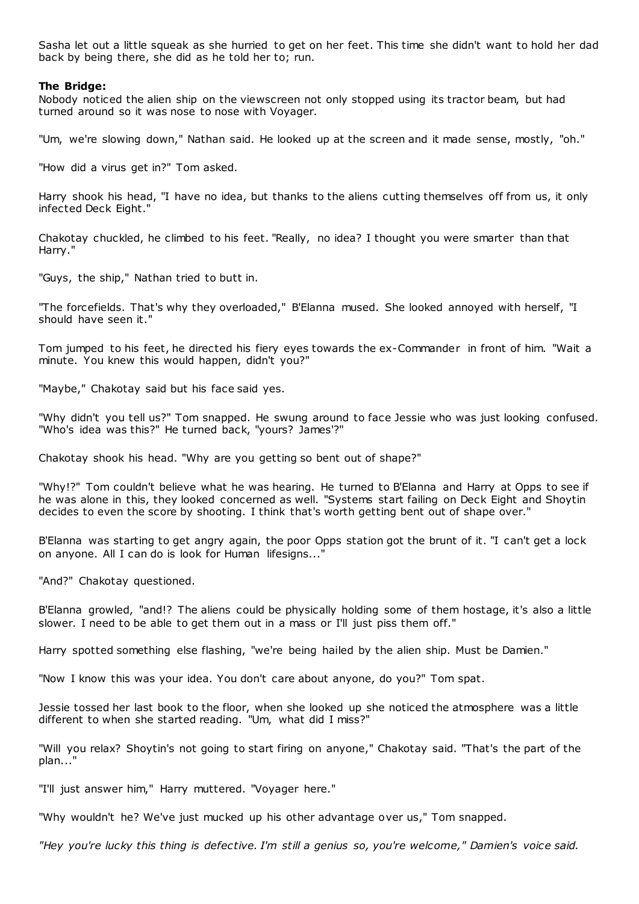Sasha let out a little squeak as she hurried to get on her feet. This time she didn't want to hold her dad back by being there, she did as he told her to; run.

**The Bridge:**
Nobody noticed the alien ship on the viewscreen not only stopped using its tractor beam, but had turned around so it was nose to nose with Voyager.

"Um, we're slowing down," Nathan said. He looked up at the screen and it made sense, mostly, "oh."

"How did a virus get in?" Tom asked.

Harry shook his head, "I have no idea, but thanks to the aliens cutting themselves off from us, it only infected Deck Eight."

Chakotay chuckled, he climbed to his feet. "Really, no idea? I thought you were smarter than that Harry."

"Guys, the ship," Nathan tried to butt in.

"The forcefields. That's why they overloaded," B'Elanna mused. She looked annoyed with herself, "I should have seen it."

Tom jumped to his feet, he directed his fiery eyes towards the ex-Commander in front of him. "Wait a minute. You knew this would happen, didn't you?"

"Maybe," Chakotay said but his face said yes.

"Why didn't you tell us?" Tom snapped. He swung around to face Jessie who was just looking confused. "Who's idea was this?" He turned back, "yours? James'?"

Chakotay shook his head. "Why are you getting so bent out of shape?"

"Why!?" Tom couldn't believe what he was hearing. He turned to B'Elanna and Harry at Opps to see if he was alone in this, they looked concerned as well. "Systems start failing on Deck Eight and Shoytin decides to even the score by shooting. I think that's worth getting bent out of shape over."

B'Elanna was starting to get angry again, the poor Opps station got the brunt of it. "I can't get a lock on anyone. All I can do is look for Human lifesigns..."

"And?" Chakotay questioned.

B'Elanna growled, "and!? The aliens could be physically holding some of them hostage, it's also a little slower. I need to be able to get them out in a mass or I'll just piss them off."

Harry spotted something else flashing, "we're being hailed by the alien ship. Must be Damien."

"Now I know this was your idea. You don't care about anyone, do you?" Tom spat.

Jessie tossed her last book to the floor, when she looked up she noticed the atmosphere was a little different to when she started reading. "Um, what did I miss?"

"Will you relax? Shoytin's not going to start firing on anyone," Chakotay said. "That's the part of the plan..."

"I'll just answer him," Harry muttered. "Voyager here."

"Why wouldn't he? We've just mucked up his other advantage over us," Tom snapped.

*"Hey you're lucky this thing is defective. I'm still a genius so, you're welcome," Damien's voice said.*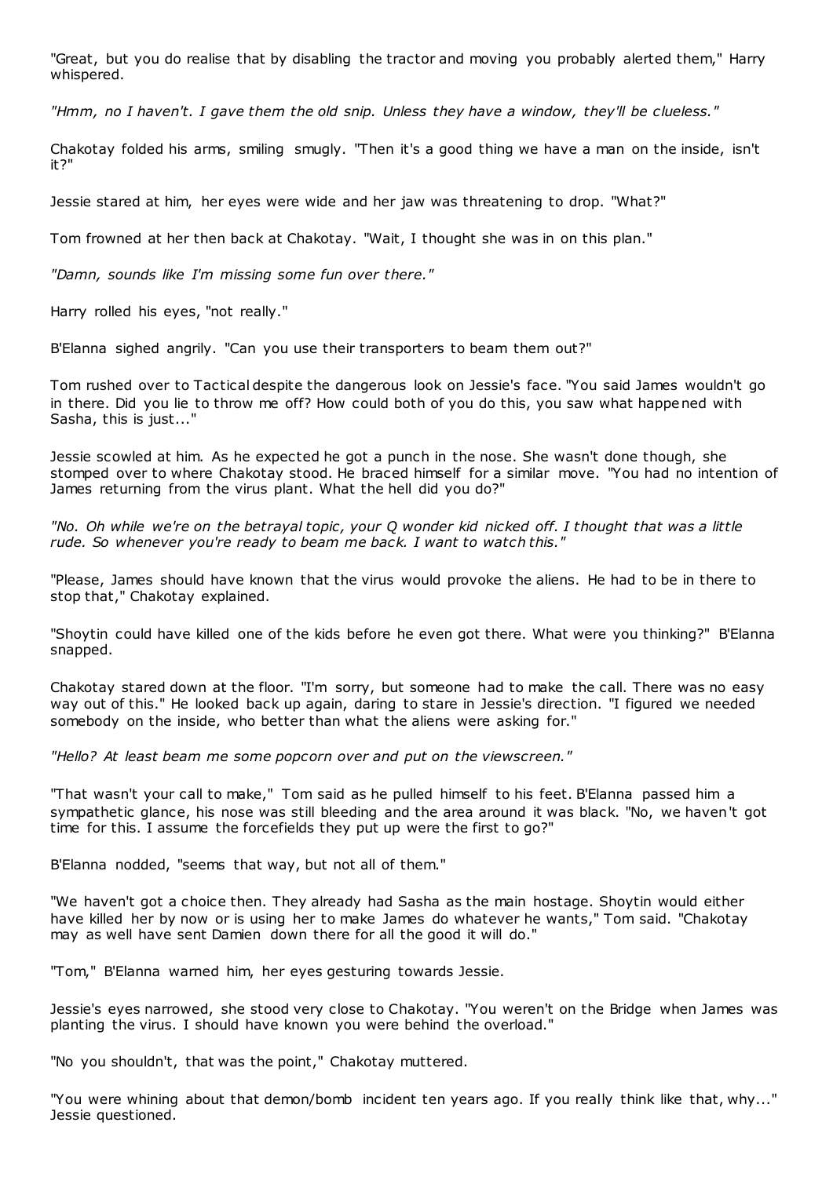"Great, but you do realise that by disabling the tractor and moving you probably alerted them," Harry whispered.

*"Hmm, no I haven't. I gave them the old snip. Unless they have a window, they'll be clueless."*

Chakotay folded his arms, smiling smugly. "Then it's a good thing we have a man on the inside, isn't it?"

Jessie stared at him, her eyes were wide and her jaw was threatening to drop. "What?"

Tom frowned at her then back at Chakotay. "Wait, I thought she was in on this plan."

*"Damn, sounds like I'm missing some fun over there."*

Harry rolled his eyes, "not really."

B'Elanna sighed angrily. "Can you use their transporters to beam them out?"

Tom rushed over to Tactical despite the dangerous look on Jessie's face. "You said James wouldn't go in there. Did you lie to throw me off? How could both of you do this, you saw what happened with Sasha, this is just..."

Jessie scowled at him. As he expected he got a punch in the nose. She wasn't done though, she stomped over to where Chakotay stood. He braced himself for a similar move. "You had no intention of James returning from the virus plant. What the hell did you do?"

*"No. Oh while we're on the betrayal topic, your Q wonder kid nicked off. I thought that was a little rude. So whenever you're ready to beam me back. I want to watch this."*

"Please, James should have known that the virus would provoke the aliens. He had to be in there to stop that," Chakotay explained.

"Shoytin could have killed one of the kids before he even got there. What were you thinking?" B'Elanna snapped.

Chakotay stared down at the floor. "I'm sorry, but someone had to make the call. There was no easy way out of this." He looked back up again, daring to stare in Jessie's direction. "I figured we needed somebody on the inside, who better than what the aliens were asking for."

*"Hello? At least beam me some popcorn over and put on the viewscreen."*

"That wasn't your call to make," Tom said as he pulled himself to his feet. B'Elanna passed him a sympathetic glance, his nose was still bleeding and the area around it was black. "No, we haven't got time for this. I assume the forcefields they put up were the first to go?"

B'Elanna nodded, "seems that way, but not all of them."

"We haven't got a choice then. They already had Sasha as the main hostage. Shoytin would either have killed her by now or is using her to make James do whatever he wants," Tom said. "Chakotay may as well have sent Damien down there for all the good it will do."

"Tom," B'Elanna warned him, her eyes gesturing towards Jessie.

Jessie's eyes narrowed, she stood very close to Chakotay. "You weren't on the Bridge when James was planting the virus. I should have known you were behind the overload."

"No you shouldn't, that was the point," Chakotay muttered.

"You were whining about that demon/bomb incident ten years ago. If you really think like that, why..." Jessie questioned.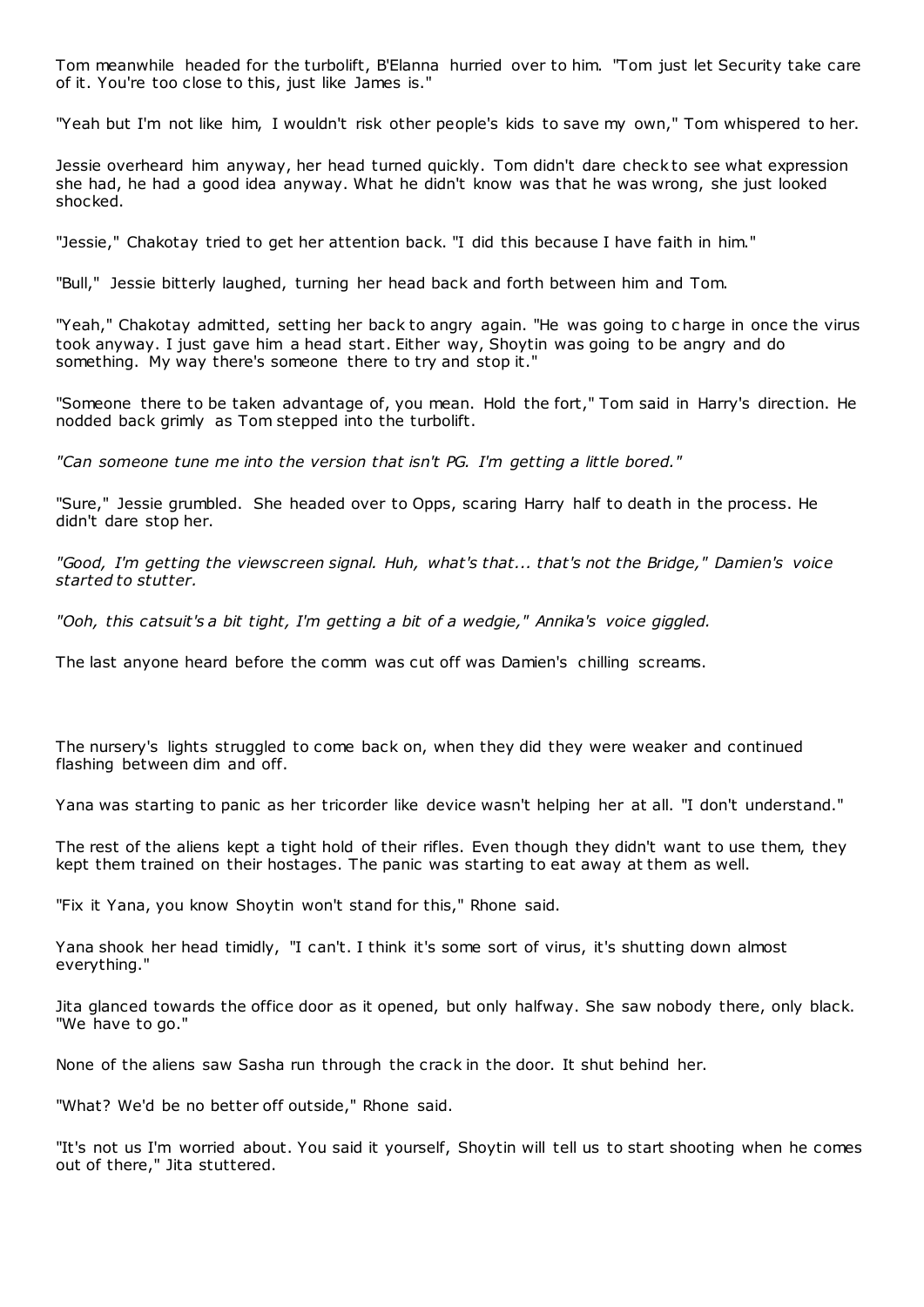Tom meanwhile headed for the turbolift, B'Elanna hurried over to him. "Tom just let Security take care of it. You're too close to this, just like James is."

"Yeah but I'm not like him, I wouldn't risk other people's kids to save my own," Tom whispered to her.

Jessie overheard him anyway, her head turned quickly. Tom didn't dare check to see what expression she had, he had a good idea anyway. What he didn't know was that he was wrong, she just looked shocked.

"Jessie," Chakotay tried to get her attention back. "I did this because I have faith in him."

"Bull," Jessie bitterly laughed, turning her head back and forth between him and Tom.

"Yeah," Chakotay admitted, setting her back to angry again. "He was going to charge in once the virus took anyway. I just gave him a head start. Either way, Shoytin was going to be angry and do something. My way there's someone there to try and stop it."

"Someone there to be taken advantage of, you mean. Hold the fort," Tom said in Harry's direction. He nodded back grimly as Tom stepped into the turbolift.

*"Can someone tune me into the version that isn't PG. I'm getting a little bored."*

"Sure," Jessie grumbled. She headed over to Opps, scaring Harry half to death in the process. He didn't dare stop her.

*"Good, I'm getting the viewscreen signal. Huh, what's that... that's not the Bridge," Damien's voice started to stutter.*

*"Ooh, this catsuit's a bit tight, I'm getting a bit of a wedgie," Annika's voice giggled.*

The last anyone heard before the comm was cut off was Damien's chilling screams.

The nursery's lights struggled to come back on, when they did they were weaker and continued flashing between dim and off.

Yana was starting to panic as her tricorder like device wasn't helping her at all. "I don't understand."

The rest of the aliens kept a tight hold of their rifles. Even though they didn't want to use them, they kept them trained on their hostages. The panic was starting to eat away at them as well.

"Fix it Yana, you know Shoytin won't stand for this," Rhone said.

Yana shook her head timidly, "I can't. I think it's some sort of virus, it's shutting down almost everything."

Jita glanced towards the office door as it opened, but only halfway. She saw nobody there, only black. "We have to go."

None of the aliens saw Sasha run through the crack in the door. It shut behind her.

"What? We'd be no better off outside," Rhone said.

"It's not us I'm worried about. You said it yourself, Shoytin will tell us to start shooting when he comes out of there," Jita stuttered.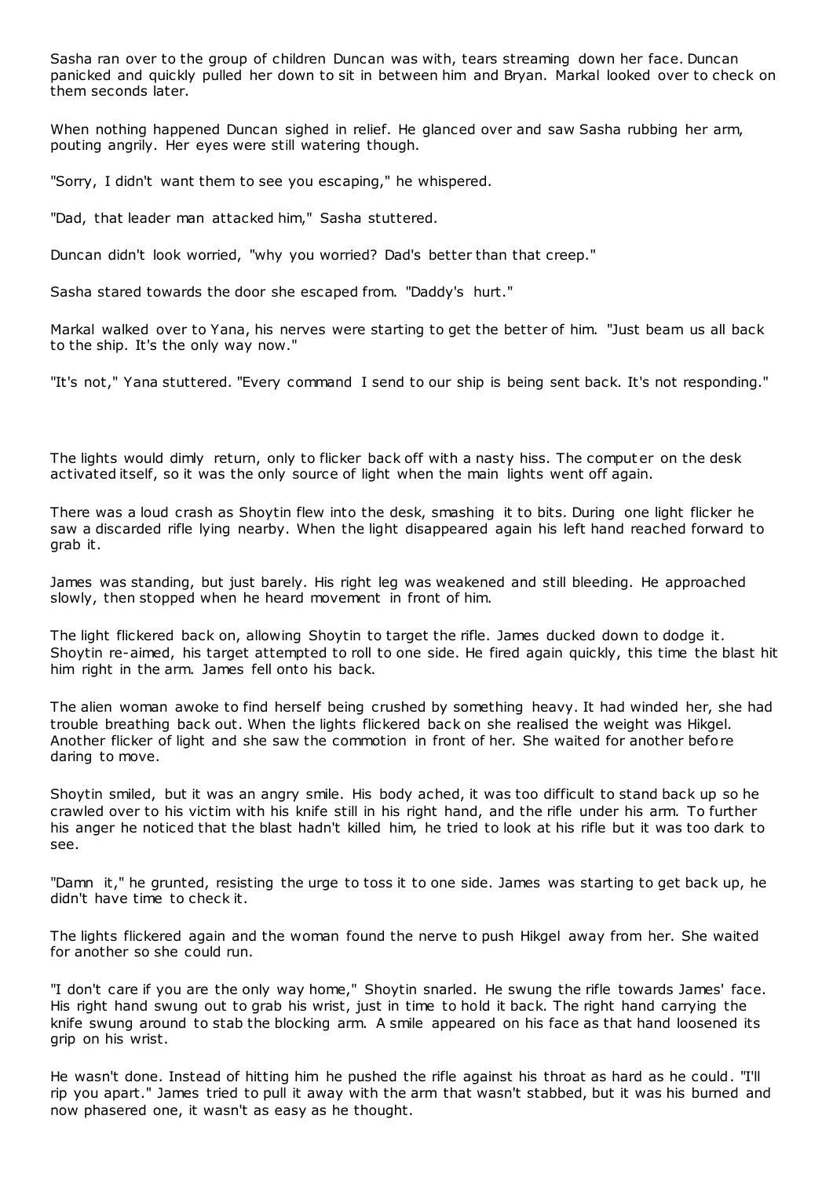Sasha ran over to the group of children Duncan was with, tears streaming down her face. Duncan panicked and quickly pulled her down to sit in between him and Bryan. Markal looked over to check on them seconds later.

When nothing happened Duncan sighed in relief. He glanced over and saw Sasha rubbing her arm, pouting angrily. Her eyes were still watering though.

"Sorry, I didn't want them to see you escaping," he whispered.

"Dad, that leader man attacked him," Sasha stuttered.

Duncan didn't look worried, "why you worried? Dad's better than that creep."

Sasha stared towards the door she escaped from. "Daddy's hurt."

Markal walked over to Yana, his nerves were starting to get the better of him. "Just beam us all back to the ship. It's the only way now."

"It's not," Yana stuttered. "Every command I send to our ship is being sent back. It's not responding."

The lights would dimly return, only to flicker back off with a nasty hiss. The computer on the desk activated itself, so it was the only source of light when the main lights went off again.

There was a loud crash as Shoytin flew into the desk, smashing it to bits. During one light flicker he saw a discarded rifle lying nearby. When the light disappeared again his left hand reached forward to grab it.

James was standing, but just barely. His right leg was weakened and still bleeding. He approached slowly, then stopped when he heard movement in front of him.

The light flickered back on, allowing Shoytin to target the rifle. James ducked down to dodge it. Shoytin re-aimed, his target attempted to roll to one side. He fired again quickly, this time the blast hit him right in the arm. James fell onto his back.

The alien woman awoke to find herself being crushed by something heavy. It had winded her, she had trouble breathing back out. When the lights flickered back on she realised the weight was Hikgel. Another flicker of light and she saw the commotion in front of her. She waited for another before daring to move.

Shoytin smiled, but it was an angry smile. His body ached, it was too difficult to stand back up so he crawled over to his victim with his knife still in his right hand, and the rifle under his arm. To further his anger he noticed that the blast hadn't killed him, he tried to look at his rifle but it was too dark to see.

"Damn it," he grunted, resisting the urge to toss it to one side. James was starting to get back up, he didn't have time to check it.

The lights flickered again and the woman found the nerve to push Hikgel away from her. She waited for another so she could run.

"I don't care if you are the only way home," Shoytin snarled. He swung the rifle towards James' face. His right hand swung out to grab his wrist, just in time to hold it back. The right hand carrying the knife swung around to stab the blocking arm. A smile appeared on his face as that hand loosened its grip on his wrist.

He wasn't done. Instead of hitting him he pushed the rifle against his throat as hard as he could. "I'll rip you apart." James tried to pull it away with the arm that wasn't stabbed, but it was his burned and now phasered one, it wasn't as easy as he thought.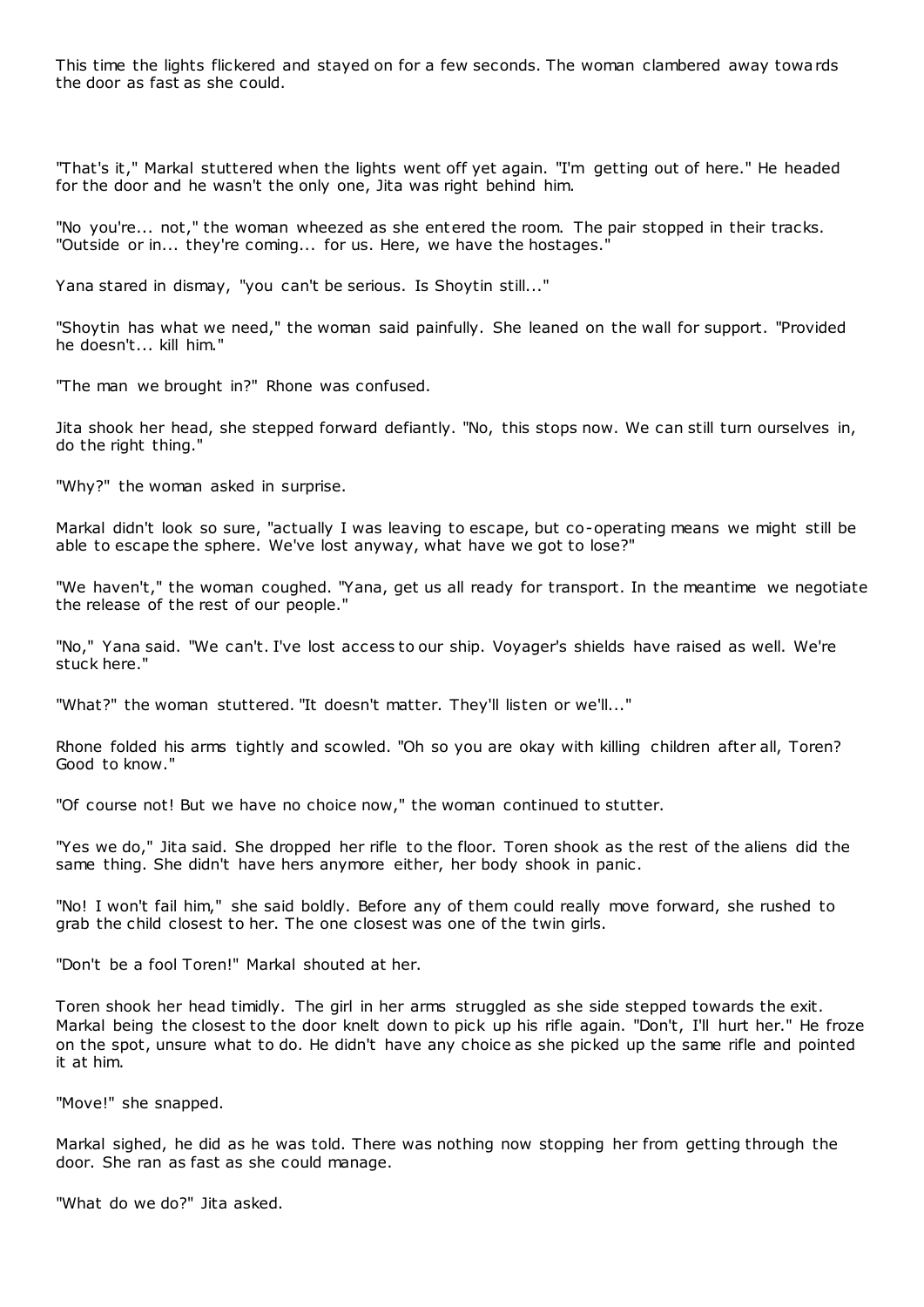This time the lights flickered and stayed on for a few seconds. The woman clambered away towards the door as fast as she could.

"That's it," Markal stuttered when the lights went off yet again. "I'm getting out of here." He headed for the door and he wasn't the only one, Jita was right behind him.

"No you're... not," the woman wheezed as she entered the room. The pair stopped in their tracks. "Outside or in... they're coming... for us. Here, we have the hostages."

Yana stared in dismay, "you can't be serious. Is Shoytin still..."

"Shoytin has what we need," the woman said painfully. She leaned on the wall for support. "Provided he doesn't... kill him."

"The man we brought in?" Rhone was confused.

Jita shook her head, she stepped forward defiantly. "No, this stops now. We can still turn ourselves in, do the right thing."

"Why?" the woman asked in surprise.

Markal didn't look so sure, "actually I was leaving to escape, but co-operating means we might still be able to escape the sphere. We've lost anyway, what have we got to lose?"

"We haven't," the woman coughed. "Yana, get us all ready for transport. In the meantime we negotiate the release of the rest of our people."

"No," Yana said. "We can't. I've lost access to our ship. Voyager's shields have raised as well. We're stuck here."

"What?" the woman stuttered. "It doesn't matter. They'll listen or we'll..."

Rhone folded his arms tightly and scowled. "Oh so you are okay with killing children after all, Toren? Good to know."

"Of course not! But we have no choice now," the woman continued to stutter.

"Yes we do," Jita said. She dropped her rifle to the floor. Toren shook as the rest of the aliens did the same thing. She didn't have hers anymore either, her body shook in panic.

"No! I won't fail him," she said boldly. Before any of them could really move forward, she rushed to grab the child closest to her. The one closest was one of the twin girls.

"Don't be a fool Toren!" Markal shouted at her.

Toren shook her head timidly. The girl in her arms struggled as she side stepped towards the exit. Markal being the closest to the door knelt down to pick up his rifle again. "Don't, I'll hurt her." He froze on the spot, unsure what to do. He didn't have any choice as she picked up the same rifle and pointed it at him.

"Move!" she snapped.

Markal sighed, he did as he was told. There was nothing now stopping her from getting through the door. She ran as fast as she could manage.

"What do we do?" Jita asked.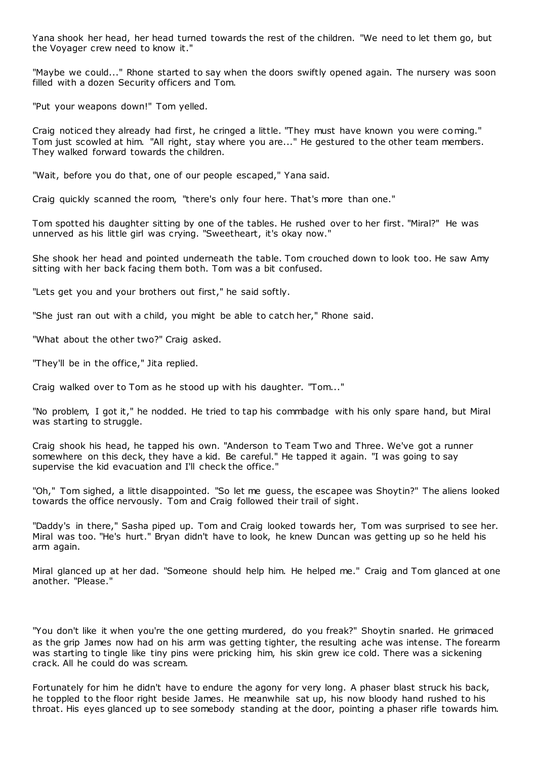Yana shook her head, her head turned towards the rest of the children. "We need to let them go, but the Voyager crew need to know it."

"Maybe we could..." Rhone started to say when the doors swiftly opened again. The nursery was soon filled with a dozen Security officers and Tom.

"Put your weapons down!" Tom yelled.

Craig noticed they already had first, he cringed a little. "They must have known you were coming." Tom just scowled at him. "All right, stay where you are..." He gestured to the other team members. They walked forward towards the children.

"Wait, before you do that, one of our people escaped," Yana said.

Craig quickly scanned the room, "there's only four here. That's more than one."

Tom spotted his daughter sitting by one of the tables. He rushed over to her first. "Miral?" He was unnerved as his little girl was crying. "Sweetheart, it's okay now."

She shook her head and pointed underneath the table. Tom crouched down to look too. He saw Amy sitting with her back facing them both. Tom was a bit confused.

"Lets get you and your brothers out first," he said softly.

"She just ran out with a child, you might be able to catch her," Rhone said.

"What about the other two?" Craig asked.

"They'll be in the office," Jita replied.

Craig walked over to Tom as he stood up with his daughter. "Tom..."

"No problem, I got it," he nodded. He tried to tap his commbadge with his only spare hand, but Miral was starting to struggle.

Craig shook his head, he tapped his own. "Anderson to Team Two and Three. We've got a runner somewhere on this deck, they have a kid. Be careful." He tapped it again. "I was going to say supervise the kid evacuation and I'll check the office."

"Oh," Tom sighed, a little disappointed. "So let me guess, the escapee was Shoytin?" The aliens looked towards the office nervously. Tom and Craig followed their trail of sight.

"Daddy's in there," Sasha piped up. Tom and Craig looked towards her, Tom was surprised to see her. Miral was too. "He's hurt." Bryan didn't have to look, he knew Duncan was getting up so he held his arm again.

Miral glanced up at her dad. "Someone should help him. He helped me." Craig and Tom glanced at one another. "Please."

"You don't like it when you're the one getting murdered, do you freak?" Shoytin snarled. He grimaced as the grip James now had on his arm was getting tighter, the resulting ache was intense. The forearm was starting to tingle like tiny pins were pricking him, his skin grew ice cold. There was a sickening crack. All he could do was scream.

Fortunately for him he didn't have to endure the agony for very long. A phaser blast struck his back, he toppled to the floor right beside James. He meanwhile sat up, his now bloody hand rushed to his throat. His eyes glanced up to see somebody standing at the door, pointing a phaser rifle towards him.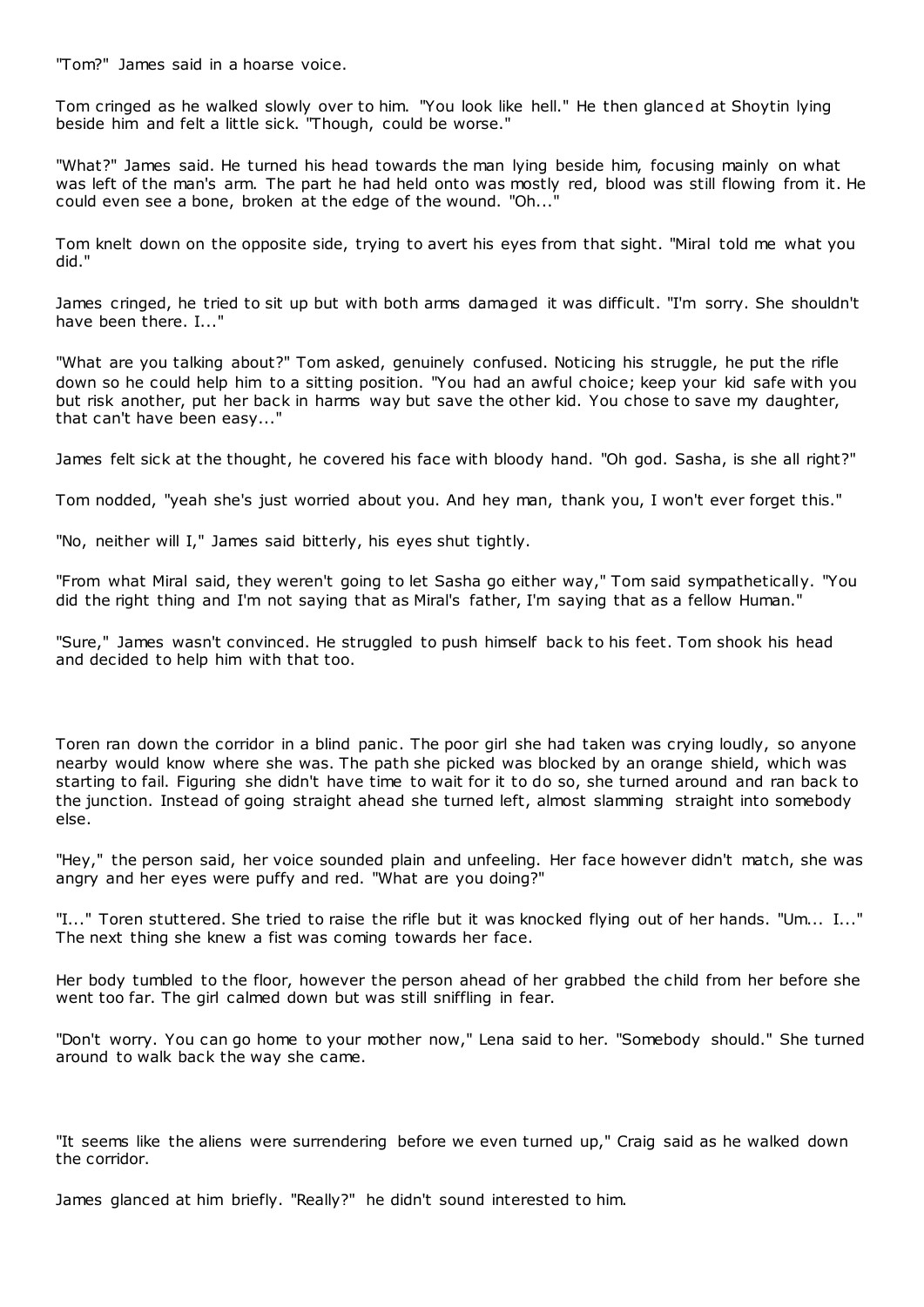"Tom?" James said in a hoarse voice.

Tom cringed as he walked slowly over to him. "You look like hell." He then glanced at Shoytin lying beside him and felt a little sick. "Though, could be worse."

"What?" James said. He turned his head towards the man lying beside him, focusing mainly on what was left of the man's arm. The part he had held onto was mostly red, blood was still flowing from it. He could even see a bone, broken at the edge of the wound. "Oh..."

Tom knelt down on the opposite side, trying to avert his eyes from that sight. "Miral told me what you did."

James cringed, he tried to sit up but with both arms damaged it was difficult. "I'm sorry. She shouldn't have been there. I..."

"What are you talking about?" Tom asked, genuinely confused. Noticing his struggle, he put the rifle down so he could help him to a sitting position. "You had an awful choice; keep your kid safe with you but risk another, put her back in harms way but save the other kid. You chose to save my daughter, that can't have been easy..."

James felt sick at the thought, he covered his face with bloody hand. "Oh god. Sasha, is she all right?"

Tom nodded, "yeah she's just worried about you. And hey man, thank you, I won't ever forget this."

"No, neither will I," James said bitterly, his eyes shut tightly.

"From what Miral said, they weren't going to let Sasha go either way," Tom said sympathetically. "You did the right thing and I'm not saying that as Miral's father, I'm saying that as a fellow Human."

"Sure," James wasn't convinced. He struggled to push himself back to his feet. Tom shook his head and decided to help him with that too.

Toren ran down the corridor in a blind panic. The poor girl she had taken was crying loudly, so anyone nearby would know where she was. The path she picked was blocked by an orange shield, which was starting to fail. Figuring she didn't have time to wait for it to do so, she turned around and ran back to the junction. Instead of going straight ahead she turned left, almost slamming straight into somebody else.

"Hey," the person said, her voice sounded plain and unfeeling. Her face however didn't match, she was angry and her eyes were puffy and red. "What are you doing?"

"I..." Toren stuttered. She tried to raise the rifle but it was knocked flying out of her hands. "Um... I..." The next thing she knew a fist was coming towards her face.

Her body tumbled to the floor, however the person ahead of her grabbed the child from her before she went too far. The girl calmed down but was still sniffling in fear.

"Don't worry. You can go home to your mother now," Lena said to her. "Somebody should." She turned around to walk back the way she came.

"It seems like the aliens were surrendering before we even turned up," Craig said as he walked down the corridor.

James glanced at him briefly. "Really?" he didn't sound interested to him.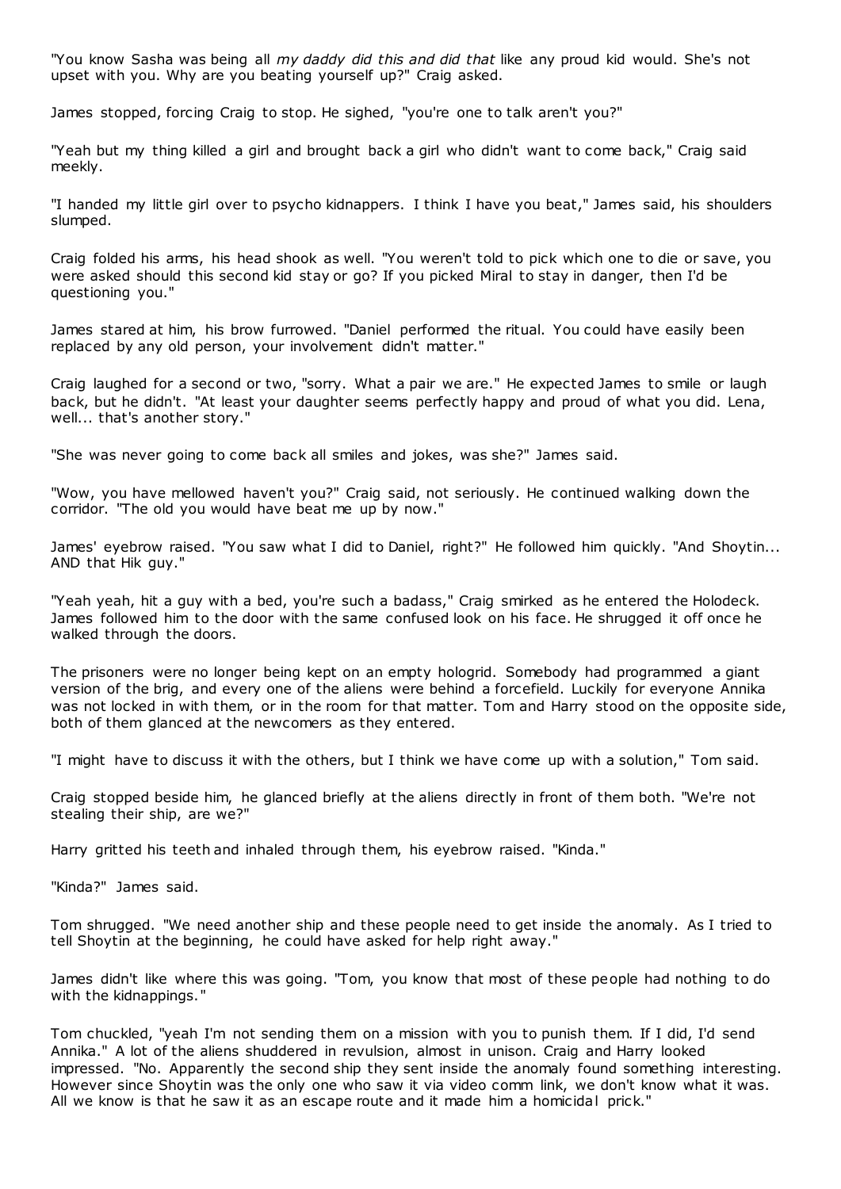"You know Sasha was being all *my daddy did this and did that* like any proud kid would. She's not upset with you. Why are you beating yourself up?" Craig asked.

James stopped, forcing Craig to stop. He sighed, "you're one to talk aren't you?"

"Yeah but my thing killed a girl and brought back a girl who didn't want to come back," Craig said meekly.

"I handed my little girl over to psycho kidnappers. I think I have you beat," James said, his shoulders slumped.

Craig folded his arms, his head shook as well. "You weren't told to pick which one to die or save, you were asked should this second kid stay or go? If you picked Miral to stay in danger, then I'd be questioning you."

James stared at him, his brow furrowed. "Daniel performed the ritual. You could have easily been replaced by any old person, your involvement didn't matter."

Craig laughed for a second or two, "sorry. What a pair we are." He expected James to smile or laugh back, but he didn't. "At least your daughter seems perfectly happy and proud of what you did. Lena, well... that's another story."

"She was never going to come back all smiles and jokes, was she?" James said.

"Wow, you have mellowed haven't you?" Craig said, not seriously. He continued walking down the corridor. "The old you would have beat me up by now."

James' eyebrow raised. "You saw what I did to Daniel, right?" He followed him quickly. "And Shoytin... AND that Hik guy."

"Yeah yeah, hit a guy with a bed, you're such a badass," Craig smirked as he entered the Holodeck. James followed him to the door with the same confused look on his face. He shrugged it off once he walked through the doors.

The prisoners were no longer being kept on an empty hologrid. Somebody had programmed a giant version of the brig, and every one of the aliens were behind a forcefield. Luckily for everyone Annika was not locked in with them, or in the room for that matter. Tom and Harry stood on the opposite side, both of them glanced at the newcomers as they entered.

"I might have to discuss it with the others, but I think we have come up with a solution," Tom said.

Craig stopped beside him, he glanced briefly at the aliens directly in front of them both. "We're not stealing their ship, are we?"

Harry gritted his teeth and inhaled through them, his eyebrow raised. "Kinda."

"Kinda?" James said.

Tom shrugged. "We need another ship and these people need to get inside the anomaly. As I tried to tell Shoytin at the beginning, he could have asked for help right away."

James didn't like where this was going. "Tom, you know that most of these people had nothing to do with the kidnappings."

Tom chuckled, "yeah I'm not sending them on a mission with you to punish them. If I did, I'd send Annika." A lot of the aliens shuddered in revulsion, almost in unison. Craig and Harry looked impressed. "No. Apparently the second ship they sent inside the anomaly found something interesting. However since Shoytin was the only one who saw it via video comm link, we don't know what it was. All we know is that he saw it as an escape route and it made him a homicidal prick."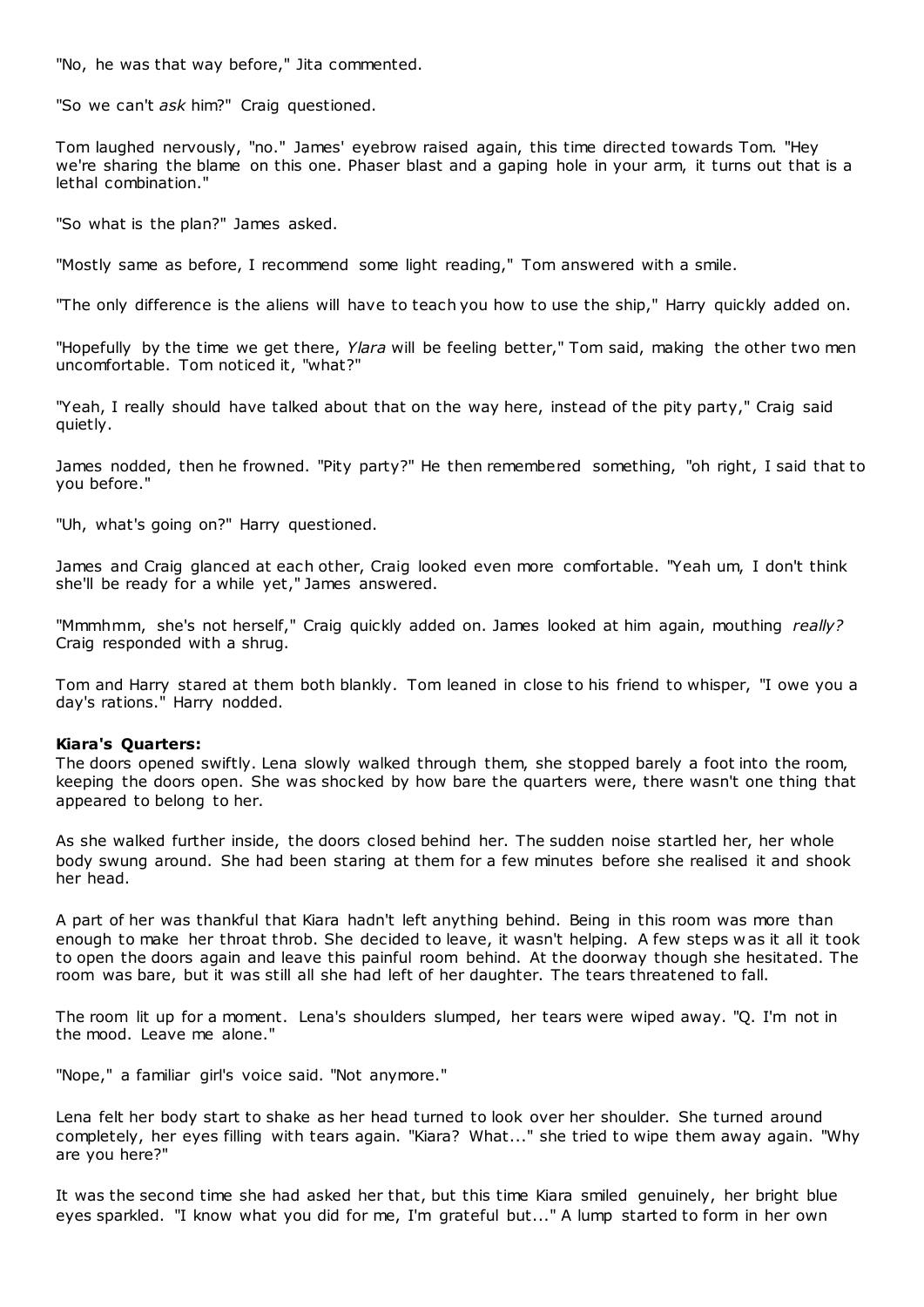"No, he was that way before," Jita commented.

"So we can't *ask* him?" Craig questioned.

Tom laughed nervously, "no." James' eyebrow raised again, this time directed towards Tom. "Hey we're sharing the blame on this one. Phaser blast and a gaping hole in your arm, it turns out that is a lethal combination."

"So what is the plan?" James asked.

"Mostly same as before, I recommend some light reading," Tom answered with a smile.

"The only difference is the aliens will have to teach you how to use the ship," Harry quickly added on.

"Hopefully by the time we get there, *Ylara* will be feeling better," Tom said, making the other two men uncomfortable. Tom noticed it, "what?"

"Yeah, I really should have talked about that on the way here, instead of the pity party," Craig said quietly.

James nodded, then he frowned. "Pity party?" He then remembered something, "oh right, I said that to you before."

"Uh, what's going on?" Harry questioned.

James and Craig glanced at each other, Craig looked even more comfortable. "Yeah um, I don't think she'll be ready for a while yet," James answered.

"Mmmhmm, she's not herself," Craig quickly added on. James looked at him again, mouthing *really?* Craig responded with a shrug.

Tom and Harry stared at them both blankly. Tom leaned in close to his friend to whisper, "I owe you a day's rations." Harry nodded.

**Kiara's Quarters:**
The doors opened swiftly. Lena slowly walked through them, she stopped barely a foot into the room, keeping the doors open. She was shocked by how bare the quarters were, there wasn't one thing that appeared to belong to her.

As she walked further inside, the doors closed behind her. The sudden noise startled her, her whole body swung around. She had been staring at them for a few minutes before she realised it and shook her head.

A part of her was thankful that Kiara hadn't left anything behind. Being in this room was more than enough to make her throat throb. She decided to leave, it wasn't helping. A few steps was it all it took to open the doors again and leave this painful room behind. At the doorway though she hesitated. The room was bare, but it was still all she had left of her daughter. The tears threatened to fall.

The room lit up for a moment. Lena's shoulders slumped, her tears were wiped away. "Q. I'm not in the mood. Leave me alone."

"Nope," a familiar girl's voice said. "Not anymore."

Lena felt her body start to shake as her head turned to look over her shoulder. She turned around completely, her eyes filling with tears again. "Kiara? What..." she tried to wipe them away again. "Why are you here?"

It was the second time she had asked her that, but this time Kiara smiled genuinely, her bright blue eyes sparkled. "I know what you did for me, I'm grateful but..." A lump started to form in her own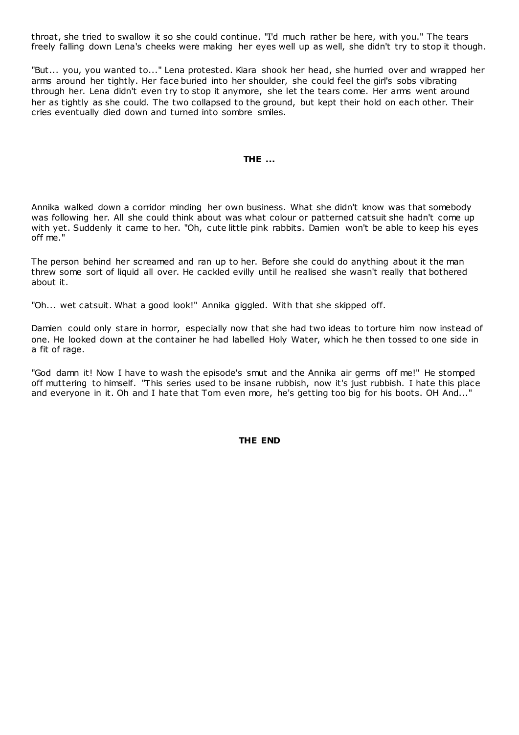throat, she tried to swallow it so she could continue. "I'd much rather be here, with you." The tears freely falling down Lena's cheeks were making her eyes well up as well, she didn't try to stop it though.

"But... you, you wanted to..." Lena protested. Kiara shook her head, she hurried over and wrapped her arms around her tightly. Her face buried into her shoulder, she could feel the girl's sobs vibrating through her. Lena didn't even try to stop it anymore, she let the tears come. Her arms went around her as tightly as she could. The two collapsed to the ground, but kept their hold on each other. Their cries eventually died down and turned into sombre smiles.

**THE ...**

Annika walked down a corridor minding her own business. What she didn't know was that somebody was following her. All she could think about was what colour or patterned catsuit she hadn't come up with yet. Suddenly it came to her. "Oh, cute little pink rabbits. Damien won't be able to keep his eyes off me."

The person behind her screamed and ran up to her. Before she could do anything about it the man threw some sort of liquid all over. He cackled evilly until he realised she wasn't really that bothered about it.

"Oh... wet catsuit. What a good look!" Annika giggled. With that she skipped off.

Damien could only stare in horror, especially now that she had two ideas to torture him now instead of one. He looked down at the container he had labelled Holy Water, which he then tossed to one side in a fit of rage.

"God damn it! Now I have to wash the episode's smut and the Annika air germs off me!" He stomped off muttering to himself. "This series used to be insane rubbish, now it's just rubbish. I hate this place and everyone in it. Oh and I hate that Tom even more, he's getting too big for his boots. OH And..."

**THE END**